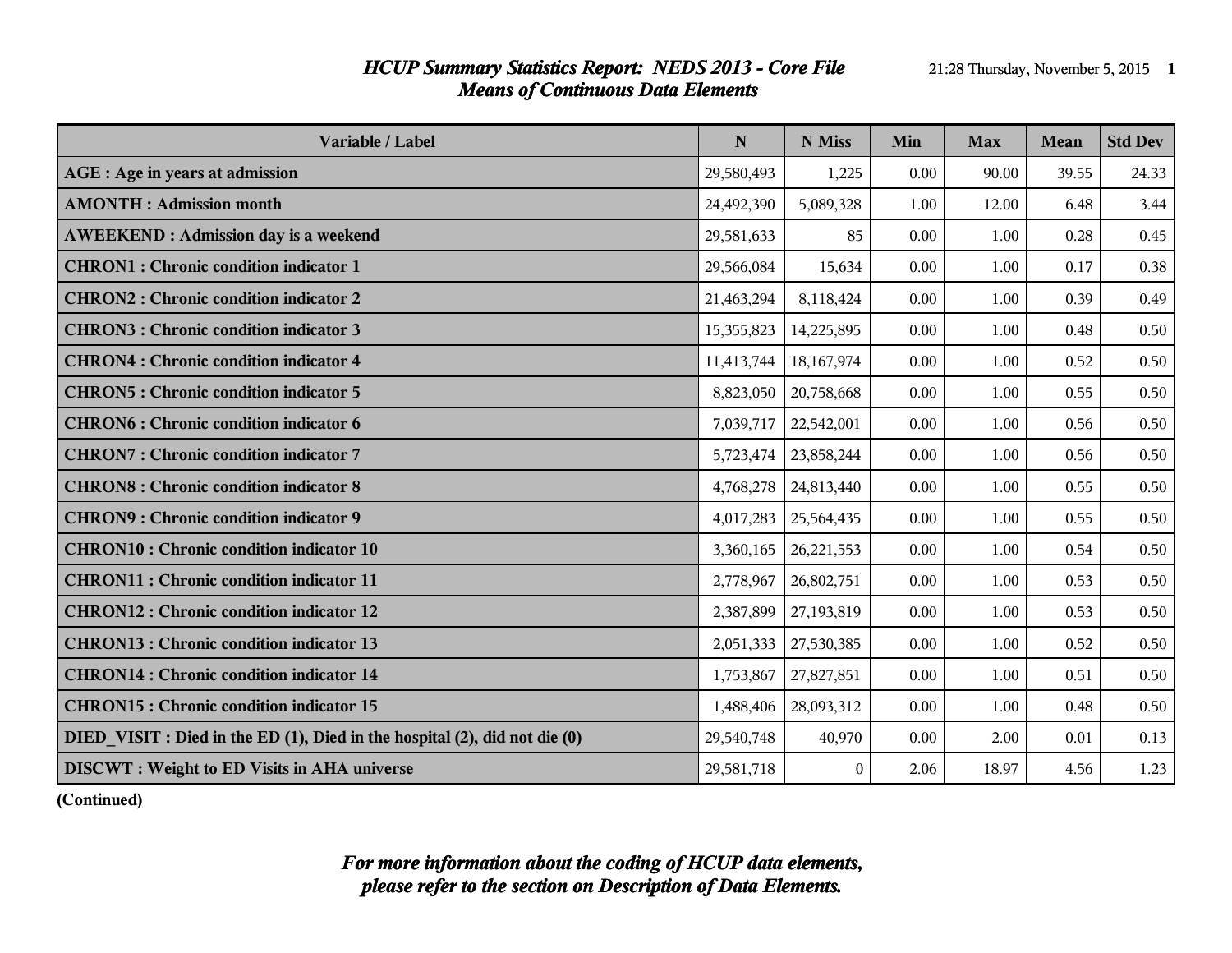# HCUP Summary Statistics Report: NEDS 2013 - Core File
## Means of Continuous Data Elements

| Variable / Label | N | N Miss | Min | Max | Mean | Std Dev |
|---|---|---|---|---|---|---|
| **AGE : Age in years at admission** | 29,580,493 | 1,225 | 0.00 | 90.00 | 39.55 | 24.33 |
| **AMONTH : Admission month** | 24,492,390 | 5,089,328 | 1.00 | 12.00 | 6.48 | 3.44 |
| **AWEEKEND : Admission day is a weekend** | 29,581,633 | 85 | 0.00 | 1.00 | 0.28 | 0.45 |
| **CHRON1 : Chronic condition indicator 1** | 29,566,084 | 15,634 | 0.00 | 1.00 | 0.17 | 0.38 |
| **CHRON2 : Chronic condition indicator 2** | 21,463,294 | 8,118,424 | 0.00 | 1.00 | 0.39 | 0.49 |
| **CHRON3 : Chronic condition indicator 3** | 15,355,823 | 14,225,895 | 0.00 | 1.00 | 0.48 | 0.50 |
| **CHRON4 : Chronic condition indicator 4** | 11,413,744 | 18,167,974 | 0.00 | 1.00 | 0.52 | 0.50 |
| **CHRON5 : Chronic condition indicator 5** | 8,823,050 | 20,758,668 | 0.00 | 1.00 | 0.55 | 0.50 |
| **CHRON6 : Chronic condition indicator 6** | 7,039,717 | 22,542,001 | 0.00 | 1.00 | 0.56 | 0.50 |
| **CHRON7 : Chronic condition indicator 7** | 5,723,474 | 23,858,244 | 0.00 | 1.00 | 0.56 | 0.50 |
| **CHRON8 : Chronic condition indicator 8** | 4,768,278 | 24,813,440 | 0.00 | 1.00 | 0.55 | 0.50 |
| **CHRON9 : Chronic condition indicator 9** | 4,017,283 | 25,564,435 | 0.00 | 1.00 | 0.55 | 0.50 |
| **CHRON10 : Chronic condition indicator 10** | 3,360,165 | 26,221,553 | 0.00 | 1.00 | 0.54 | 0.50 |
| **CHRON11 : Chronic condition indicator 11** | 2,778,967 | 26,802,751 | 0.00 | 1.00 | 0.53 | 0.50 |
| **CHRON12 : Chronic condition indicator 12** | 2,387,899 | 27,193,819 | 0.00 | 1.00 | 0.53 | 0.50 |
| **CHRON13 : Chronic condition indicator 13** | 2,051,333 | 27,530,385 | 0.00 | 1.00 | 0.52 | 0.50 |
| **CHRON14 : Chronic condition indicator 14** | 1,753,867 | 27,827,851 | 0.00 | 1.00 | 0.51 | 0.50 |
| **CHRON15 : Chronic condition indicator 15** | 1,488,406 | 28,093,312 | 0.00 | 1.00 | 0.48 | 0.50 |
| **DIED_VISIT : Died in the ED (1), Died in the hospital (2), did not die (0)** | 29,540,748 | 40,970 | 0.00 | 2.00 | 0.01 | 0.13 |
| **DISCWT : Weight to ED Visits in AHA universe** | 29,581,718 | 0 | 2.06 | 18.97 | 4.56 | 1.23 |

**(Continued)**

***For more information about the coding of HCUP data elements, please refer to the section on Description of Data Elements.***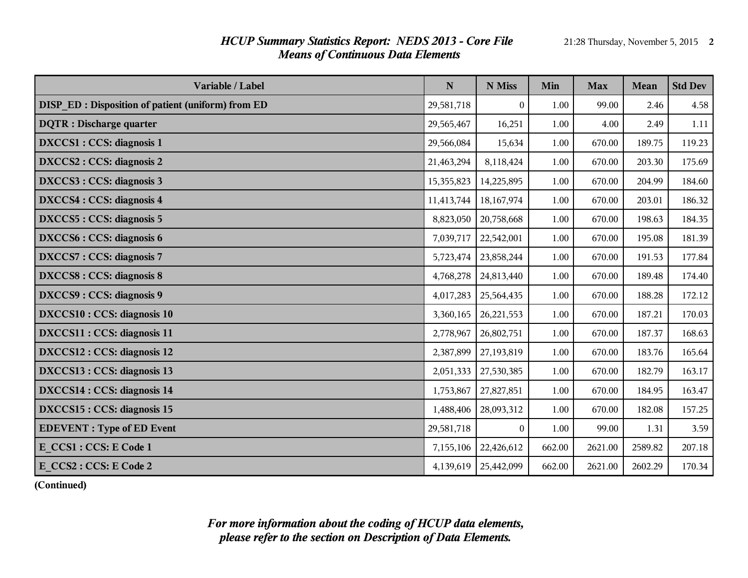## *HCUP Summary Statistics Report: NEDS 2013 - Core File*
## *Means of Continuous Data Elements*

| Variable / Label | N | N Miss | Min | Max | Mean | Std Dev |
|---|---|---|---|---|---|---|
| **DISP_ED : Disposition of patient (uniform) from ED** | 29,581,718 | 0 | 1.00 | 99.00 | 2.46 | 4.58 |
| **DQTR : Discharge quarter** | 29,565,467 | 16,251 | 1.00 | 4.00 | 2.49 | 1.11 |
| **DXCCS1 : CCS: diagnosis 1** | 29,566,084 | 15,634 | 1.00 | 670.00 | 189.75 | 119.23 |
| **DXCCS2 : CCS: diagnosis 2** | 21,463,294 | 8,118,424 | 1.00 | 670.00 | 203.30 | 175.69 |
| **DXCCS3 : CCS: diagnosis 3** | 15,355,823 | 14,225,895 | 1.00 | 670.00 | 204.99 | 184.60 |
| **DXCCS4 : CCS: diagnosis 4** | 11,413,744 | 18,167,974 | 1.00 | 670.00 | 203.01 | 186.32 |
| **DXCCS5 : CCS: diagnosis 5** | 8,823,050 | 20,758,668 | 1.00 | 670.00 | 198.63 | 184.35 |
| **DXCCS6 : CCS: diagnosis 6** | 7,039,717 | 22,542,001 | 1.00 | 670.00 | 195.08 | 181.39 |
| **DXCCS7 : CCS: diagnosis 7** | 5,723,474 | 23,858,244 | 1.00 | 670.00 | 191.53 | 177.84 |
| **DXCCS8 : CCS: diagnosis 8** | 4,768,278 | 24,813,440 | 1.00 | 670.00 | 189.48 | 174.40 |
| **DXCCS9 : CCS: diagnosis 9** | 4,017,283 | 25,564,435 | 1.00 | 670.00 | 188.28 | 172.12 |
| **DXCCS10 : CCS: diagnosis 10** | 3,360,165 | 26,221,553 | 1.00 | 670.00 | 187.21 | 170.03 |
| **DXCCS11 : CCS: diagnosis 11** | 2,778,967 | 26,802,751 | 1.00 | 670.00 | 187.37 | 168.63 |
| **DXCCS12 : CCS: diagnosis 12** | 2,387,899 | 27,193,819 | 1.00 | 670.00 | 183.76 | 165.64 |
| **DXCCS13 : CCS: diagnosis 13** | 2,051,333 | 27,530,385 | 1.00 | 670.00 | 182.79 | 163.17 |
| **DXCCS14 : CCS: diagnosis 14** | 1,753,867 | 27,827,851 | 1.00 | 670.00 | 184.95 | 163.47 |
| **DXCCS15 : CCS: diagnosis 15** | 1,488,406 | 28,093,312 | 1.00 | 670.00 | 182.08 | 157.25 |
| **EDEVENT : Type of ED Event** | 29,581,718 | 0 | 1.00 | 99.00 | 1.31 | 3.59 |
| **E_CCS1 : CCS: E Code 1** | 7,155,106 | 22,426,612 | 662.00 | 2621.00 | 2589.82 | 207.18 |
| **E_CCS2 : CCS: E Code 2** | 4,139,619 | 25,442,099 | 662.00 | 2621.00 | 2602.29 | 170.34 |

**(Continued)**

***For more information about the coding of HCUP data elements, please refer to the section on Description of Data Elements.***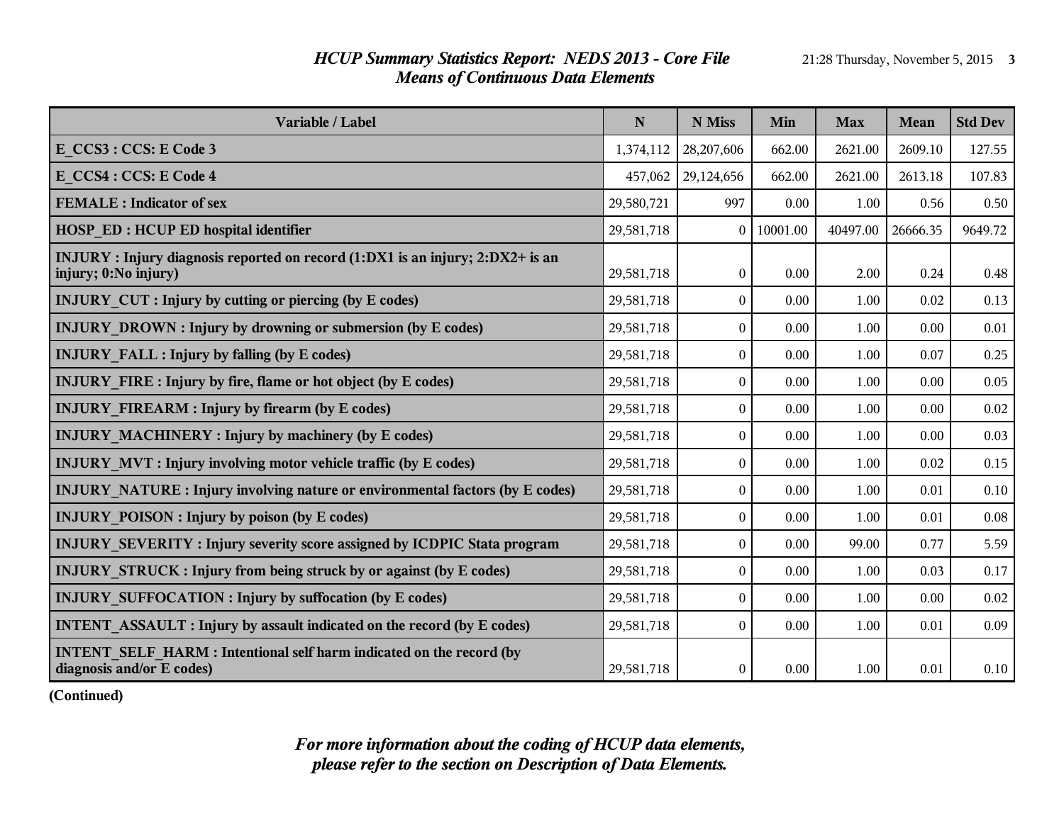# HCUP Summary Statistics Report: NEDS 2013 - Core File
## Means of Continuous Data Elements

| Variable / Label | N | N Miss | Min | Max | Mean | Std Dev |
|---|---|---|---|---|---|---|
| **E_CCS3 : CCS: E Code 3** | 1,374,112 | 28,207,606 | 662.00 | 2621.00 | 2609.10 | 127.55 |
| **E_CCS4 : CCS: E Code 4** | 457,062 | 29,124,656 | 662.00 | 2621.00 | 2613.18 | 107.83 |
| **FEMALE : Indicator of sex** | 29,580,721 | 997 | 0.00 | 1.00 | 0.56 | 0.50 |
| **HOSP_ED : HCUP ED hospital identifier** | 29,581,718 | 0 | 10001.00 | 40497.00 | 26666.35 | 9649.72 |
| **INJURY : Injury diagnosis reported on record (1:DX1 is an injury; 2:DX2+ is an injury; 0:No injury)** | 29,581,718 | 0 | 0.00 | 2.00 | 0.24 | 0.48 |
| **INJURY_CUT : Injury by cutting or piercing (by E codes)** | 29,581,718 | 0 | 0.00 | 1.00 | 0.02 | 0.13 |
| **INJURY_DROWN : Injury by drowning or submersion (by E codes)** | 29,581,718 | 0 | 0.00 | 1.00 | 0.00 | 0.01 |
| **INJURY_FALL : Injury by falling (by E codes)** | 29,581,718 | 0 | 0.00 | 1.00 | 0.07 | 0.25 |
| **INJURY_FIRE : Injury by fire, flame or hot object (by E codes)** | 29,581,718 | 0 | 0.00 | 1.00 | 0.00 | 0.05 |
| **INJURY_FIREARM : Injury by firearm (by E codes)** | 29,581,718 | 0 | 0.00 | 1.00 | 0.00 | 0.02 |
| **INJURY_MACHINERY : Injury by machinery (by E codes)** | 29,581,718 | 0 | 0.00 | 1.00 | 0.00 | 0.03 |
| **INJURY_MVT : Injury involving motor vehicle traffic (by E codes)** | 29,581,718 | 0 | 0.00 | 1.00 | 0.02 | 0.15 |
| **INJURY_NATURE : Injury involving nature or environmental factors (by E codes)** | 29,581,718 | 0 | 0.00 | 1.00 | 0.01 | 0.10 |
| **INJURY_POISON : Injury by poison (by E codes)** | 29,581,718 | 0 | 0.00 | 1.00 | 0.01 | 0.08 |
| **INJURY_SEVERITY : Injury severity score assigned by ICDPIC Stata program** | 29,581,718 | 0 | 0.00 | 99.00 | 0.77 | 5.59 |
| **INJURY_STRUCK : Injury from being struck by or against (by E codes)** | 29,581,718 | 0 | 0.00 | 1.00 | 0.03 | 0.17 |
| **INJURY_SUFFOCATION : Injury by suffocation (by E codes)** | 29,581,718 | 0 | 0.00 | 1.00 | 0.00 | 0.02 |
| **INTENT_ASSAULT : Injury by assault indicated on the record (by E codes)** | 29,581,718 | 0 | 0.00 | 1.00 | 0.01 | 0.09 |
| **INTENT_SELF_HARM : Intentional self harm indicated on the record (by diagnosis and/or E codes)** | 29,581,718 | 0 | 0.00 | 1.00 | 0.01 | 0.10 |

**(Continued)**

*For more information about the coding of HCUP data elements, please refer to the section on Description of Data Elements.*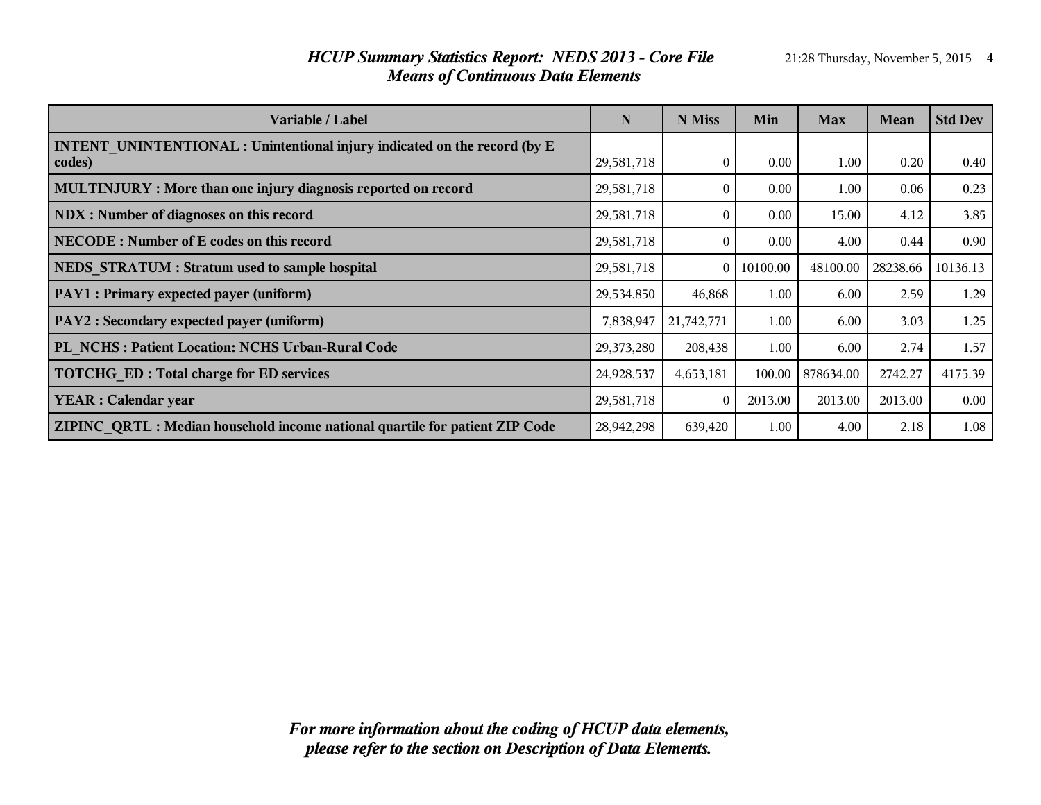# *HCUP Summary Statistics Report: NEDS 2013 - Core File*
## *Means of Continuous Data Elements*

| Variable / Label | N | N Miss | Min | Max | Mean | Std Dev |
|---|---|---|---|---|---|---|
| **INTENT_UNINTENTIONAL : Unintentional injury indicated on the record (by E codes)** | 29,581,718 | 0 | 0.00 | 1.00 | 0.20 | 0.40 |
| **MULTINJURY : More than one injury diagnosis reported on record** | 29,581,718 | 0 | 0.00 | 1.00 | 0.06 | 0.23 |
| **NDX : Number of diagnoses on this record** | 29,581,718 | 0 | 0.00 | 15.00 | 4.12 | 3.85 |
| **NECODE : Number of E codes on this record** | 29,581,718 | 0 | 0.00 | 4.00 | 0.44 | 0.90 |
| **NEDS_STRATUM : Stratum used to sample hospital** | 29,581,718 | 0 | 10100.00 | 48100.00 | 28238.66 | 10136.13 |
| **PAY1 : Primary expected payer (uniform)** | 29,534,850 | 46,868 | 1.00 | 6.00 | 2.59 | 1.29 |
| **PAY2 : Secondary expected payer (uniform)** | 7,838,947 | 21,742,771 | 1.00 | 6.00 | 3.03 | 1.25 |
| **PL_NCHS : Patient Location: NCHS Urban-Rural Code** | 29,373,280 | 208,438 | 1.00 | 6.00 | 2.74 | 1.57 |
| **TOTCHG_ED : Total charge for ED services** | 24,928,537 | 4,653,181 | 100.00 | 878634.00 | 2742.27 | 4175.39 |
| **YEAR : Calendar year** | 29,581,718 | 0 | 2013.00 | 2013.00 | 2013.00 | 0.00 |
| **ZIPINC_QRTL : Median household income national quartile for patient ZIP Code** | 28,942,298 | 639,420 | 1.00 | 4.00 | 2.18 | 1.08 |

***For more information about the coding of HCUP data elements, please refer to the section on Description of Data Elements.***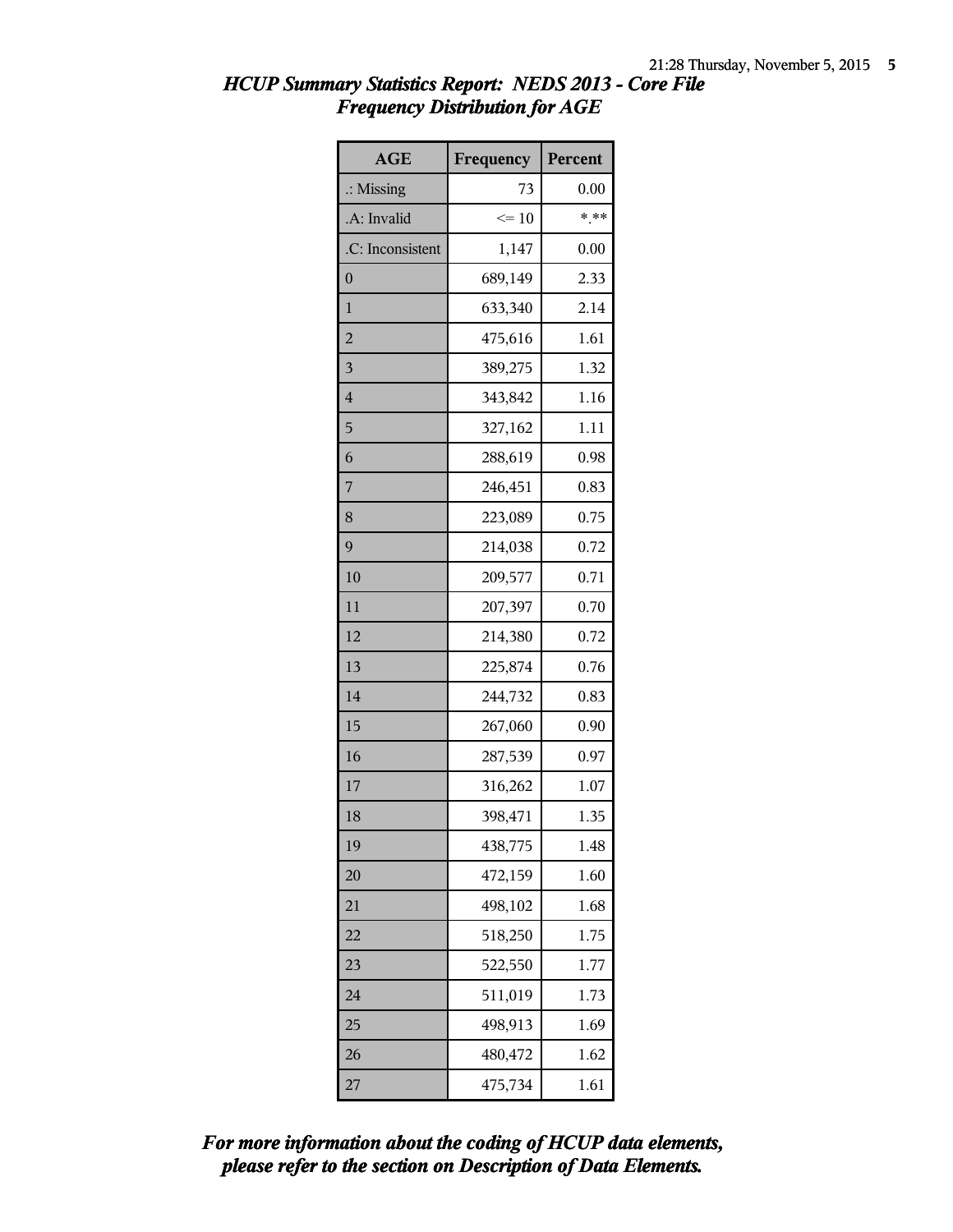*HCUP Summary Statistics Report: NEDS 2013 - Core File*
*Frequency Distribution for AGE*

| AGE | Frequency | Percent |
|---|---|---|
| .: Missing | 73 | 0.00 |
| .A: Invalid | <= 10 | *.** |
| .C: Inconsistent | 1,147 | 0.00 |
| 0 | 689,149 | 2.33 |
| 1 | 633,340 | 2.14 |
| 2 | 475,616 | 1.61 |
| 3 | 389,275 | 1.32 |
| 4 | 343,842 | 1.16 |
| 5 | 327,162 | 1.11 |
| 6 | 288,619 | 0.98 |
| 7 | 246,451 | 0.83 |
| 8 | 223,089 | 0.75 |
| 9 | 214,038 | 0.72 |
| 10 | 209,577 | 0.71 |
| 11 | 207,397 | 0.70 |
| 12 | 214,380 | 0.72 |
| 13 | 225,874 | 0.76 |
| 14 | 244,732 | 0.83 |
| 15 | 267,060 | 0.90 |
| 16 | 287,539 | 0.97 |
| 17 | 316,262 | 1.07 |
| 18 | 398,471 | 1.35 |
| 19 | 438,775 | 1.48 |
| 20 | 472,159 | 1.60 |
| 21 | 498,102 | 1.68 |
| 22 | 518,250 | 1.75 |
| 23 | 522,550 | 1.77 |
| 24 | 511,019 | 1.73 |
| 25 | 498,913 | 1.69 |
| 26 | 480,472 | 1.62 |
| 27 | 475,734 | 1.61 |

***For more information about the coding of HCUP data elements, please refer to the section on Description of Data Elements.***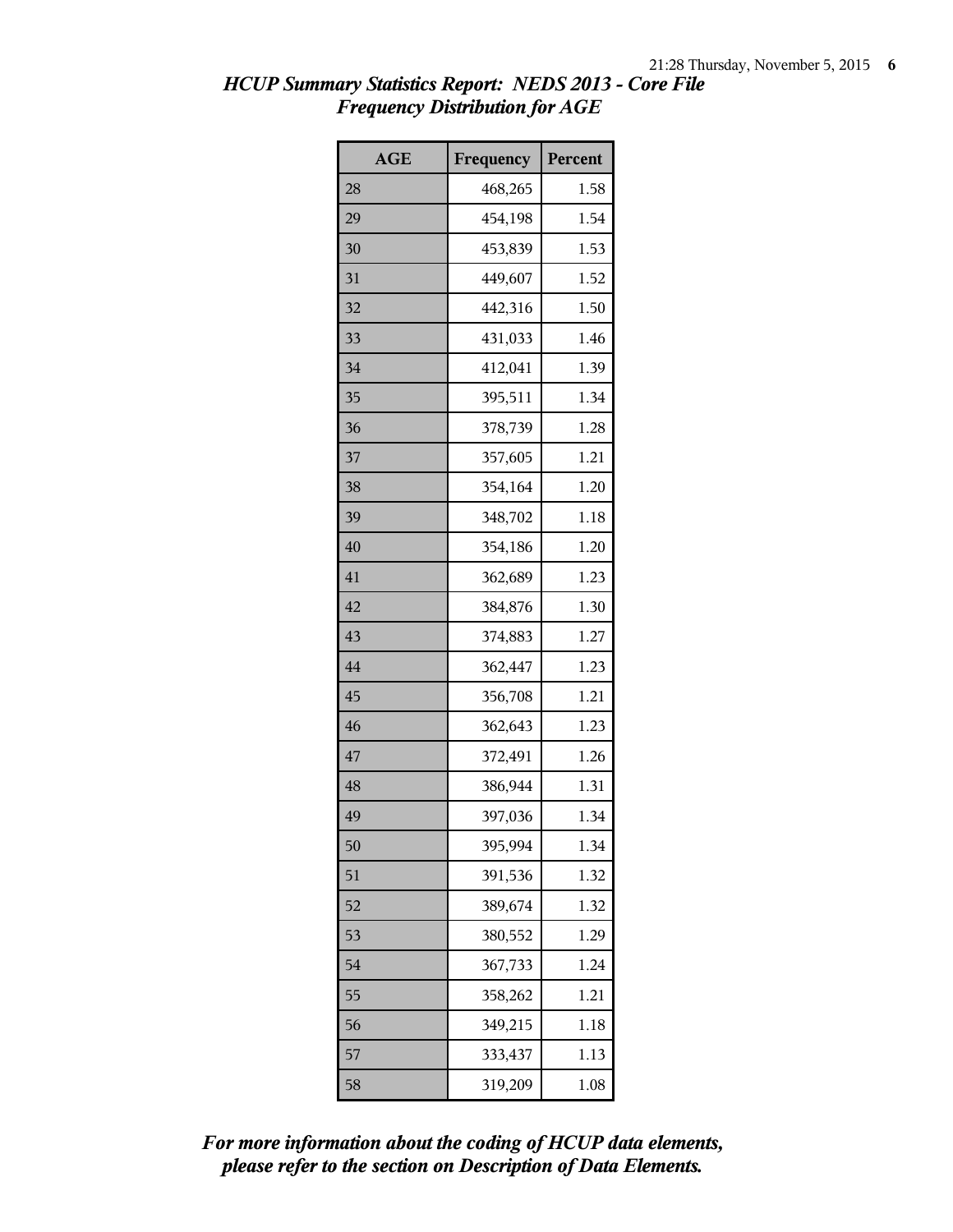*HCUP Summary Statistics Report: NEDS 2013 - Core File*
*Frequency Distribution for AGE*

| AGE | Frequency | Percent |
|---|---|---|
| 28 | 468,265 | 1.58 |
| 29 | 454,198 | 1.54 |
| 30 | 453,839 | 1.53 |
| 31 | 449,607 | 1.52 |
| 32 | 442,316 | 1.50 |
| 33 | 431,033 | 1.46 |
| 34 | 412,041 | 1.39 |
| 35 | 395,511 | 1.34 |
| 36 | 378,739 | 1.28 |
| 37 | 357,605 | 1.21 |
| 38 | 354,164 | 1.20 |
| 39 | 348,702 | 1.18 |
| 40 | 354,186 | 1.20 |
| 41 | 362,689 | 1.23 |
| 42 | 384,876 | 1.30 |
| 43 | 374,883 | 1.27 |
| 44 | 362,447 | 1.23 |
| 45 | 356,708 | 1.21 |
| 46 | 362,643 | 1.23 |
| 47 | 372,491 | 1.26 |
| 48 | 386,944 | 1.31 |
| 49 | 397,036 | 1.34 |
| 50 | 395,994 | 1.34 |
| 51 | 391,536 | 1.32 |
| 52 | 389,674 | 1.32 |
| 53 | 380,552 | 1.29 |
| 54 | 367,733 | 1.24 |
| 55 | 358,262 | 1.21 |
| 56 | 349,215 | 1.18 |
| 57 | 333,437 | 1.13 |
| 58 | 319,209 | 1.08 |

*For more information about the coding of HCUP data elements, please refer to the section on Description of Data Elements.*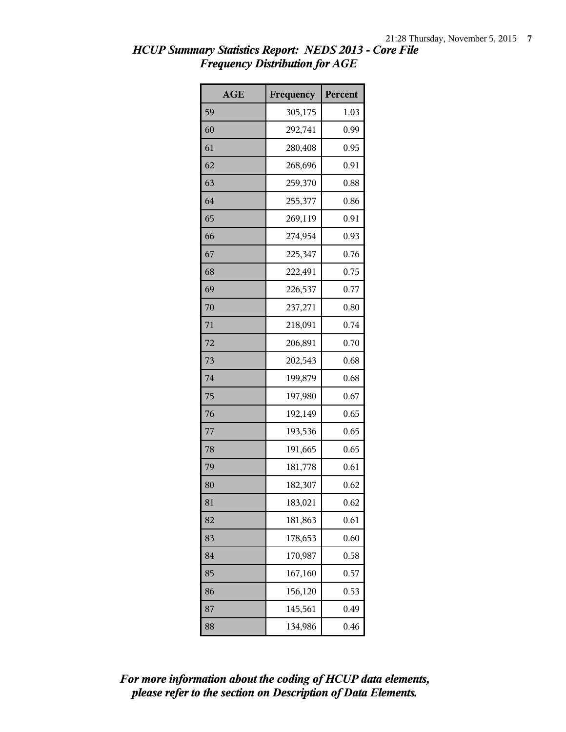*HCUP Summary Statistics Report: NEDS 2013 - Core File*
*Frequency Distribution for AGE*

| AGE | Frequency | Percent |
|---|---|---|
| 59 | 305,175 | 1.03 |
| 60 | 292,741 | 0.99 |
| 61 | 280,408 | 0.95 |
| 62 | 268,696 | 0.91 |
| 63 | 259,370 | 0.88 |
| 64 | 255,377 | 0.86 |
| 65 | 269,119 | 0.91 |
| 66 | 274,954 | 0.93 |
| 67 | 225,347 | 0.76 |
| 68 | 222,491 | 0.75 |
| 69 | 226,537 | 0.77 |
| 70 | 237,271 | 0.80 |
| 71 | 218,091 | 0.74 |
| 72 | 206,891 | 0.70 |
| 73 | 202,543 | 0.68 |
| 74 | 199,879 | 0.68 |
| 75 | 197,980 | 0.67 |
| 76 | 192,149 | 0.65 |
| 77 | 193,536 | 0.65 |
| 78 | 191,665 | 0.65 |
| 79 | 181,778 | 0.61 |
| 80 | 182,307 | 0.62 |
| 81 | 183,021 | 0.62 |
| 82 | 181,863 | 0.61 |
| 83 | 178,653 | 0.60 |
| 84 | 170,987 | 0.58 |
| 85 | 167,160 | 0.57 |
| 86 | 156,120 | 0.53 |
| 87 | 145,561 | 0.49 |
| 88 | 134,986 | 0.46 |

***For more information about the coding of HCUP data elements, please refer to the section on Description of Data Elements.***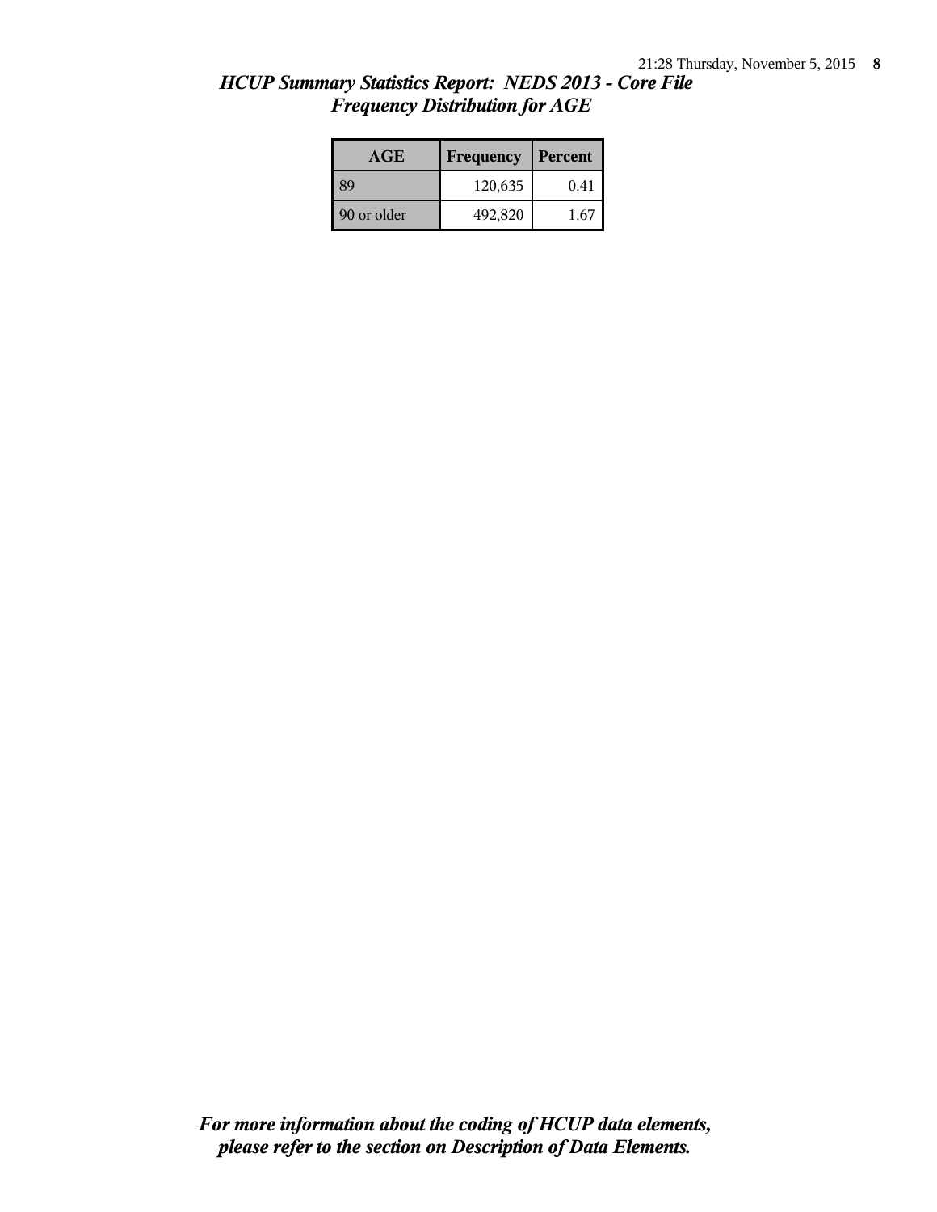*HCUP Summary Statistics Report: NEDS 2013 - Core File*
*Frequency Distribution for AGE*

| AGE | Frequency | Percent |
|---|---|---|
| 89 | 120,635 | 0.41 |
| 90 or older | 492,820 | 1.67 |

***For more information about the coding of HCUP data elements, please refer to the section on Description of Data Elements.***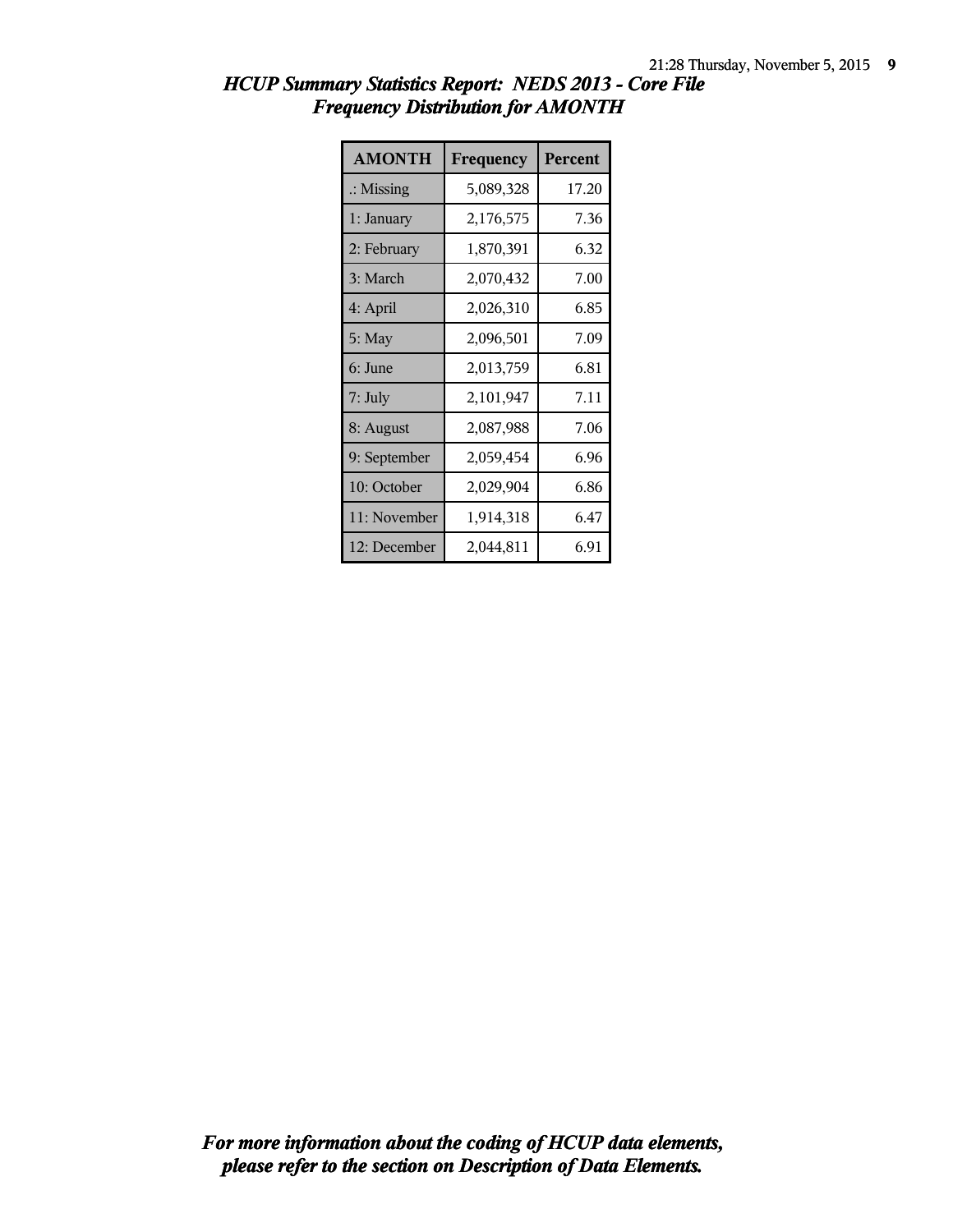# *HCUP Summary Statistics Report: NEDS 2013 - Core File*
## *Frequency Distribution for AMONTH*

| AMONTH | Frequency | Percent |
|---|---|---|
| .: Missing | 5,089,328 | 17.20 |
| 1: January | 2,176,575 | 7.36 |
| 2: February | 1,870,391 | 6.32 |
| 3: March | 2,070,432 | 7.00 |
| 4: April | 2,026,310 | 6.85 |
| 5: May | 2,096,501 | 7.09 |
| 6: June | 2,013,759 | 6.81 |
| 7: July | 2,101,947 | 7.11 |
| 8: August | 2,087,988 | 7.06 |
| 9: September | 2,059,454 | 6.96 |
| 10: October | 2,029,904 | 6.86 |
| 11: November | 1,914,318 | 6.47 |
| 12: December | 2,044,811 | 6.91 |

***For more information about the coding of HCUP data elements, please refer to the section on Description of Data Elements.***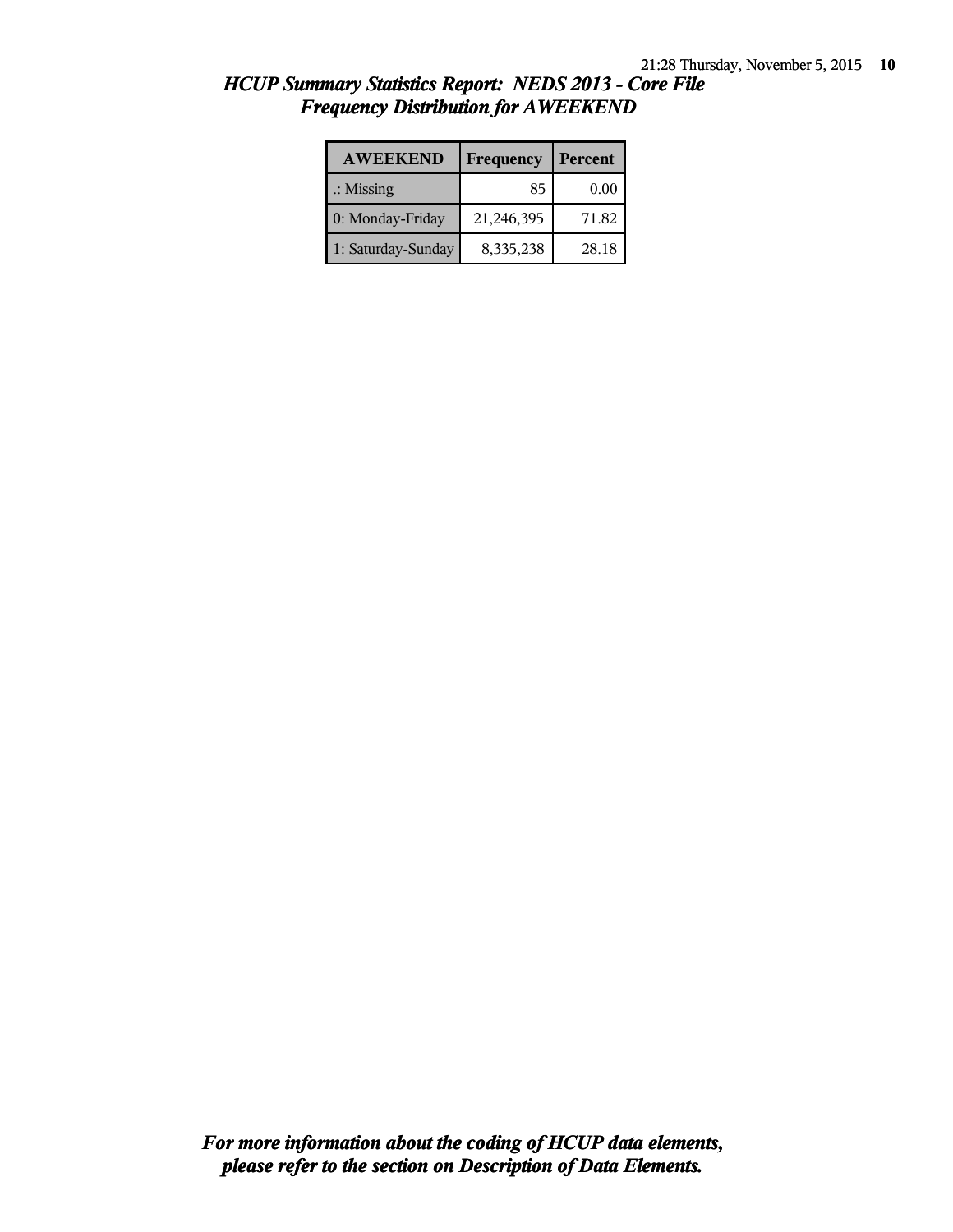# *HCUP Summary Statistics Report: NEDS 2013 - Core File*
## *Frequency Distribution for AWEEKEND*

| AWEEKEND | Frequency | Percent |
|---|---|---|
| .: Missing | 85 | 0.00 |
| 0: Monday-Friday | 21,246,395 | 71.82 |
| 1: Saturday-Sunday | 8,335,238 | 28.18 |

***For more information about the coding of HCUP data elements, please refer to the section on Description of Data Elements.***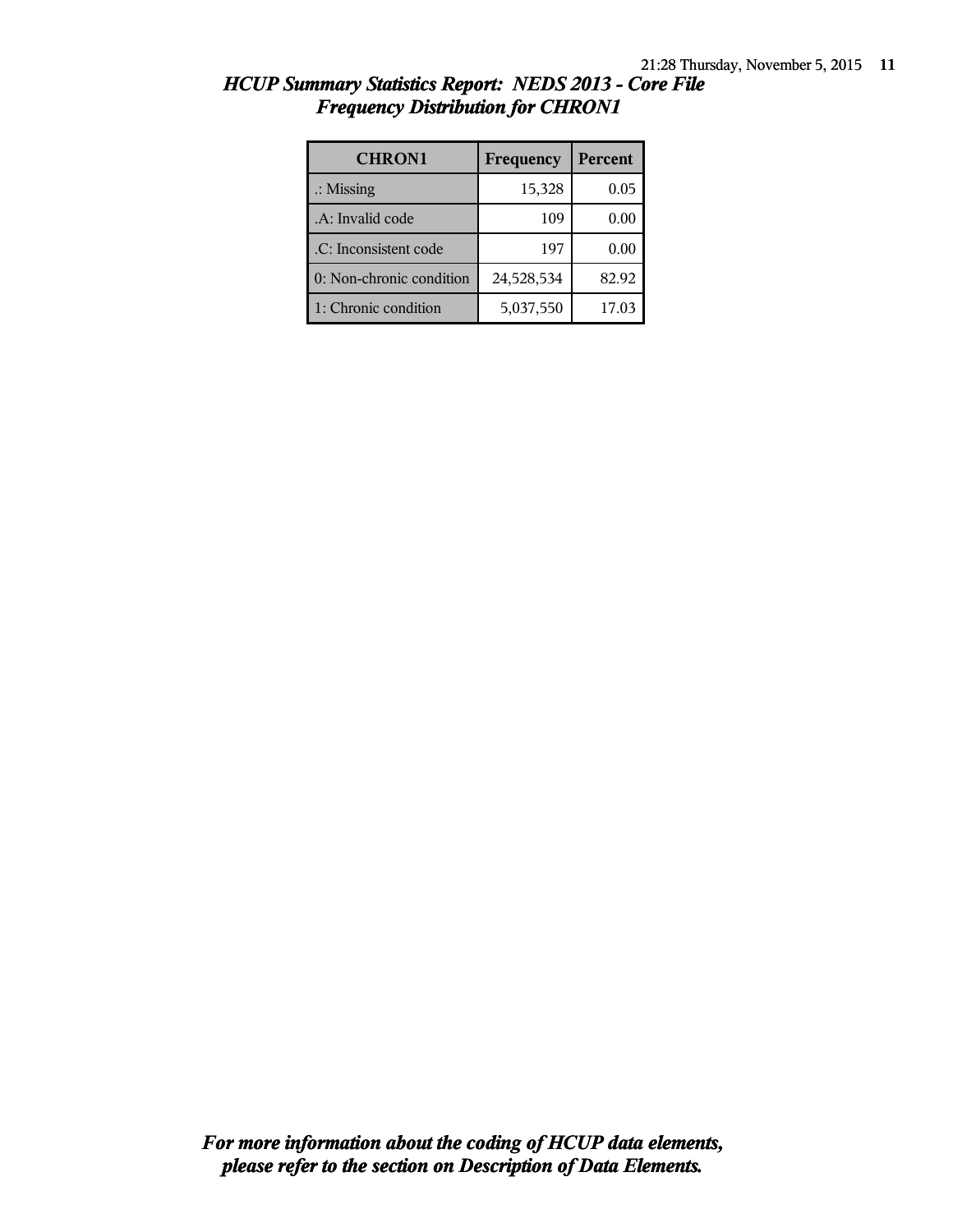## HCUP Summary Statistics Report: NEDS 2013 - Core File
## Frequency Distribution for CHRON1

| CHRON1 | Frequency | Percent |
|---|---|---|
| .: Missing | 15,328 | 0.05 |
| .A: Invalid code | 109 | 0.00 |
| .C: Inconsistent code | 197 | 0.00 |
| 0: Non-chronic condition | 24,528,534 | 82.92 |
| 1: Chronic condition | 5,037,550 | 17.03 |

***For more information about the coding of HCUP data elements, please refer to the section on Description of Data Elements.***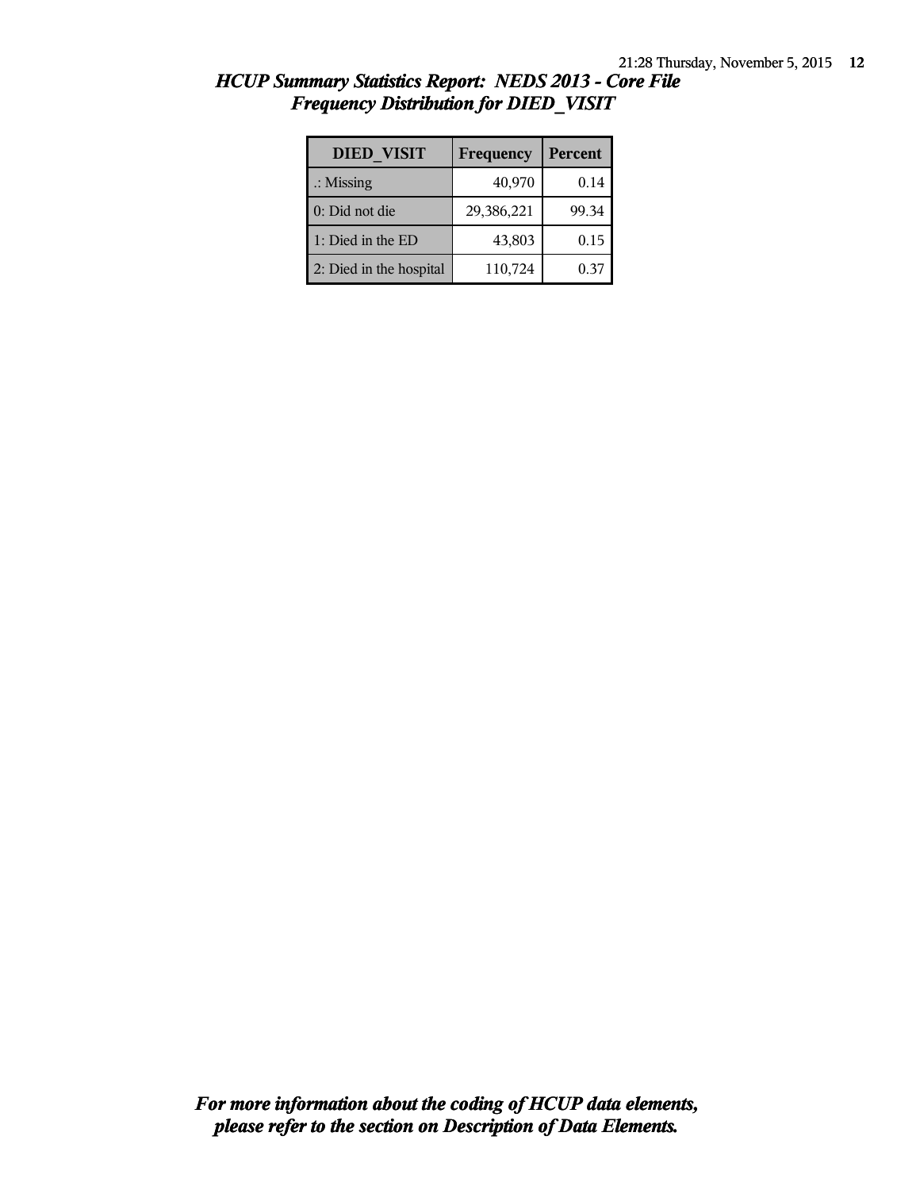*HCUP Summary Statistics Report: NEDS 2013 - Core File*
*Frequency Distribution for DIED_VISIT*

| DIED_VISIT | Frequency | Percent |
|---|---|---|
| .: Missing | 40,970 | 0.14 |
| 0: Did not die | 29,386,221 | 99.34 |
| 1: Died in the ED | 43,803 | 0.15 |
| 2: Died in the hospital | 110,724 | 0.37 |

*For more information about the coding of HCUP data elements, please refer to the section on Description of Data Elements.*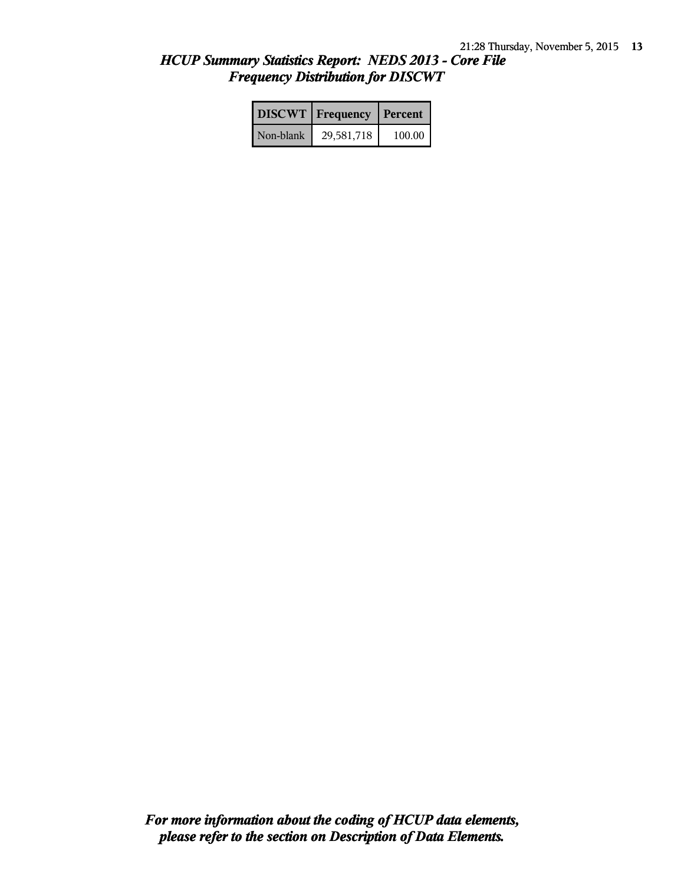# *HCUP Summary Statistics Report: NEDS 2013 - Core File*
## *Frequency Distribution for DISCWT*

| DISCWT | Frequency | Percent |
|---|---|---|
| Non-blank | 29,581,718 | 100.00 |

***For more information about the coding of HCUP data elements, please refer to the section on Description of Data Elements.***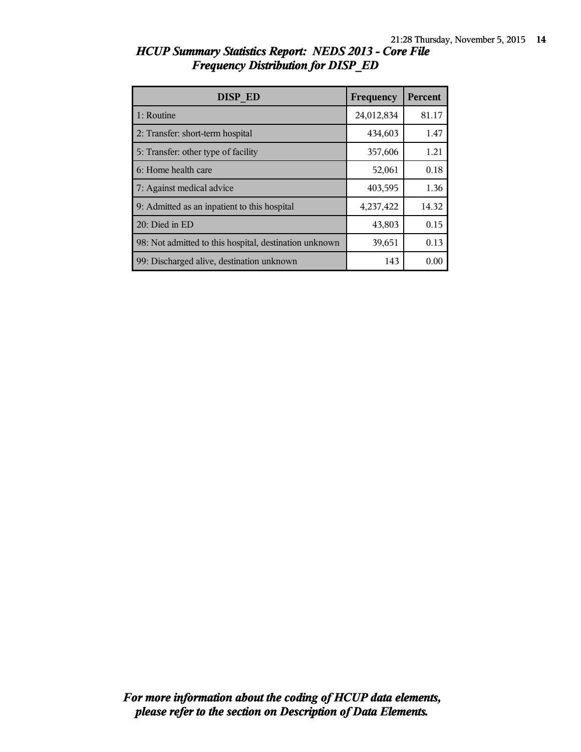## *HCUP Summary Statistics Report: NEDS 2013 - Core File*
## *Frequency Distribution for DISP_ED*

| DISP_ED | Frequency | Percent |
| --- | --- | --- |
| 1: Routine | 24,012,834 | 81.17 |
| 2: Transfer: short-term hospital | 434,603 | 1.47 |
| 5: Transfer: other type of facility | 357,606 | 1.21 |
| 6: Home health care | 52,061 | 0.18 |
| 7: Against medical advice | 403,595 | 1.36 |
| 9: Admitted as an inpatient to this hospital | 4,237,422 | 14.32 |
| 20: Died in ED | 43,803 | 0.15 |
| 98: Not admitted to this hospital, destination unknown | 39,651 | 0.13 |
| 99: Discharged alive, destination unknown | 143 | 0.00 |

***For more information about the coding of HCUP data elements, please refer to the section on Description of Data Elements.***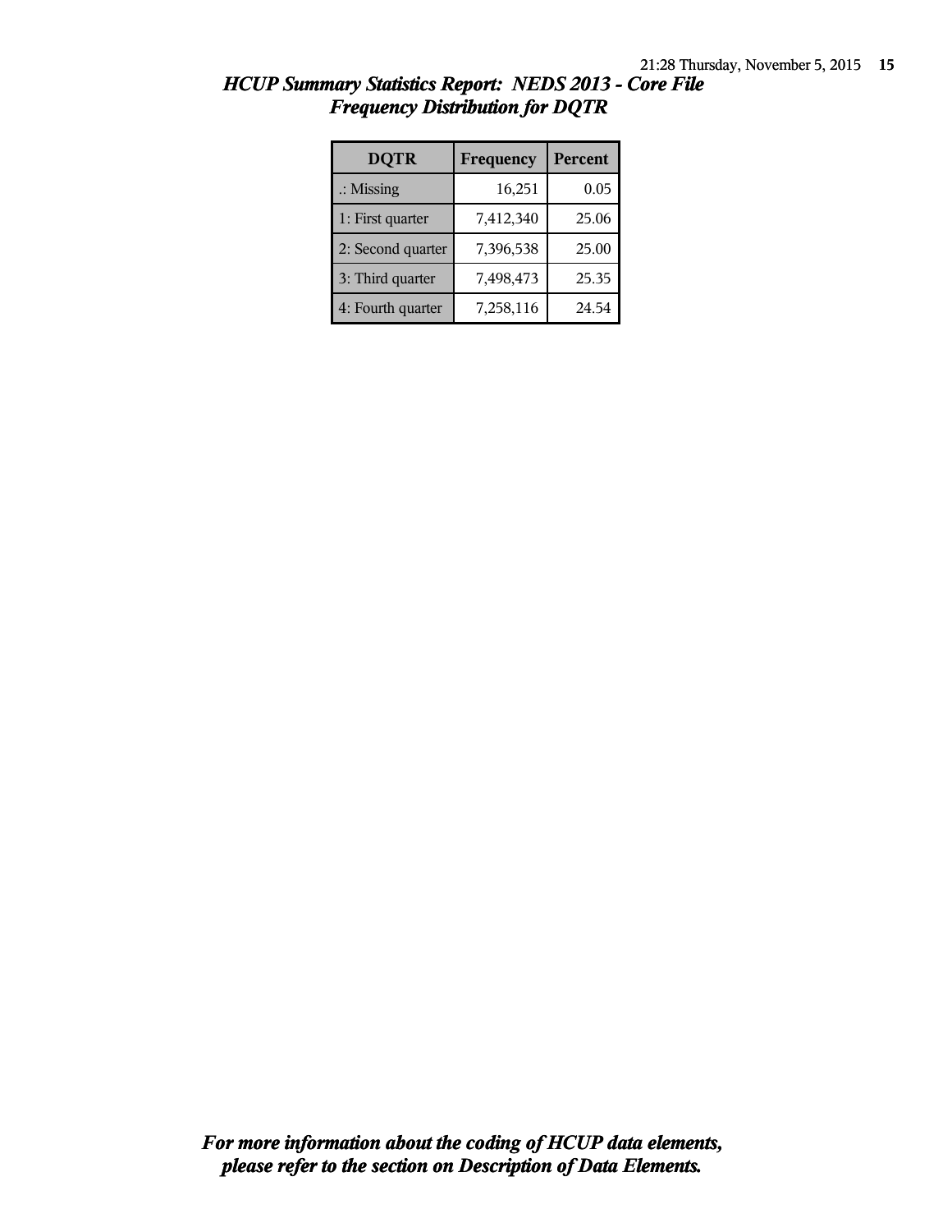*HCUP Summary Statistics Report: NEDS 2013 - Core File*
*Frequency Distribution for DQTR*

| DQTR | Frequency | Percent |
|---|---|---|
| .: Missing | 16,251 | 0.05 |
| 1: First quarter | 7,412,340 | 25.06 |
| 2: Second quarter | 7,396,538 | 25.00 |
| 3: Third quarter | 7,498,473 | 25.35 |
| 4: Fourth quarter | 7,258,116 | 24.54 |

***For more information about the coding of HCUP data elements, please refer to the section on Description of Data Elements.***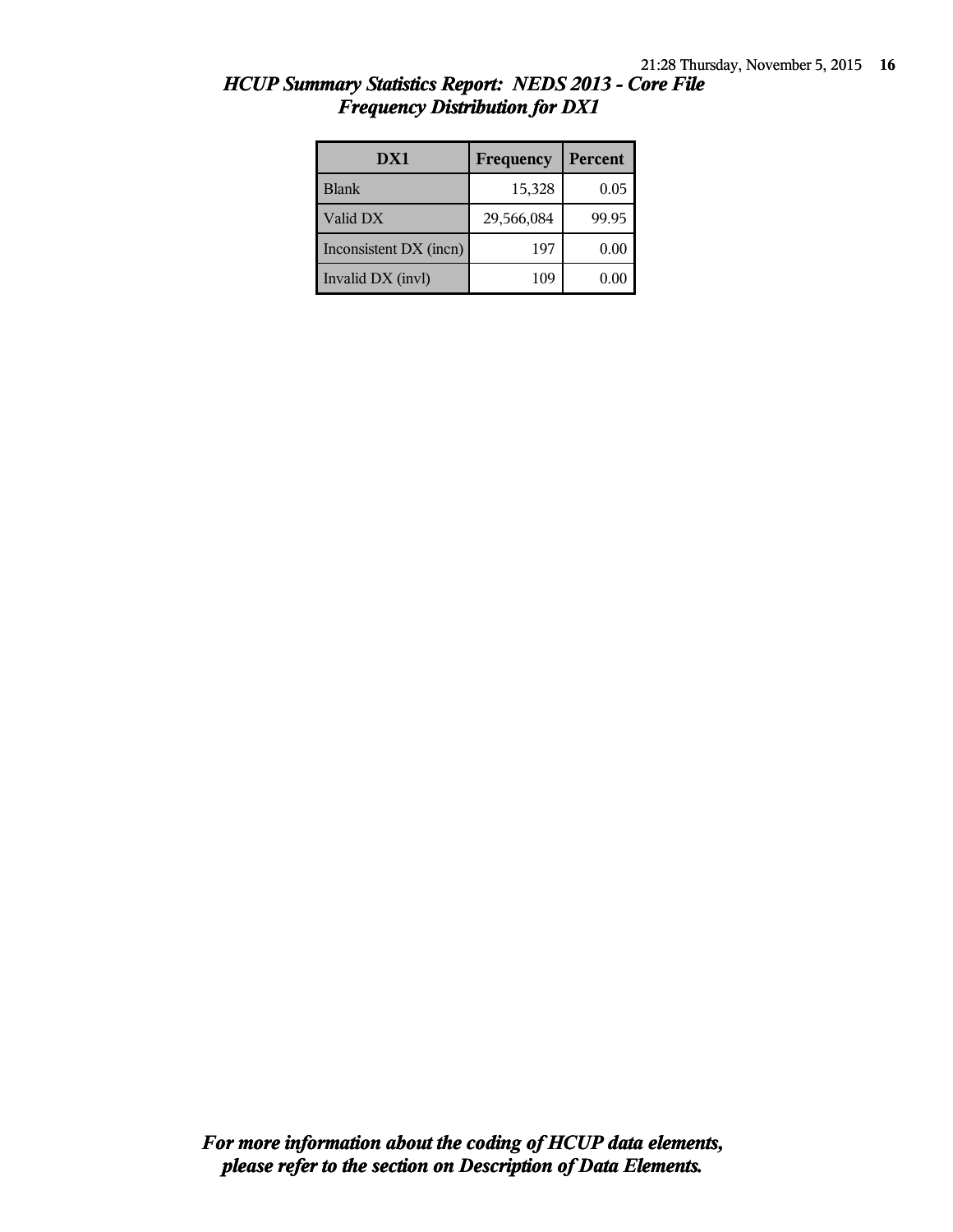# *HCUP Summary Statistics Report: NEDS 2013 - Core File*
## *Frequency Distribution for DX1*

| DX1 | Frequency | Percent |
|---|---|---|
| Blank | 15,328 | 0.05 |
| Valid DX | 29,566,084 | 99.95 |
| Inconsistent DX (incn) | 197 | 0.00 |
| Invalid DX (invl) | 109 | 0.00 |

***For more information about the coding of HCUP data elements, please refer to the section on Description of Data Elements.***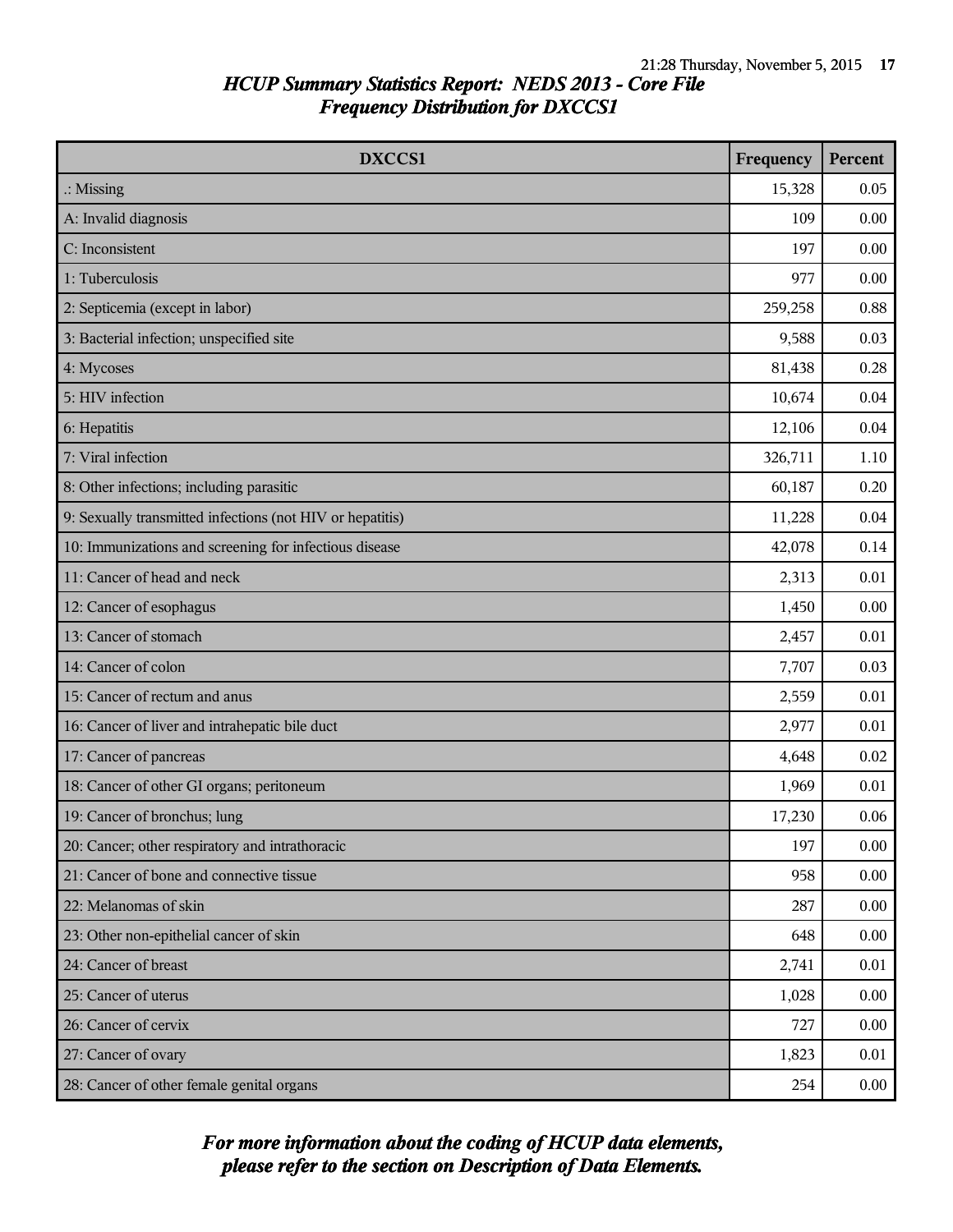## HCUP Summary Statistics Report: NEDS 2013 - Core File
### Frequency Distribution for DXCCS1

| DXCCS1 | Frequency | Percent |
|---|---|---|
| .: Missing | 15,328 | 0.05 |
| A: Invalid diagnosis | 109 | 0.00 |
| C: Inconsistent | 197 | 0.00 |
| 1: Tuberculosis | 977 | 0.00 |
| 2: Septicemia (except in labor) | 259,258 | 0.88 |
| 3: Bacterial infection; unspecified site | 9,588 | 0.03 |
| 4: Mycoses | 81,438 | 0.28 |
| 5: HIV infection | 10,674 | 0.04 |
| 6: Hepatitis | 12,106 | 0.04 |
| 7: Viral infection | 326,711 | 1.10 |
| 8: Other infections; including parasitic | 60,187 | 0.20 |
| 9: Sexually transmitted infections (not HIV or hepatitis) | 11,228 | 0.04 |
| 10: Immunizations and screening for infectious disease | 42,078 | 0.14 |
| 11: Cancer of head and neck | 2,313 | 0.01 |
| 12: Cancer of esophagus | 1,450 | 0.00 |
| 13: Cancer of stomach | 2,457 | 0.01 |
| 14: Cancer of colon | 7,707 | 0.03 |
| 15: Cancer of rectum and anus | 2,559 | 0.01 |
| 16: Cancer of liver and intrahepatic bile duct | 2,977 | 0.01 |
| 17: Cancer of pancreas | 4,648 | 0.02 |
| 18: Cancer of other GI organs; peritoneum | 1,969 | 0.01 |
| 19: Cancer of bronchus; lung | 17,230 | 0.06 |
| 20: Cancer; other respiratory and intrathoracic | 197 | 0.00 |
| 21: Cancer of bone and connective tissue | 958 | 0.00 |
| 22: Melanomas of skin | 287 | 0.00 |
| 23: Other non-epithelial cancer of skin | 648 | 0.00 |
| 24: Cancer of breast | 2,741 | 0.01 |
| 25: Cancer of uterus | 1,028 | 0.00 |
| 26: Cancer of cervix | 727 | 0.00 |
| 27: Cancer of ovary | 1,823 | 0.01 |
| 28: Cancer of other female genital organs | 254 | 0.00 |

*For more information about the coding of HCUP data elements, please refer to the section on Description of Data Elements.*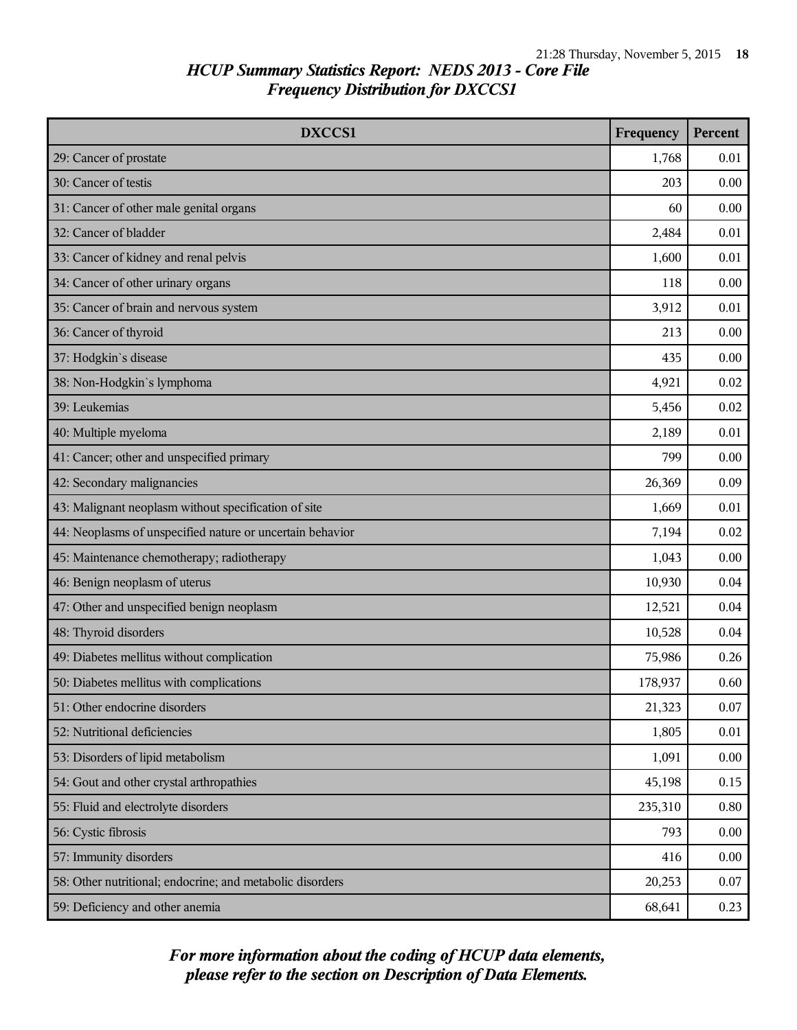# HCUP Summary Statistics Report: NEDS 2013 - Core File

## Frequency Distribution for DXCCS1

| DXCCS1 | Frequency | Percent |
|---|---|---|
| 29: Cancer of prostate | 1,768 | 0.01 |
| 30: Cancer of testis | 203 | 0.00 |
| 31: Cancer of other male genital organs | 60 | 0.00 |
| 32: Cancer of bladder | 2,484 | 0.01 |
| 33: Cancer of kidney and renal pelvis | 1,600 | 0.01 |
| 34: Cancer of other urinary organs | 118 | 0.00 |
| 35: Cancer of brain and nervous system | 3,912 | 0.01 |
| 36: Cancer of thyroid | 213 | 0.00 |
| 37: Hodgkin`s disease | 435 | 0.00 |
| 38: Non-Hodgkin`s lymphoma | 4,921 | 0.02 |
| 39: Leukemias | 5,456 | 0.02 |
| 40: Multiple myeloma | 2,189 | 0.01 |
| 41: Cancer; other and unspecified primary | 799 | 0.00 |
| 42: Secondary malignancies | 26,369 | 0.09 |
| 43: Malignant neoplasm without specification of site | 1,669 | 0.01 |
| 44: Neoplasms of unspecified nature or uncertain behavior | 7,194 | 0.02 |
| 45: Maintenance chemotherapy; radiotherapy | 1,043 | 0.00 |
| 46: Benign neoplasm of uterus | 10,930 | 0.04 |
| 47: Other and unspecified benign neoplasm | 12,521 | 0.04 |
| 48: Thyroid disorders | 10,528 | 0.04 |
| 49: Diabetes mellitus without complication | 75,986 | 0.26 |
| 50: Diabetes mellitus with complications | 178,937 | 0.60 |
| 51: Other endocrine disorders | 21,323 | 0.07 |
| 52: Nutritional deficiencies | 1,805 | 0.01 |
| 53: Disorders of lipid metabolism | 1,091 | 0.00 |
| 54: Gout and other crystal arthropathies | 45,198 | 0.15 |
| 55: Fluid and electrolyte disorders | 235,310 | 0.80 |
| 56: Cystic fibrosis | 793 | 0.00 |
| 57: Immunity disorders | 416 | 0.00 |
| 58: Other nutritional; endocrine; and metabolic disorders | 20,253 | 0.07 |
| 59: Deficiency and other anemia | 68,641 | 0.23 |

*For more information about the coding of HCUP data elements, please refer to the section on Description of Data Elements.*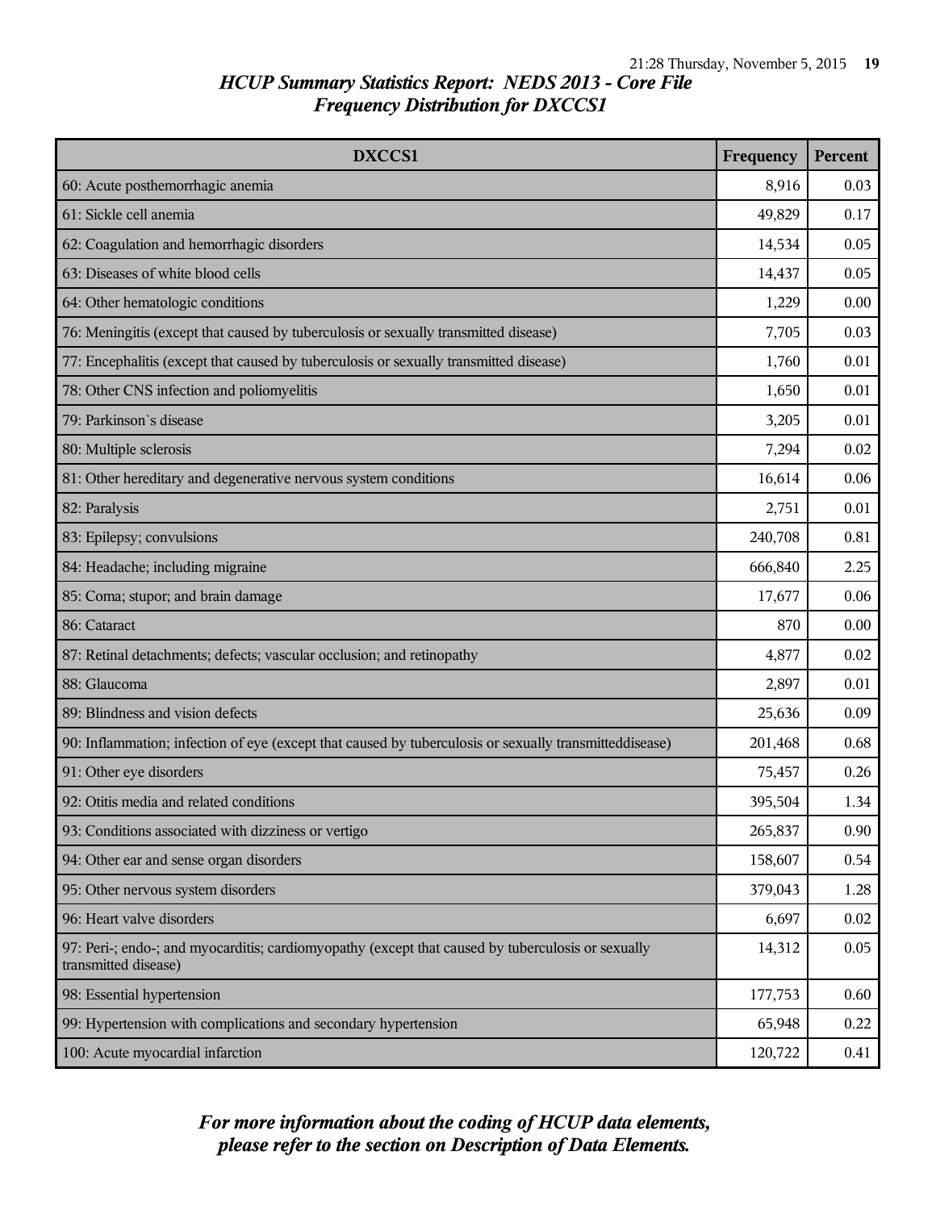## *HCUP Summary Statistics Report: NEDS 2013 - Core File*
## *Frequency Distribution for DXCCS1*

| DXCCS1 | Frequency | Percent |
|---|---|---|
| 60: Acute posthemorrhagic anemia | 8,916 | 0.03 |
| 61: Sickle cell anemia | 49,829 | 0.17 |
| 62: Coagulation and hemorrhagic disorders | 14,534 | 0.05 |
| 63: Diseases of white blood cells | 14,437 | 0.05 |
| 64: Other hematologic conditions | 1,229 | 0.00 |
| 76: Meningitis (except that caused by tuberculosis or sexually transmitted disease) | 7,705 | 0.03 |
| 77: Encephalitis (except that caused by tuberculosis or sexually transmitted disease) | 1,760 | 0.01 |
| 78: Other CNS infection and poliomyelitis | 1,650 | 0.01 |
| 79: Parkinson`s disease | 3,205 | 0.01 |
| 80: Multiple sclerosis | 7,294 | 0.02 |
| 81: Other hereditary and degenerative nervous system conditions | 16,614 | 0.06 |
| 82: Paralysis | 2,751 | 0.01 |
| 83: Epilepsy; convulsions | 240,708 | 0.81 |
| 84: Headache; including migraine | 666,840 | 2.25 |
| 85: Coma; stupor; and brain damage | 17,677 | 0.06 |
| 86: Cataract | 870 | 0.00 |
| 87: Retinal detachments; defects; vascular occlusion; and retinopathy | 4,877 | 0.02 |
| 88: Glaucoma | 2,897 | 0.01 |
| 89: Blindness and vision defects | 25,636 | 0.09 |
| 90: Inflammation; infection of eye (except that caused by tuberculosis or sexually transmitteddisease) | 201,468 | 0.68 |
| 91: Other eye disorders | 75,457 | 0.26 |
| 92: Otitis media and related conditions | 395,504 | 1.34 |
| 93: Conditions associated with dizziness or vertigo | 265,837 | 0.90 |
| 94: Other ear and sense organ disorders | 158,607 | 0.54 |
| 95: Other nervous system disorders | 379,043 | 1.28 |
| 96: Heart valve disorders | 6,697 | 0.02 |
| 97: Peri-; endo-; and myocarditis; cardiomyopathy (except that caused by tuberculosis or sexually transmitted disease) | 14,312 | 0.05 |
| 98: Essential hypertension | 177,753 | 0.60 |
| 99: Hypertension with complications and secondary hypertension | 65,948 | 0.22 |
| 100: Acute myocardial infarction | 120,722 | 0.41 |

***For more information about the coding of HCUP data elements, please refer to the section on Description of Data Elements.***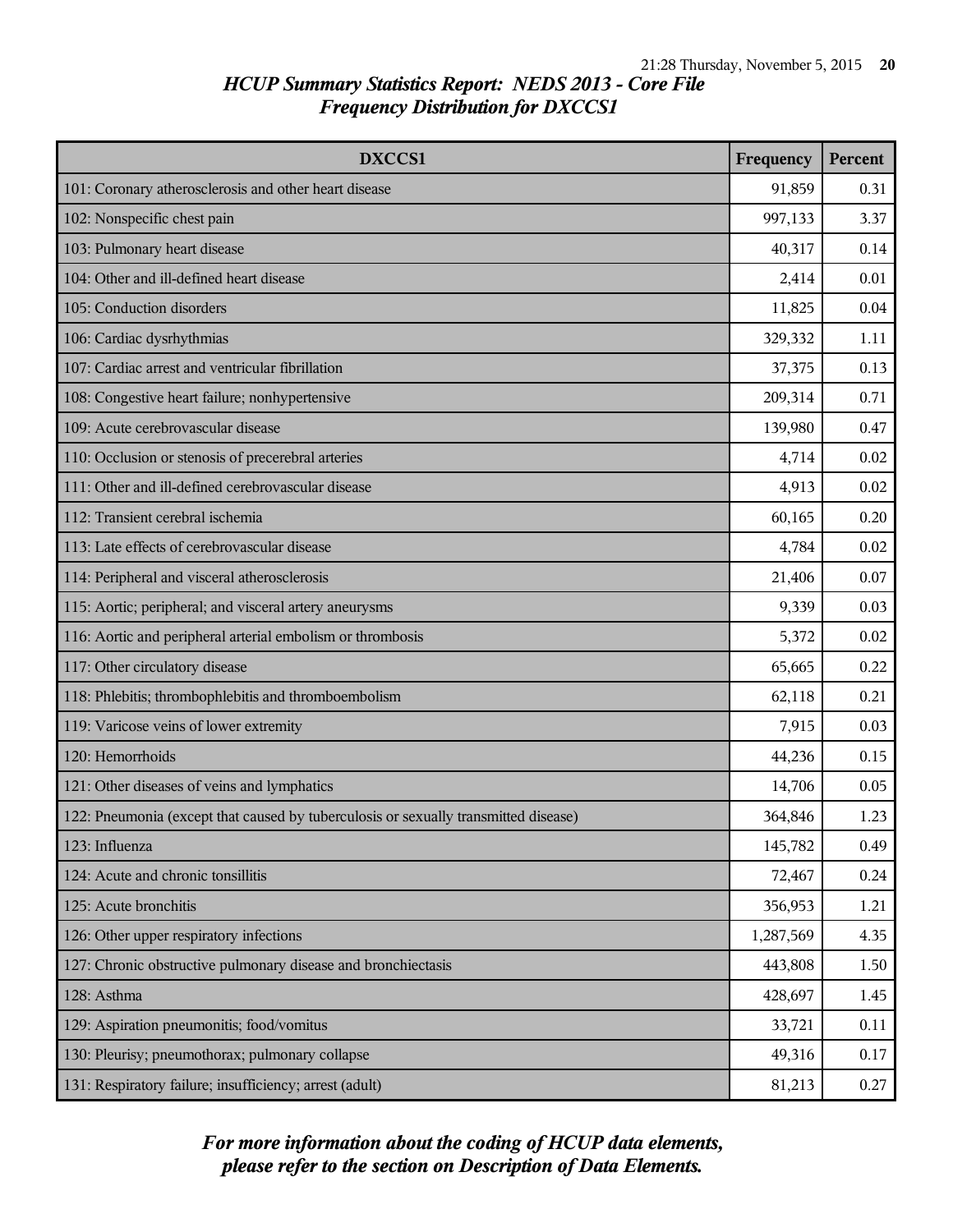## HCUP Summary Statistics Report: NEDS 2013 - Core File
## Frequency Distribution for DXCCS1

| DXCCS1 | Frequency | Percent |
|---|---|---|
| 101: Coronary atherosclerosis and other heart disease | 91,859 | 0.31 |
| 102: Nonspecific chest pain | 997,133 | 3.37 |
| 103: Pulmonary heart disease | 40,317 | 0.14 |
| 104: Other and ill-defined heart disease | 2,414 | 0.01 |
| 105: Conduction disorders | 11,825 | 0.04 |
| 106: Cardiac dysrhythmias | 329,332 | 1.11 |
| 107: Cardiac arrest and ventricular fibrillation | 37,375 | 0.13 |
| 108: Congestive heart failure; nonhypertensive | 209,314 | 0.71 |
| 109: Acute cerebrovascular disease | 139,980 | 0.47 |
| 110: Occlusion or stenosis of precerebral arteries | 4,714 | 0.02 |
| 111: Other and ill-defined cerebrovascular disease | 4,913 | 0.02 |
| 112: Transient cerebral ischemia | 60,165 | 0.20 |
| 113: Late effects of cerebrovascular disease | 4,784 | 0.02 |
| 114: Peripheral and visceral atherosclerosis | 21,406 | 0.07 |
| 115: Aortic; peripheral; and visceral artery aneurysms | 9,339 | 0.03 |
| 116: Aortic and peripheral arterial embolism or thrombosis | 5,372 | 0.02 |
| 117: Other circulatory disease | 65,665 | 0.22 |
| 118: Phlebitis; thrombophlebitis and thromboembolism | 62,118 | 0.21 |
| 119: Varicose veins of lower extremity | 7,915 | 0.03 |
| 120: Hemorrhoids | 44,236 | 0.15 |
| 121: Other diseases of veins and lymphatics | 14,706 | 0.05 |
| 122: Pneumonia (except that caused by tuberculosis or sexually transmitted disease) | 364,846 | 1.23 |
| 123: Influenza | 145,782 | 0.49 |
| 124: Acute and chronic tonsillitis | 72,467 | 0.24 |
| 125: Acute bronchitis | 356,953 | 1.21 |
| 126: Other upper respiratory infections | 1,287,569 | 4.35 |
| 127: Chronic obstructive pulmonary disease and bronchiectasis | 443,808 | 1.50 |
| 128: Asthma | 428,697 | 1.45 |
| 129: Aspiration pneumonitis; food/vomitus | 33,721 | 0.11 |
| 130: Pleurisy; pneumothorax; pulmonary collapse | 49,316 | 0.17 |
| 131: Respiratory failure; insufficiency; arrest (adult) | 81,213 | 0.27 |

*For more information about the coding of HCUP data elements, please refer to the section on Description of Data Elements.*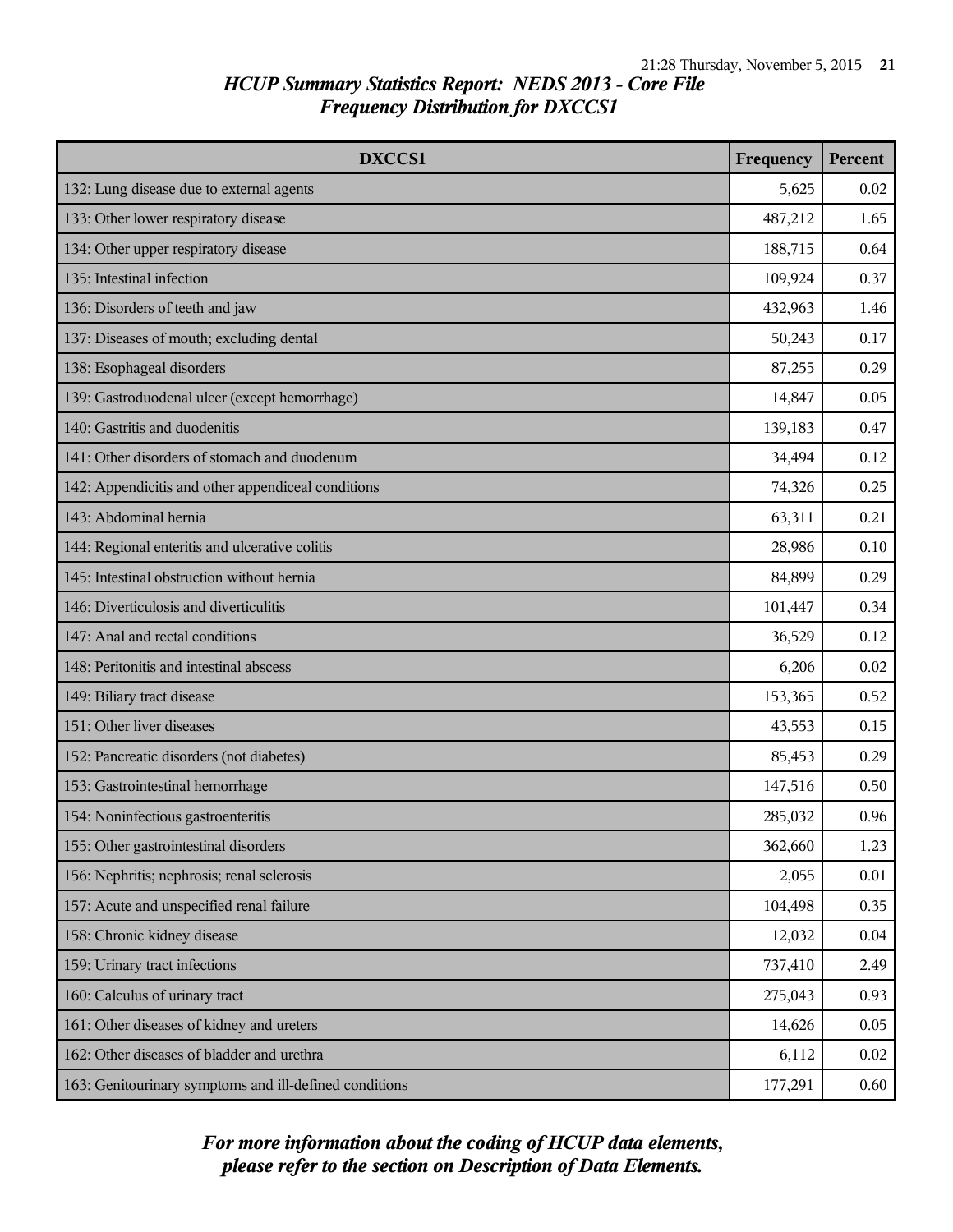## HCUP Summary Statistics Report: NEDS 2013 - Core File

### Frequency Distribution for DXCCS1

| DXCCS1 | Frequency | Percent |
|---|---|---|
| 132: Lung disease due to external agents | 5,625 | 0.02 |
| 133: Other lower respiratory disease | 487,212 | 1.65 |
| 134: Other upper respiratory disease | 188,715 | 0.64 |
| 135: Intestinal infection | 109,924 | 0.37 |
| 136: Disorders of teeth and jaw | 432,963 | 1.46 |
| 137: Diseases of mouth; excluding dental | 50,243 | 0.17 |
| 138: Esophageal disorders | 87,255 | 0.29 |
| 139: Gastroduodenal ulcer (except hemorrhage) | 14,847 | 0.05 |
| 140: Gastritis and duodenitis | 139,183 | 0.47 |
| 141: Other disorders of stomach and duodenum | 34,494 | 0.12 |
| 142: Appendicitis and other appendiceal conditions | 74,326 | 0.25 |
| 143: Abdominal hernia | 63,311 | 0.21 |
| 144: Regional enteritis and ulcerative colitis | 28,986 | 0.10 |
| 145: Intestinal obstruction without hernia | 84,899 | 0.29 |
| 146: Diverticulosis and diverticulitis | 101,447 | 0.34 |
| 147: Anal and rectal conditions | 36,529 | 0.12 |
| 148: Peritonitis and intestinal abscess | 6,206 | 0.02 |
| 149: Biliary tract disease | 153,365 | 0.52 |
| 151: Other liver diseases | 43,553 | 0.15 |
| 152: Pancreatic disorders (not diabetes) | 85,453 | 0.29 |
| 153: Gastrointestinal hemorrhage | 147,516 | 0.50 |
| 154: Noninfectious gastroenteritis | 285,032 | 0.96 |
| 155: Other gastrointestinal disorders | 362,660 | 1.23 |
| 156: Nephritis; nephrosis; renal sclerosis | 2,055 | 0.01 |
| 157: Acute and unspecified renal failure | 104,498 | 0.35 |
| 158: Chronic kidney disease | 12,032 | 0.04 |
| 159: Urinary tract infections | 737,410 | 2.49 |
| 160: Calculus of urinary tract | 275,043 | 0.93 |
| 161: Other diseases of kidney and ureters | 14,626 | 0.05 |
| 162: Other diseases of bladder and urethra | 6,112 | 0.02 |
| 163: Genitourinary symptoms and ill-defined conditions | 177,291 | 0.60 |

*For more information about the coding of HCUP data elements, please refer to the section on Description of Data Elements.*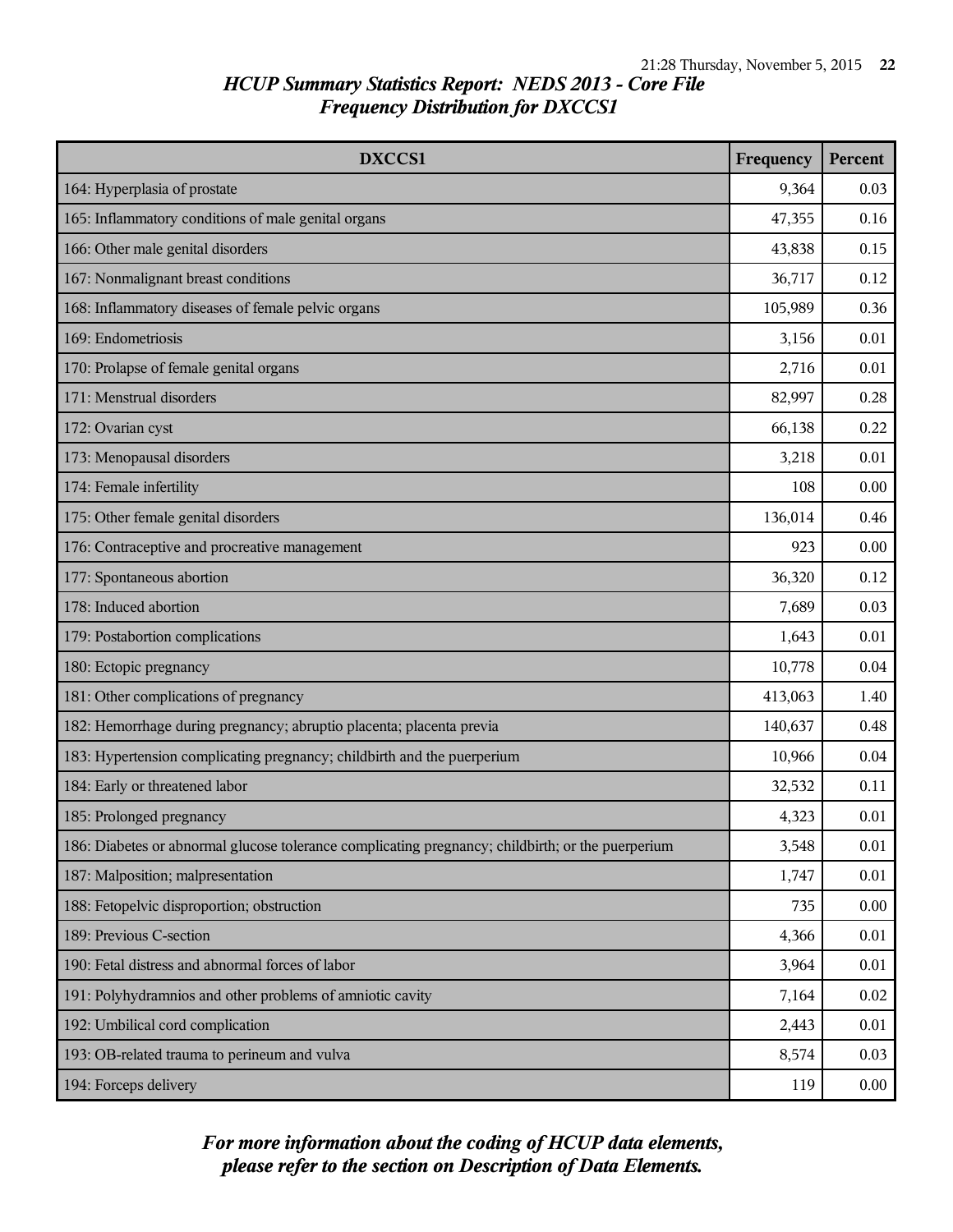## HCUP Summary Statistics Report: NEDS 2013 - Core File
## Frequency Distribution for DXCCS1

| DXCCS1 | Frequency | Percent |
|---|---|---|
| 164: Hyperplasia of prostate | 9,364 | 0.03 |
| 165: Inflammatory conditions of male genital organs | 47,355 | 0.16 |
| 166: Other male genital disorders | 43,838 | 0.15 |
| 167: Nonmalignant breast conditions | 36,717 | 0.12 |
| 168: Inflammatory diseases of female pelvic organs | 105,989 | 0.36 |
| 169: Endometriosis | 3,156 | 0.01 |
| 170: Prolapse of female genital organs | 2,716 | 0.01 |
| 171: Menstrual disorders | 82,997 | 0.28 |
| 172: Ovarian cyst | 66,138 | 0.22 |
| 173: Menopausal disorders | 3,218 | 0.01 |
| 174: Female infertility | 108 | 0.00 |
| 175: Other female genital disorders | 136,014 | 0.46 |
| 176: Contraceptive and procreative management | 923 | 0.00 |
| 177: Spontaneous abortion | 36,320 | 0.12 |
| 178: Induced abortion | 7,689 | 0.03 |
| 179: Postabortion complications | 1,643 | 0.01 |
| 180: Ectopic pregnancy | 10,778 | 0.04 |
| 181: Other complications of pregnancy | 413,063 | 1.40 |
| 182: Hemorrhage during pregnancy; abruptio placenta; placenta previa | 140,637 | 0.48 |
| 183: Hypertension complicating pregnancy; childbirth and the puerperium | 10,966 | 0.04 |
| 184: Early or threatened labor | 32,532 | 0.11 |
| 185: Prolonged pregnancy | 4,323 | 0.01 |
| 186: Diabetes or abnormal glucose tolerance complicating pregnancy; childbirth; or the puerperium | 3,548 | 0.01 |
| 187: Malposition; malpresentation | 1,747 | 0.01 |
| 188: Fetopelvic disproportion; obstruction | 735 | 0.00 |
| 189: Previous C-section | 4,366 | 0.01 |
| 190: Fetal distress and abnormal forces of labor | 3,964 | 0.01 |
| 191: Polyhydramnios and other problems of amniotic cavity | 7,164 | 0.02 |
| 192: Umbilical cord complication | 2,443 | 0.01 |
| 193: OB-related trauma to perineum and vulva | 8,574 | 0.03 |
| 194: Forceps delivery | 119 | 0.00 |

***For more information about the coding of HCUP data elements, please refer to the section on Description of Data Elements.***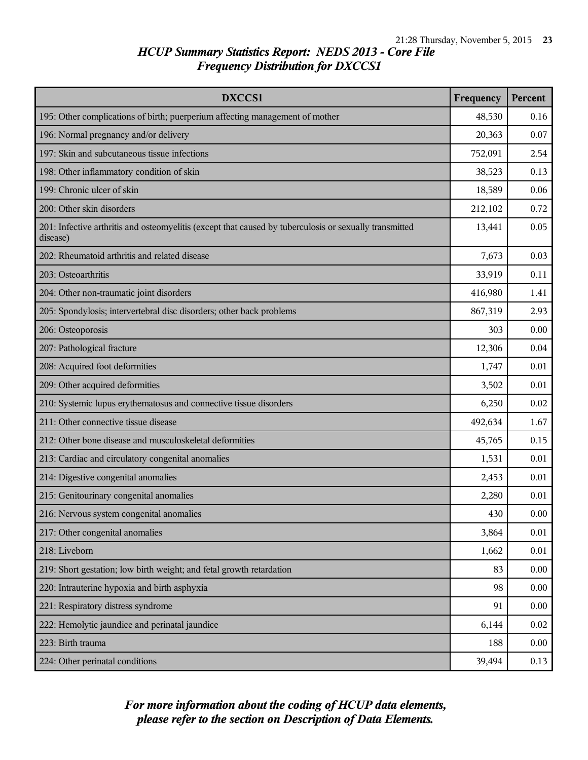## HCUP Summary Statistics Report: NEDS 2013 - Core File
## Frequency Distribution for DXCCS1

| DXCCS1 | Frequency | Percent |
|---|---|---|
| 195: Other complications of birth; puerperium affecting management of mother | 48,530 | 0.16 |
| 196: Normal pregnancy and/or delivery | 20,363 | 0.07 |
| 197: Skin and subcutaneous tissue infections | 752,091 | 2.54 |
| 198: Other inflammatory condition of skin | 38,523 | 0.13 |
| 199: Chronic ulcer of skin | 18,589 | 0.06 |
| 200: Other skin disorders | 212,102 | 0.72 |
| 201: Infective arthritis and osteomyelitis (except that caused by tuberculosis or sexually transmitted disease) | 13,441 | 0.05 |
| 202: Rheumatoid arthritis and related disease | 7,673 | 0.03 |
| 203: Osteoarthritis | 33,919 | 0.11 |
| 204: Other non-traumatic joint disorders | 416,980 | 1.41 |
| 205: Spondylosis; intervertebral disc disorders; other back problems | 867,319 | 2.93 |
| 206: Osteoporosis | 303 | 0.00 |
| 207: Pathological fracture | 12,306 | 0.04 |
| 208: Acquired foot deformities | 1,747 | 0.01 |
| 209: Other acquired deformities | 3,502 | 0.01 |
| 210: Systemic lupus erythematosus and connective tissue disorders | 6,250 | 0.02 |
| 211: Other connective tissue disease | 492,634 | 1.67 |
| 212: Other bone disease and musculoskeletal deformities | 45,765 | 0.15 |
| 213: Cardiac and circulatory congenital anomalies | 1,531 | 0.01 |
| 214: Digestive congenital anomalies | 2,453 | 0.01 |
| 215: Genitourinary congenital anomalies | 2,280 | 0.01 |
| 216: Nervous system congenital anomalies | 430 | 0.00 |
| 217: Other congenital anomalies | 3,864 | 0.01 |
| 218: Liveborn | 1,662 | 0.01 |
| 219: Short gestation; low birth weight; and fetal growth retardation | 83 | 0.00 |
| 220: Intrauterine hypoxia and birth asphyxia | 98 | 0.00 |
| 221: Respiratory distress syndrome | 91 | 0.00 |
| 222: Hemolytic jaundice and perinatal jaundice | 6,144 | 0.02 |
| 223: Birth trauma | 188 | 0.00 |
| 224: Other perinatal conditions | 39,494 | 0.13 |

*For more information about the coding of HCUP data elements, please refer to the section on Description of Data Elements.*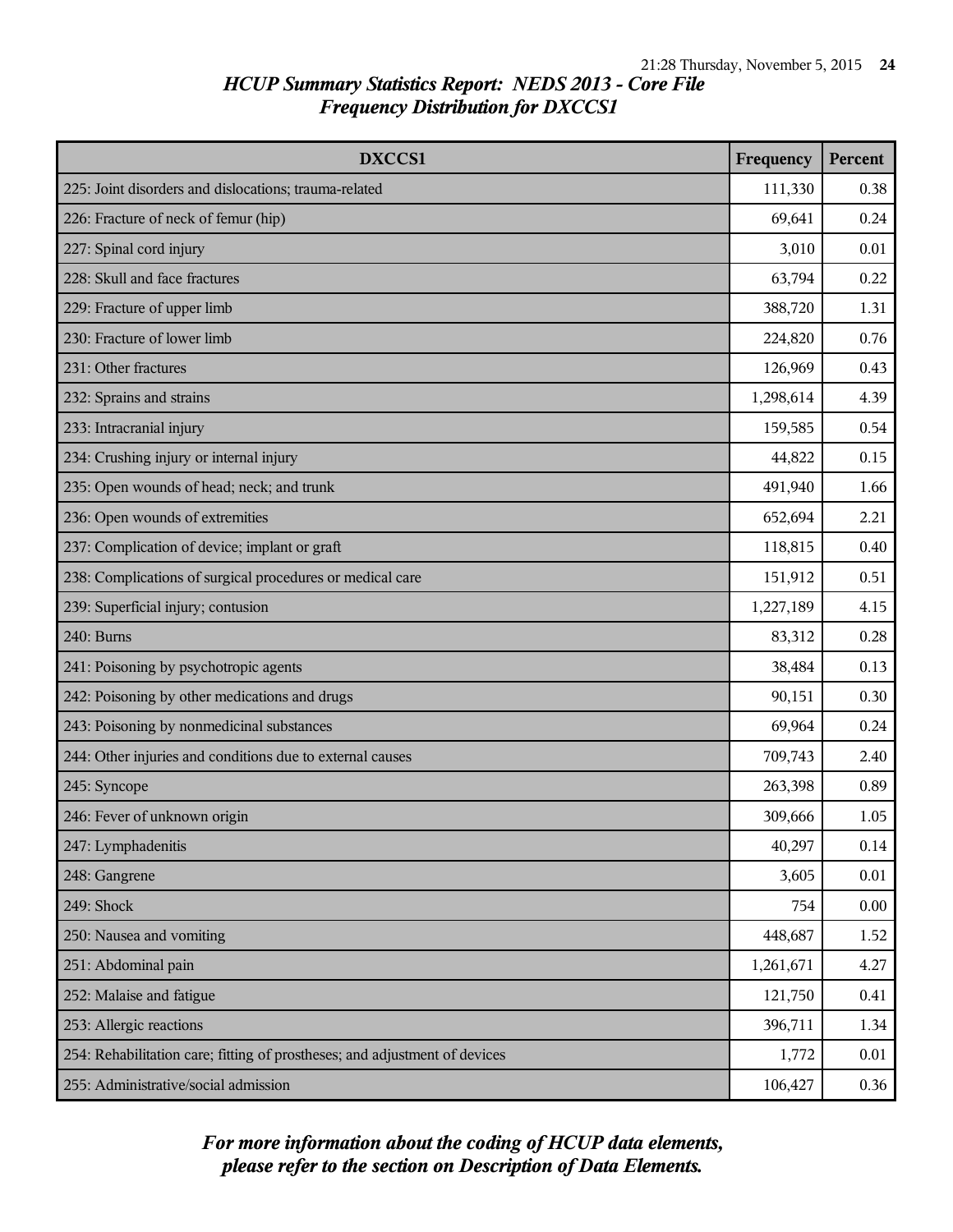## HCUP Summary Statistics Report: NEDS 2013 - Core File
## Frequency Distribution for DXCCS1

| DXCCS1 | Frequency | Percent |
|---|---|---|
| 225: Joint disorders and dislocations; trauma-related | 111,330 | 0.38 |
| 226: Fracture of neck of femur (hip) | 69,641 | 0.24 |
| 227: Spinal cord injury | 3,010 | 0.01 |
| 228: Skull and face fractures | 63,794 | 0.22 |
| 229: Fracture of upper limb | 388,720 | 1.31 |
| 230: Fracture of lower limb | 224,820 | 0.76 |
| 231: Other fractures | 126,969 | 0.43 |
| 232: Sprains and strains | 1,298,614 | 4.39 |
| 233: Intracranial injury | 159,585 | 0.54 |
| 234: Crushing injury or internal injury | 44,822 | 0.15 |
| 235: Open wounds of head; neck; and trunk | 491,940 | 1.66 |
| 236: Open wounds of extremities | 652,694 | 2.21 |
| 237: Complication of device; implant or graft | 118,815 | 0.40 |
| 238: Complications of surgical procedures or medical care | 151,912 | 0.51 |
| 239: Superficial injury; contusion | 1,227,189 | 4.15 |
| 240: Burns | 83,312 | 0.28 |
| 241: Poisoning by psychotropic agents | 38,484 | 0.13 |
| 242: Poisoning by other medications and drugs | 90,151 | 0.30 |
| 243: Poisoning by nonmedicinal substances | 69,964 | 0.24 |
| 244: Other injuries and conditions due to external causes | 709,743 | 2.40 |
| 245: Syncope | 263,398 | 0.89 |
| 246: Fever of unknown origin | 309,666 | 1.05 |
| 247: Lymphadenitis | 40,297 | 0.14 |
| 248: Gangrene | 3,605 | 0.01 |
| 249: Shock | 754 | 0.00 |
| 250: Nausea and vomiting | 448,687 | 1.52 |
| 251: Abdominal pain | 1,261,671 | 4.27 |
| 252: Malaise and fatigue | 121,750 | 0.41 |
| 253: Allergic reactions | 396,711 | 1.34 |
| 254: Rehabilitation care; fitting of prostheses; and adjustment of devices | 1,772 | 0.01 |
| 255: Administrative/social admission | 106,427 | 0.36 |

*For more information about the coding of HCUP data elements, please refer to the section on Description of Data Elements.*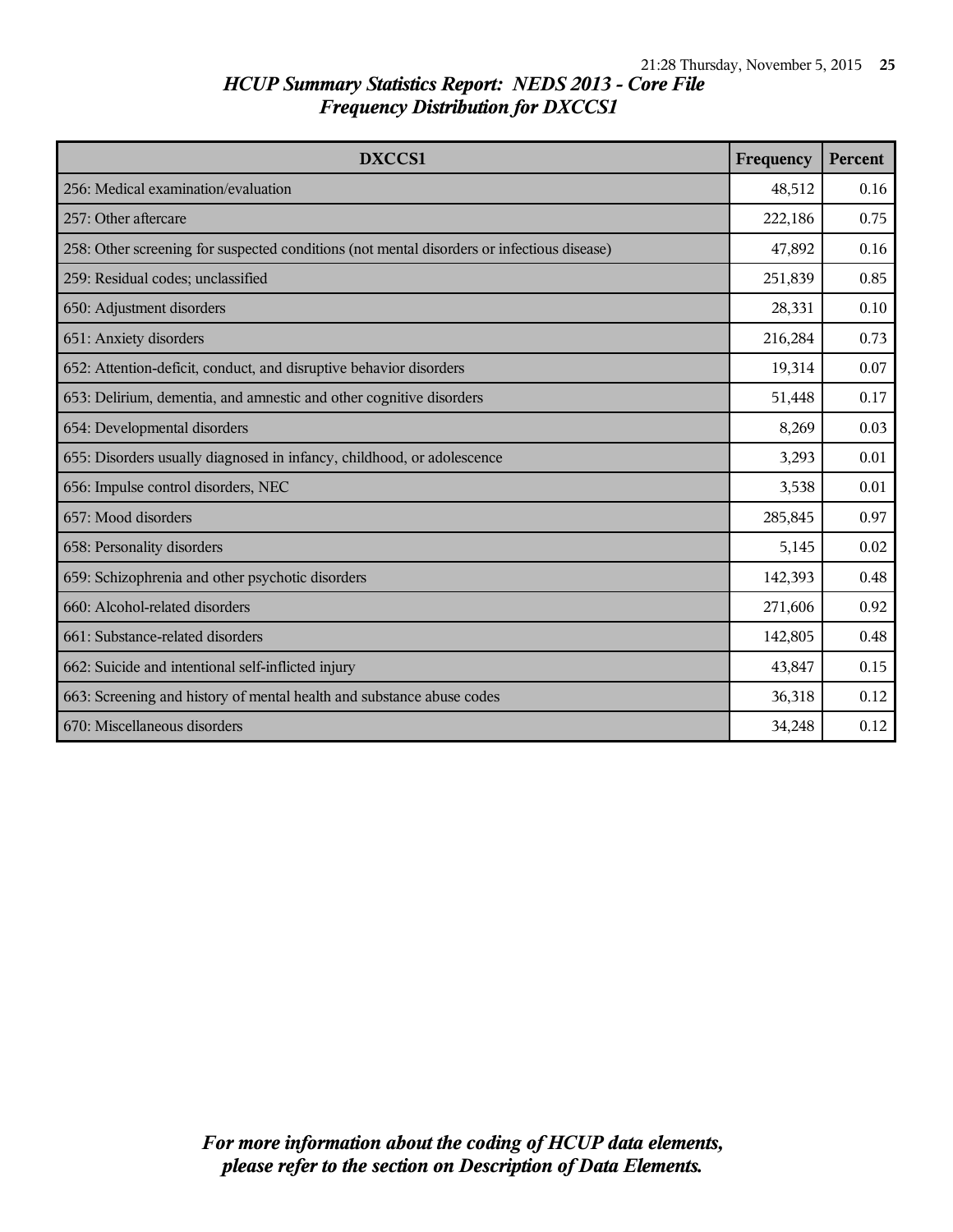## *HCUP Summary Statistics Report: NEDS 2013 - Core File*
## *Frequency Distribution for DXCCS1*

| DXCCS1 | Frequency | Percent |
|---|---|---|
| 256: Medical examination/evaluation | 48,512 | 0.16 |
| 257: Other aftercare | 222,186 | 0.75 |
| 258: Other screening for suspected conditions (not mental disorders or infectious disease) | 47,892 | 0.16 |
| 259: Residual codes; unclassified | 251,839 | 0.85 |
| 650: Adjustment disorders | 28,331 | 0.10 |
| 651: Anxiety disorders | 216,284 | 0.73 |
| 652: Attention-deficit, conduct, and disruptive behavior disorders | 19,314 | 0.07 |
| 653: Delirium, dementia, and amnestic and other cognitive disorders | 51,448 | 0.17 |
| 654: Developmental disorders | 8,269 | 0.03 |
| 655: Disorders usually diagnosed in infancy, childhood, or adolescence | 3,293 | 0.01 |
| 656: Impulse control disorders, NEC | 3,538 | 0.01 |
| 657: Mood disorders | 285,845 | 0.97 |
| 658: Personality disorders | 5,145 | 0.02 |
| 659: Schizophrenia and other psychotic disorders | 142,393 | 0.48 |
| 660: Alcohol-related disorders | 271,606 | 0.92 |
| 661: Substance-related disorders | 142,805 | 0.48 |
| 662: Suicide and intentional self-inflicted injury | 43,847 | 0.15 |
| 663: Screening and history of mental health and substance abuse codes | 36,318 | 0.12 |
| 670: Miscellaneous disorders | 34,248 | 0.12 |

***For more information about the coding of HCUP data elements, please refer to the section on Description of Data Elements.***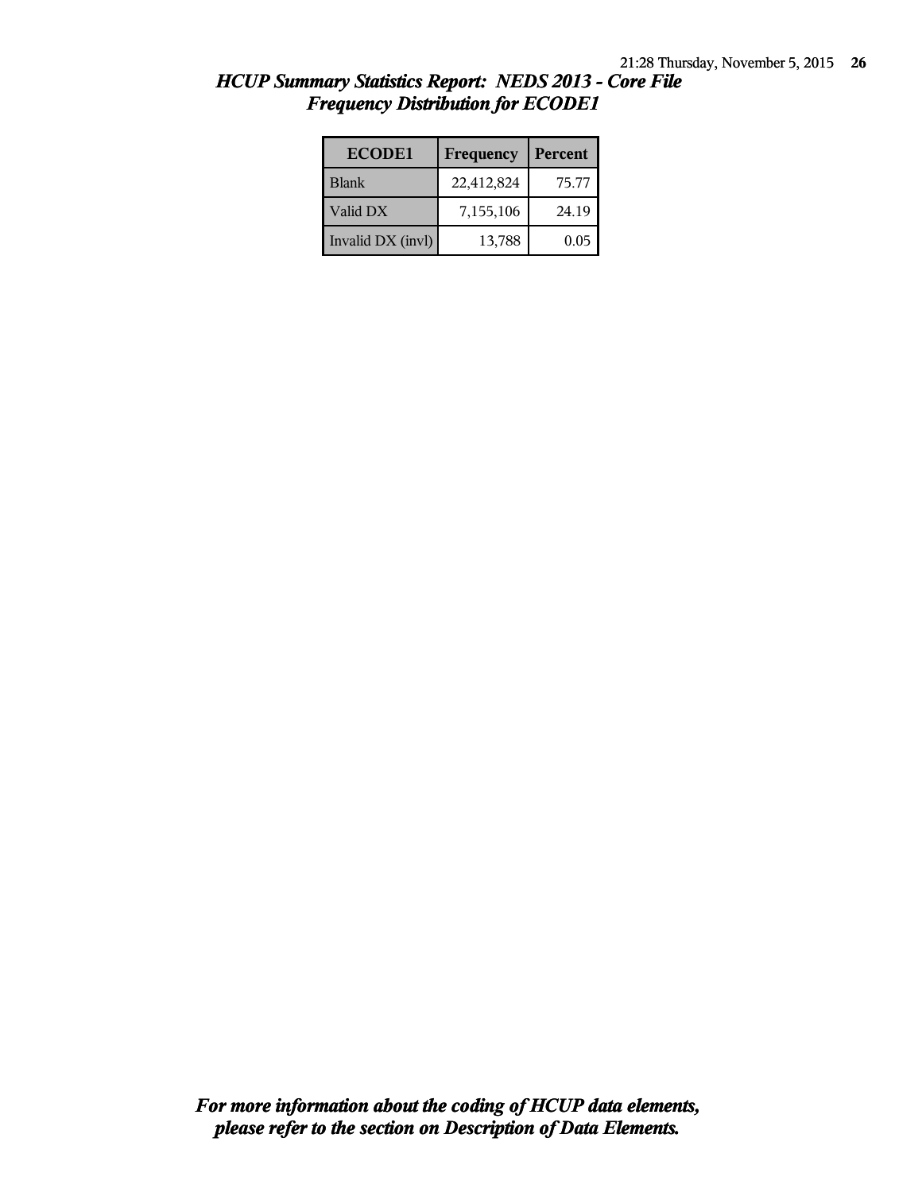## *HCUP Summary Statistics Report: NEDS 2013 - Core File*
## *Frequency Distribution for ECODE1*

| ECODE1 | Frequency | Percent |
|---|---|---|
| Blank | 22,412,824 | 75.77 |
| Valid DX | 7,155,106 | 24.19 |
| Invalid DX (invl) | 13,788 | 0.05 |

***For more information about the coding of HCUP data elements, please refer to the section on Description of Data Elements.***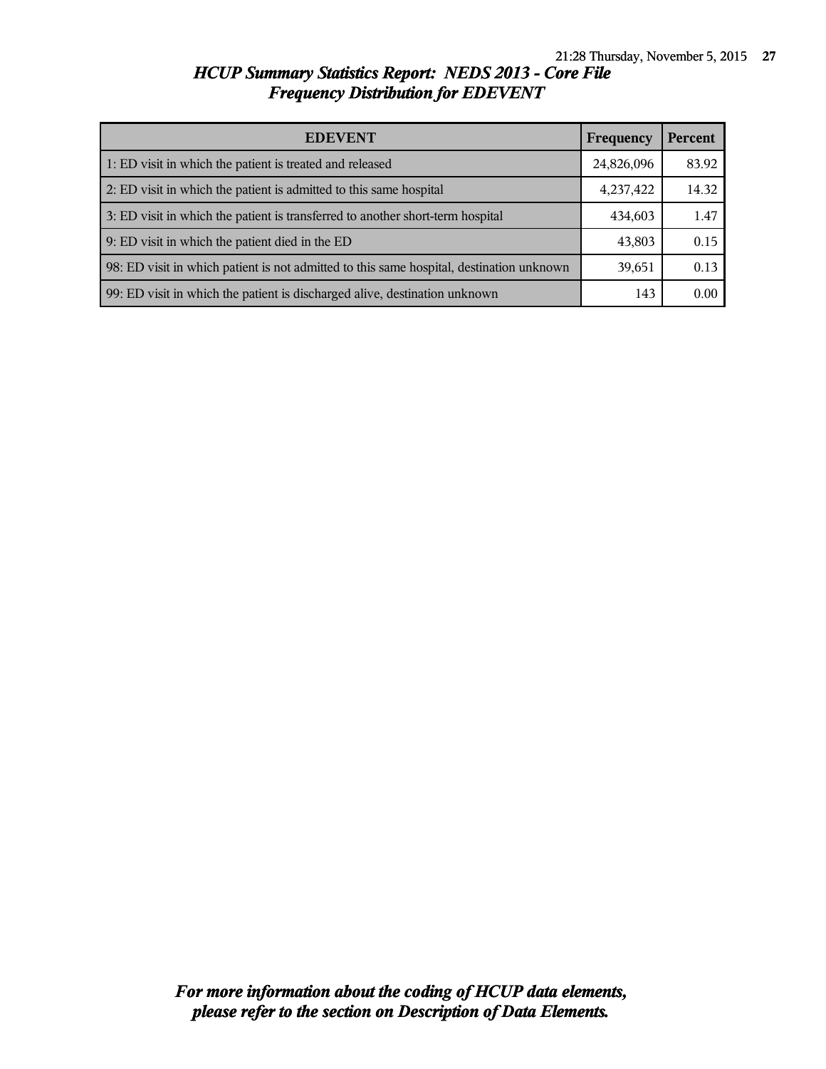## *HCUP Summary Statistics Report: NEDS 2013 - Core File*
## *Frequency Distribution for EDEVENT*

| EDEVENT | Frequency | Percent |
|---|---|---|
| 1: ED visit in which the patient is treated and released | 24,826,096 | 83.92 |
| 2: ED visit in which the patient is admitted to this same hospital | 4,237,422 | 14.32 |
| 3: ED visit in which the patient is transferred to another short-term hospital | 434,603 | 1.47 |
| 9: ED visit in which the patient died in the ED | 43,803 | 0.15 |
| 98: ED visit in which patient is not admitted to this same hospital, destination unknown | 39,651 | 0.13 |
| 99: ED visit in which the patient is discharged alive, destination unknown | 143 | 0.00 |

***For more information about the coding of HCUP data elements, please refer to the section on Description of Data Elements.***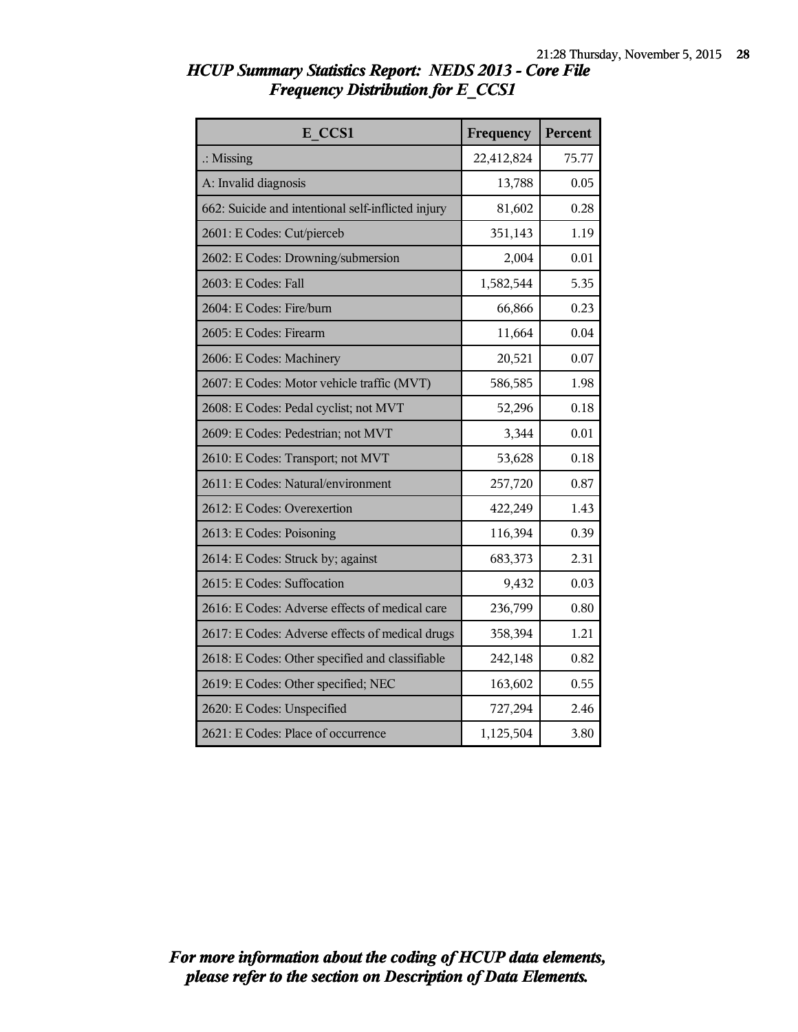## *HCUP Summary Statistics Report: NEDS 2013 - Core File*
## *Frequency Distribution for E_CCS1*

| E_CCS1 | Frequency | Percent |
|---|---|---|
| .: Missing | 22,412,824 | 75.77 |
| A: Invalid diagnosis | 13,788 | 0.05 |
| 662: Suicide and intentional self-inflicted injury | 81,602 | 0.28 |
| 2601: E Codes: Cut/pierceb | 351,143 | 1.19 |
| 2602: E Codes: Drowning/submersion | 2,004 | 0.01 |
| 2603: E Codes: Fall | 1,582,544 | 5.35 |
| 2604: E Codes: Fire/burn | 66,866 | 0.23 |
| 2605: E Codes: Firearm | 11,664 | 0.04 |
| 2606: E Codes: Machinery | 20,521 | 0.07 |
| 2607: E Codes: Motor vehicle traffic (MVT) | 586,585 | 1.98 |
| 2608: E Codes: Pedal cyclist; not MVT | 52,296 | 0.18 |
| 2609: E Codes: Pedestrian; not MVT | 3,344 | 0.01 |
| 2610: E Codes: Transport; not MVT | 53,628 | 0.18 |
| 2611: E Codes: Natural/environment | 257,720 | 0.87 |
| 2612: E Codes: Overexertion | 422,249 | 1.43 |
| 2613: E Codes: Poisoning | 116,394 | 0.39 |
| 2614: E Codes: Struck by; against | 683,373 | 2.31 |
| 2615: E Codes: Suffocation | 9,432 | 0.03 |
| 2616: E Codes: Adverse effects of medical care | 236,799 | 0.80 |
| 2617: E Codes: Adverse effects of medical drugs | 358,394 | 1.21 |
| 2618: E Codes: Other specified and classifiable | 242,148 | 0.82 |
| 2619: E Codes: Other specified; NEC | 163,602 | 0.55 |
| 2620: E Codes: Unspecified | 727,294 | 2.46 |
| 2621: E Codes: Place of occurrence | 1,125,504 | 3.80 |

***For more information about the coding of HCUP data elements, please refer to the section on Description of Data Elements.***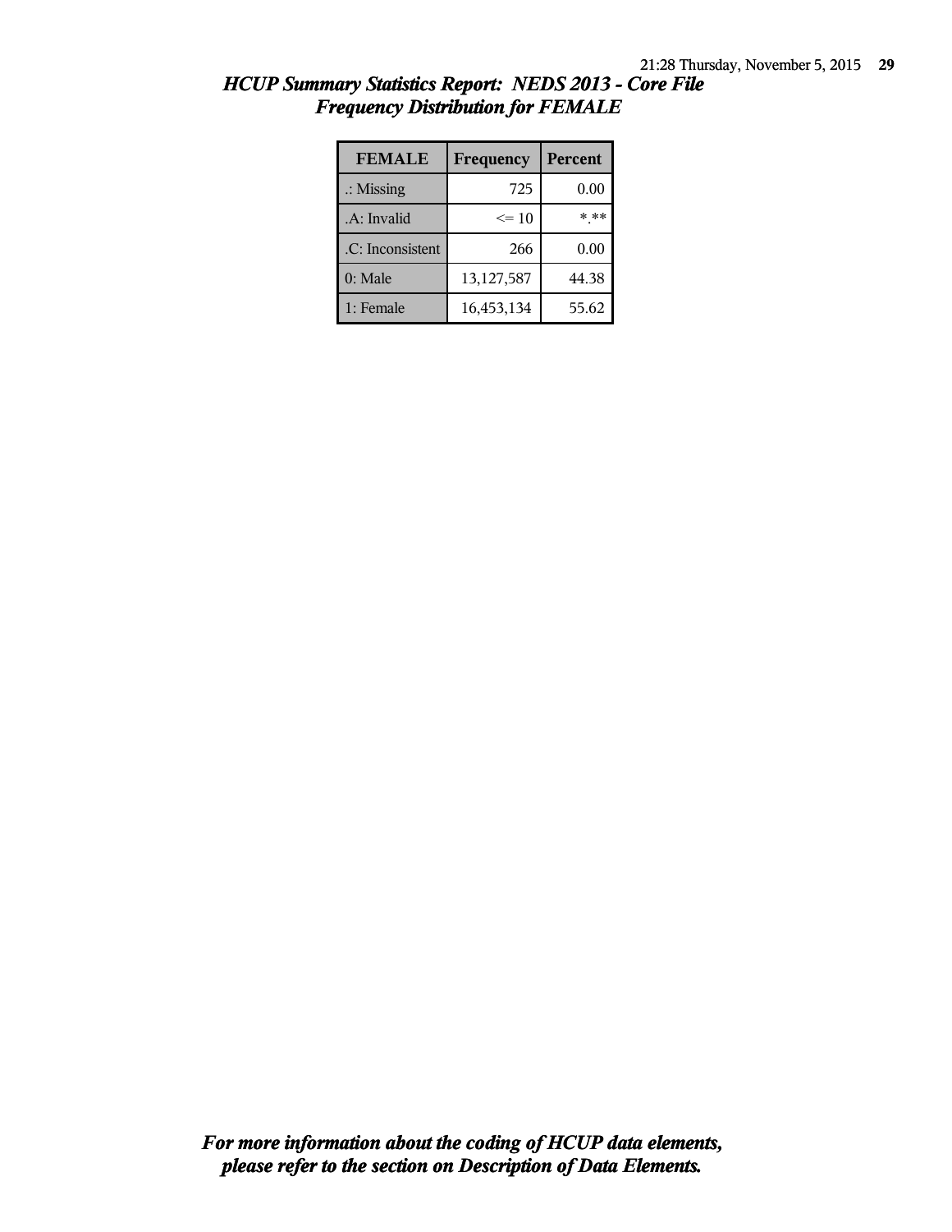## *HCUP Summary Statistics Report: NEDS 2013 - Core File*
## *Frequency Distribution for FEMALE*

| FEMALE | Frequency | Percent |
|---|---|---|
| .: Missing | 725 | 0.00 |
| .A: Invalid | <= 10 | *.** |
| .C: Inconsistent | 266 | 0.00 |
| 0: Male | 13,127,587 | 44.38 |
| 1: Female | 16,453,134 | 55.62 |

***For more information about the coding of HCUP data elements, please refer to the section on Description of Data Elements.***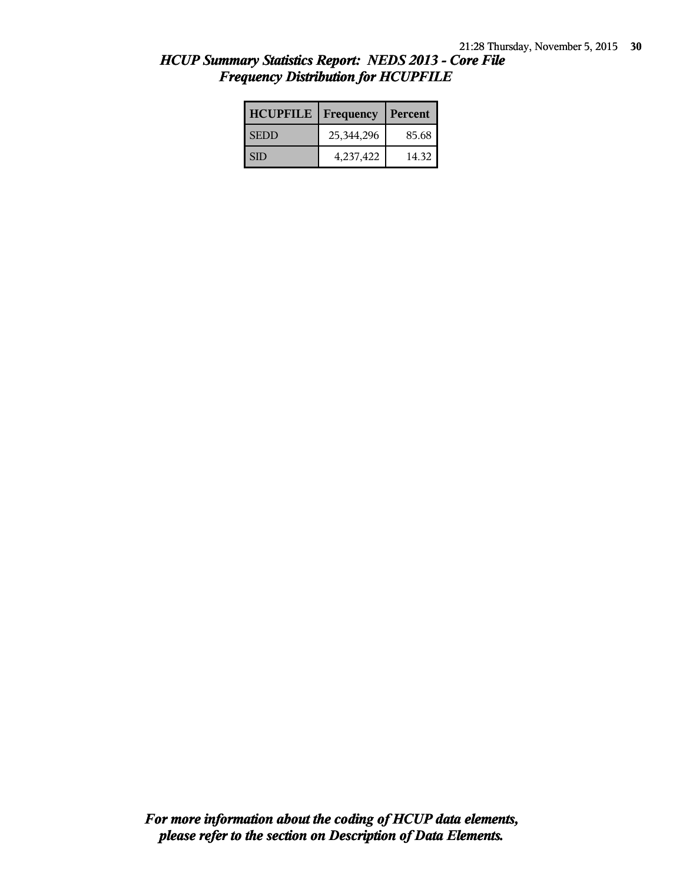## *HCUP Summary Statistics Report: NEDS 2013 - Core File*
## *Frequency Distribution for HCUPFILE*

| HCUPFILE | Frequency | Percent |
|---|---|---|
| SEDD | 25,344,296 | 85.68 |
| SID | 4,237,422 | 14.32 |

***For more information about the coding of HCUP data elements, please refer to the section on Description of Data Elements.***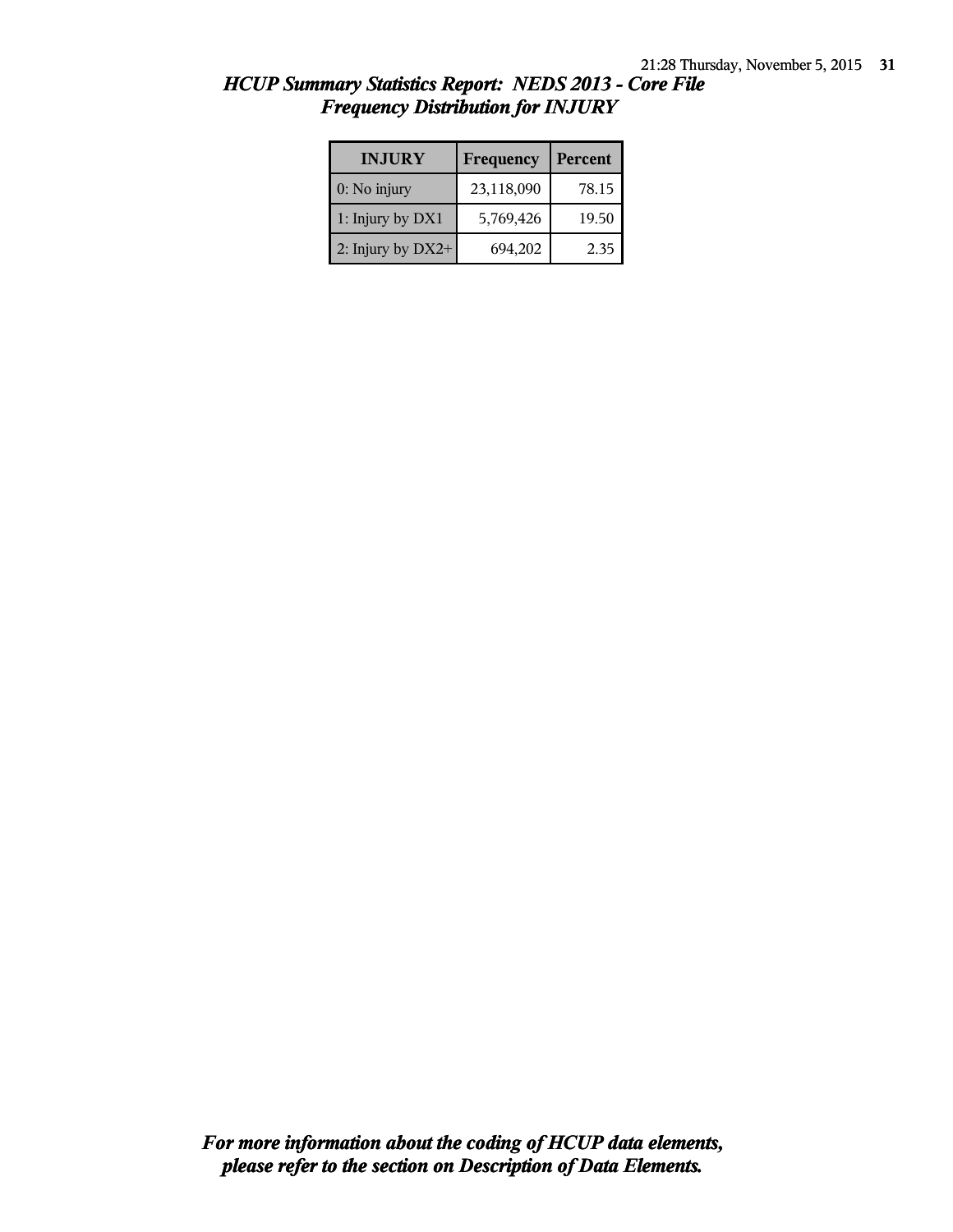## *HCUP Summary Statistics Report: NEDS 2013 - Core File*
## *Frequency Distribution for INJURY*

| INJURY | Frequency | Percent |
| --- | --- | --- |
| 0: No injury | 23,118,090 | 78.15 |
| 1: Injury by DX1 | 5,769,426 | 19.50 |
| 2: Injury by DX2+ | 694,202 | 2.35 |

***For more information about the coding of HCUP data elements, please refer to the section on Description of Data Elements.***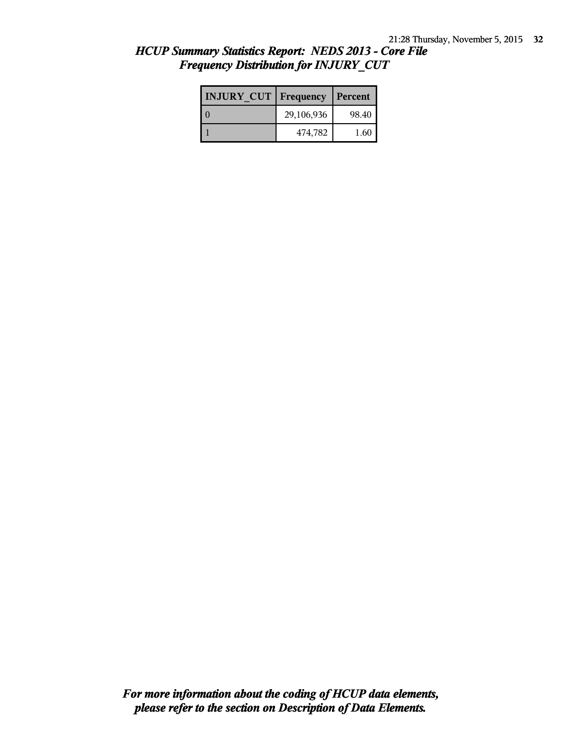## *HCUP Summary Statistics Report: NEDS 2013 - Core File*
## *Frequency Distribution for INJURY_CUT*

| INJURY_CUT | Frequency | Percent |
|---|---|---|
| 0 | 29,106,936 | 98.40 |
| 1 | 474,782 | 1.60 |

***For more information about the coding of HCUP data elements, please refer to the section on Description of Data Elements.***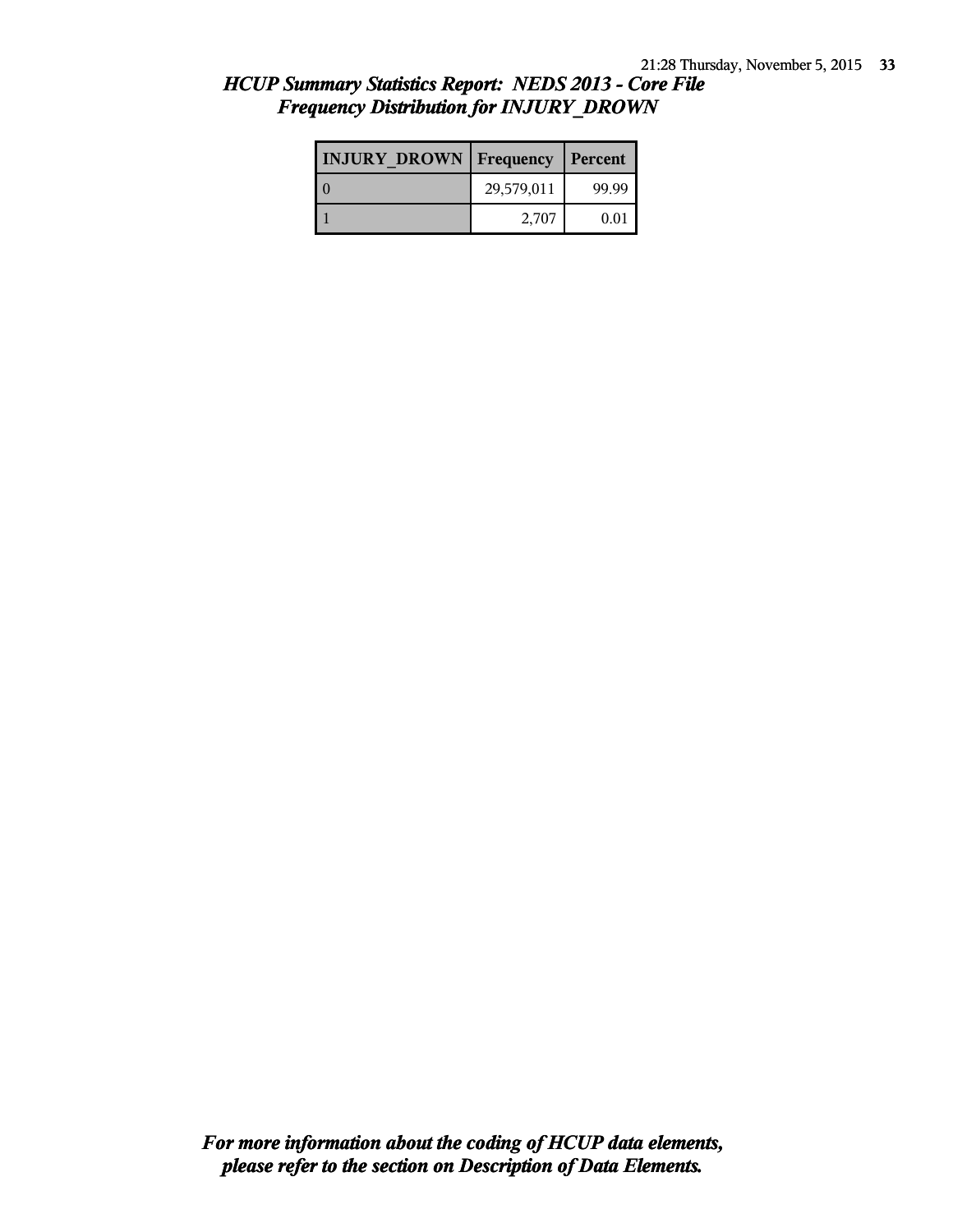## *HCUP Summary Statistics Report: NEDS 2013 - Core File*
## *Frequency Distribution for INJURY_DROWN*

| INJURY_DROWN | Frequency | Percent |
|---|---|---|
| 0 | 29,579,011 | 99.99 |
| 1 | 2,707 | 0.01 |

***For more information about the coding of HCUP data elements, please refer to the section on Description of Data Elements.***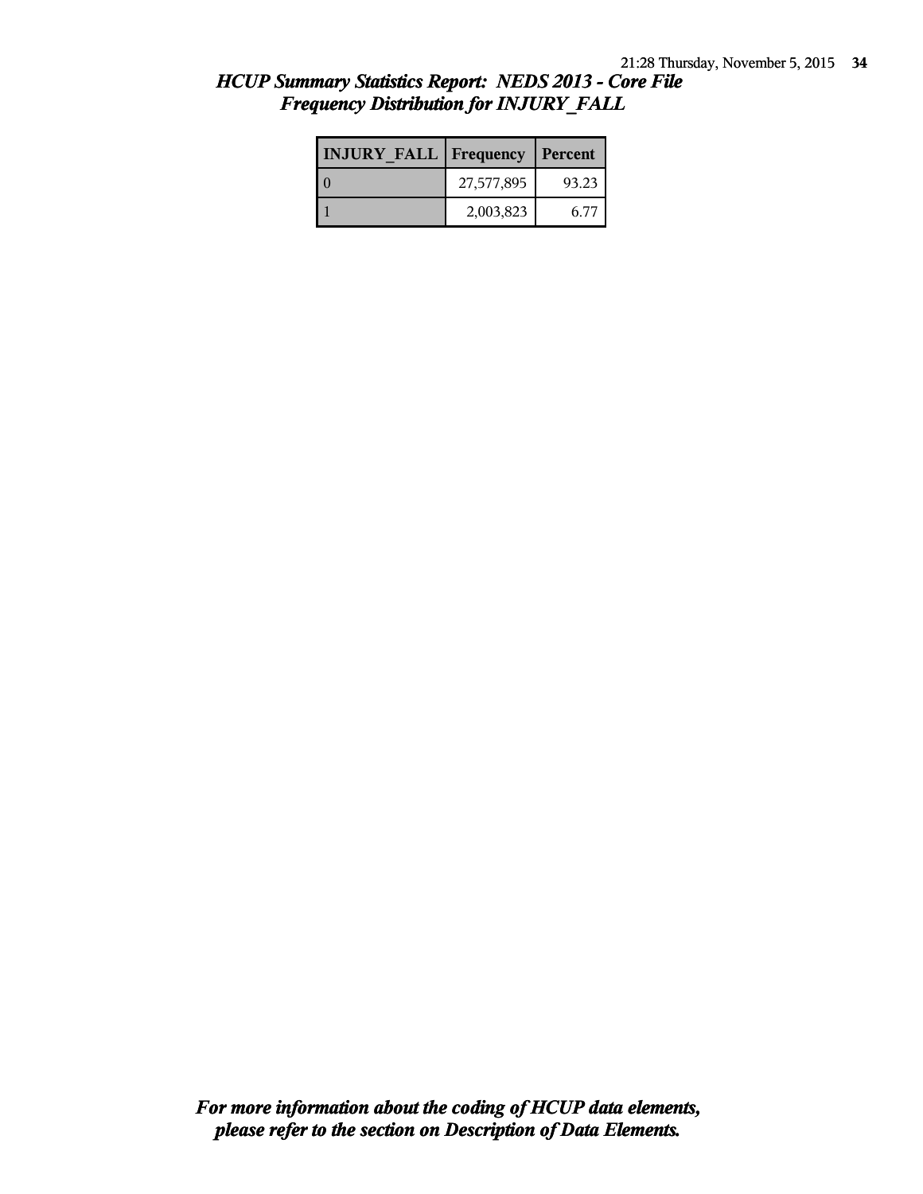## *HCUP Summary Statistics Report: NEDS 2013 - Core File*
## *Frequency Distribution for INJURY_FALL*

| INJURY_FALL | Frequency | Percent |
|---|---|---|
| 0 | 27,577,895 | 93.23 |
| 1 | 2,003,823 | 6.77 |

***For more information about the coding of HCUP data elements, please refer to the section on Description of Data Elements.***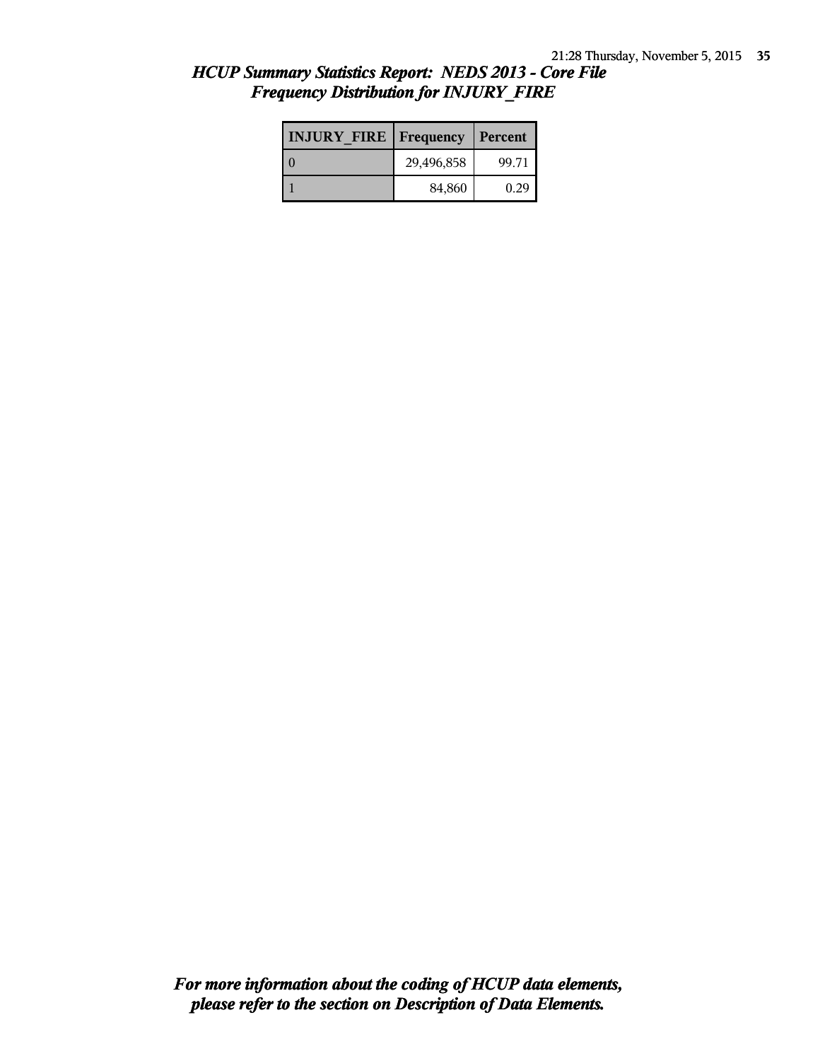*HCUP Summary Statistics Report: NEDS 2013 - Core File*
*Frequency Distribution for INJURY_FIRE*

| INJURY_FIRE | Frequency | Percent |
|---|---|---|
| 0 | 29,496,858 | 99.71 |
| 1 | 84,860 | 0.29 |

***For more information about the coding of HCUP data elements, please refer to the section on Description of Data Elements.***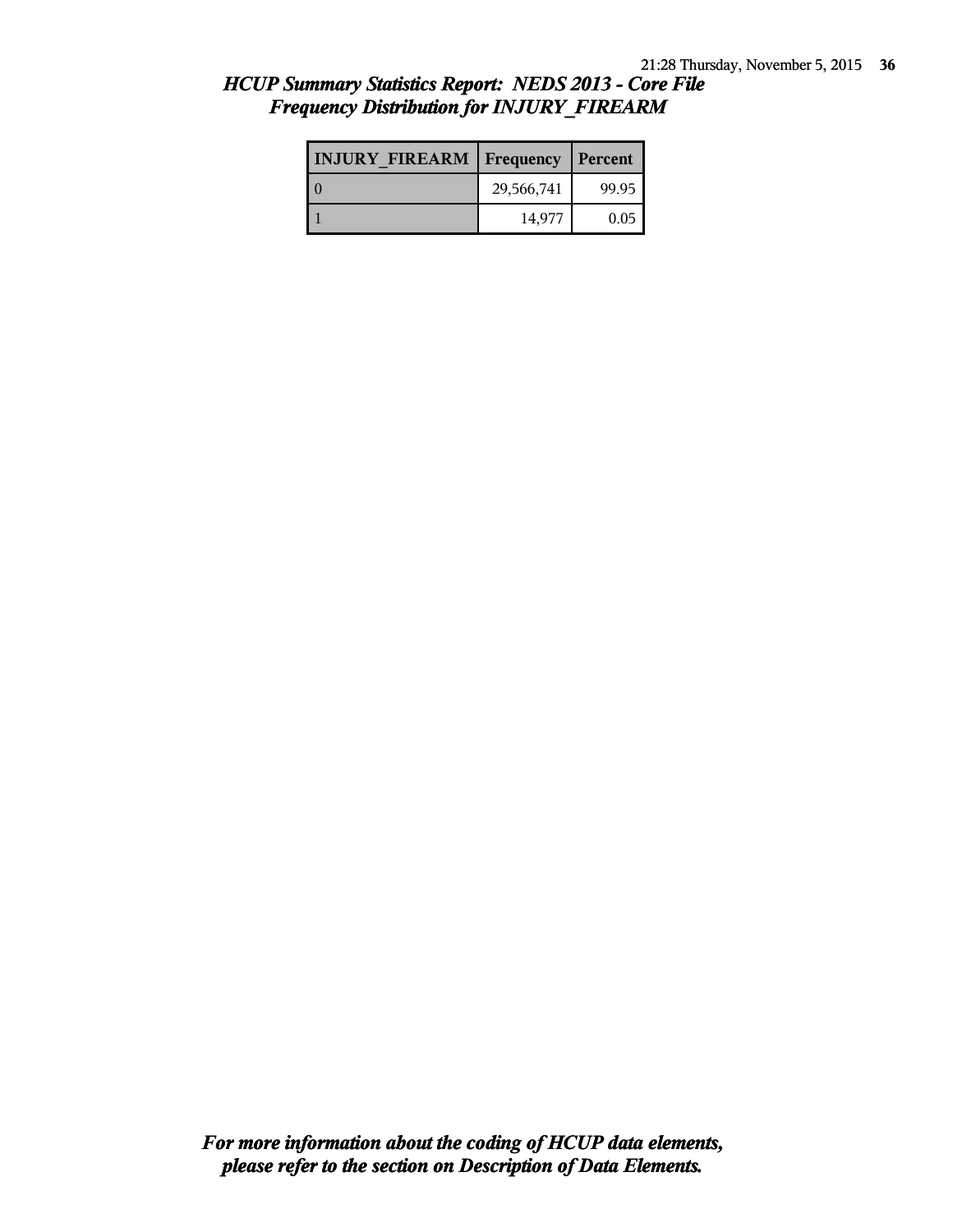# *HCUP Summary Statistics Report: NEDS 2013 - Core File*
## *Frequency Distribution for INJURY_FIREARM*

| INJURY_FIREARM | Frequency | Percent |
|---|---|---|
| 0 | 29,566,741 | 99.95 |
| 1 | 14,977 | 0.05 |

***For more information about the coding of HCUP data elements, please refer to the section on Description of Data Elements.***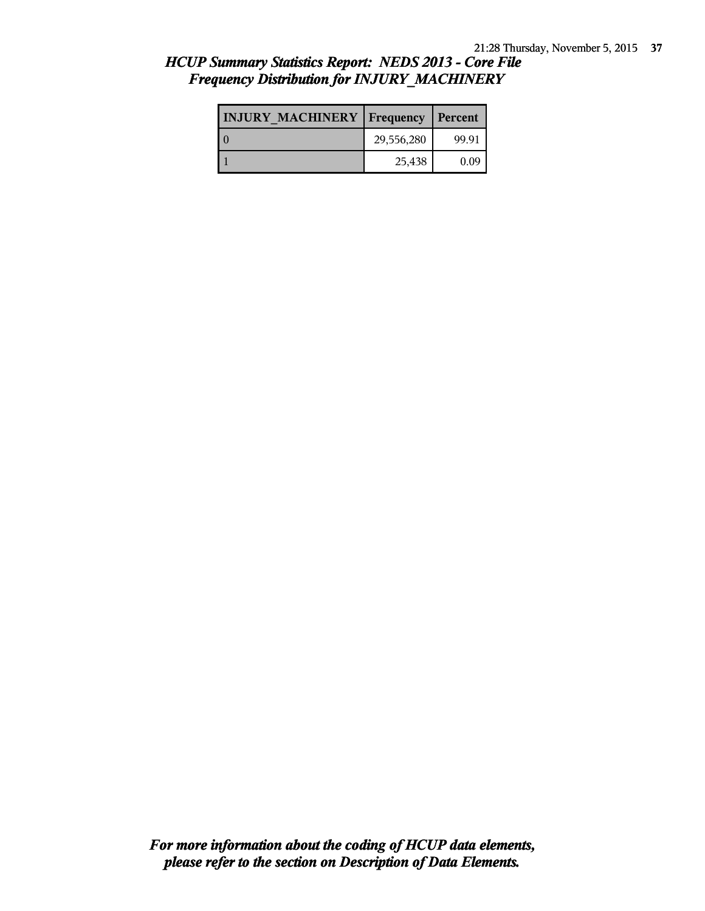## *HCUP Summary Statistics Report: NEDS 2013 - Core File*
## *Frequency Distribution for INJURY_MACHINERY*

| INJURY_MACHINERY | Frequency | Percent |
|---|---|---|
| 0 | 29,556,280 | 99.91 |
| 1 | 25,438 | 0.09 |

***For more information about the coding of HCUP data elements, please refer to the section on Description of Data Elements.***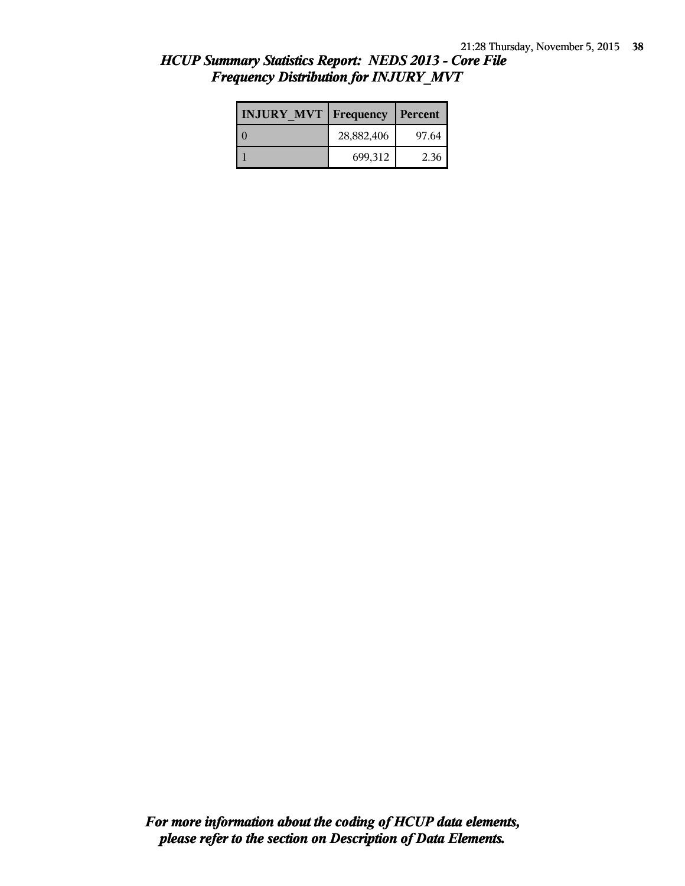*HCUP Summary Statistics Report: NEDS 2013 - Core File*
*Frequency Distribution for INJURY_MVT*

| INJURY_MVT | Frequency | Percent |
|---|---|---|
| 0 | 28,882,406 | 97.64 |
| 1 | 699,312 | 2.36 |

***For more information about the coding of HCUP data elements, please refer to the section on Description of Data Elements.***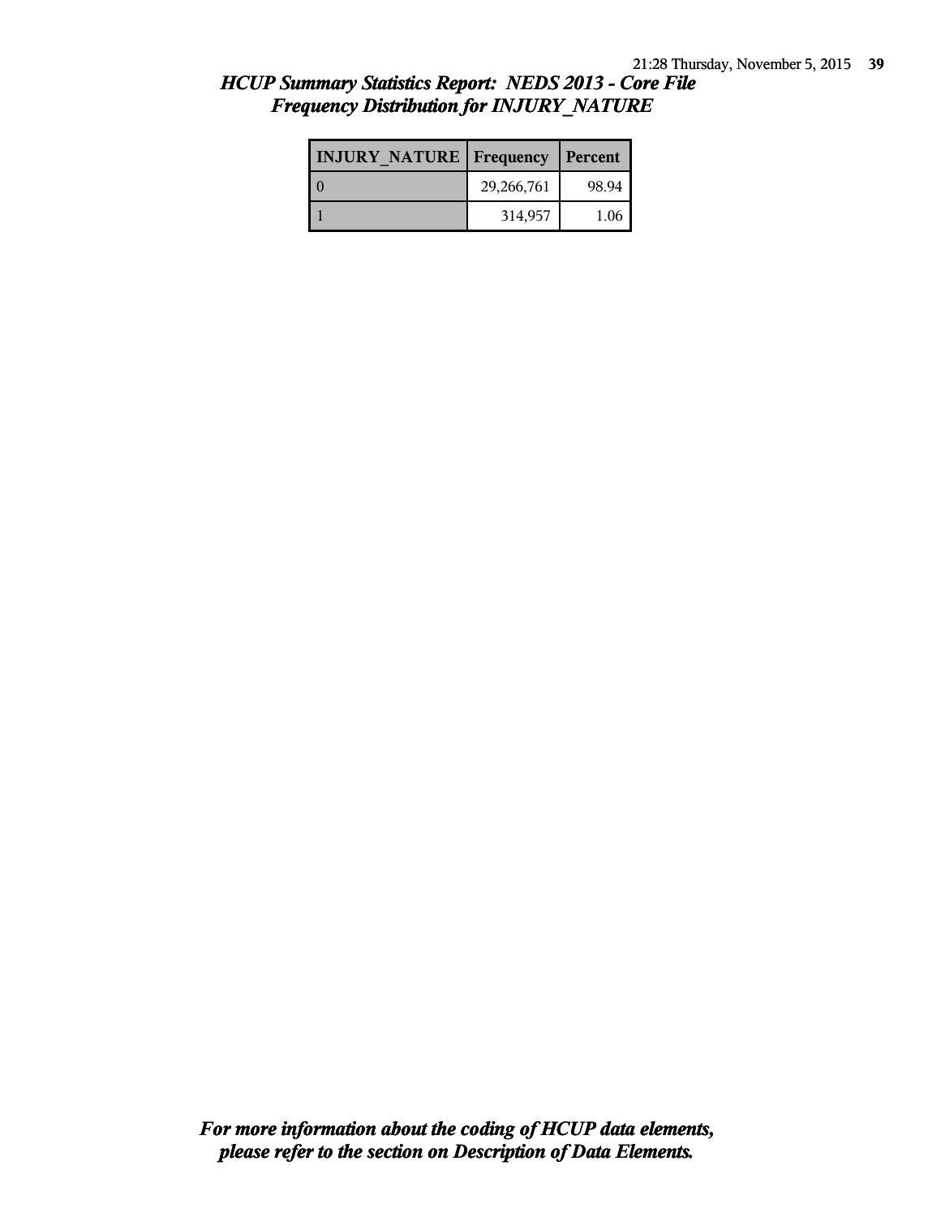## HCUP Summary Statistics Report: NEDS 2013 - Core File
## Frequency Distribution for INJURY_NATURE

| INJURY_NATURE | Frequency | Percent |
|---|---|---|
| 0 | 29,266,761 | 98.94 |
| 1 | 314,957 | 1.06 |

*For more information about the coding of HCUP data elements, please refer to the section on Description of Data Elements.*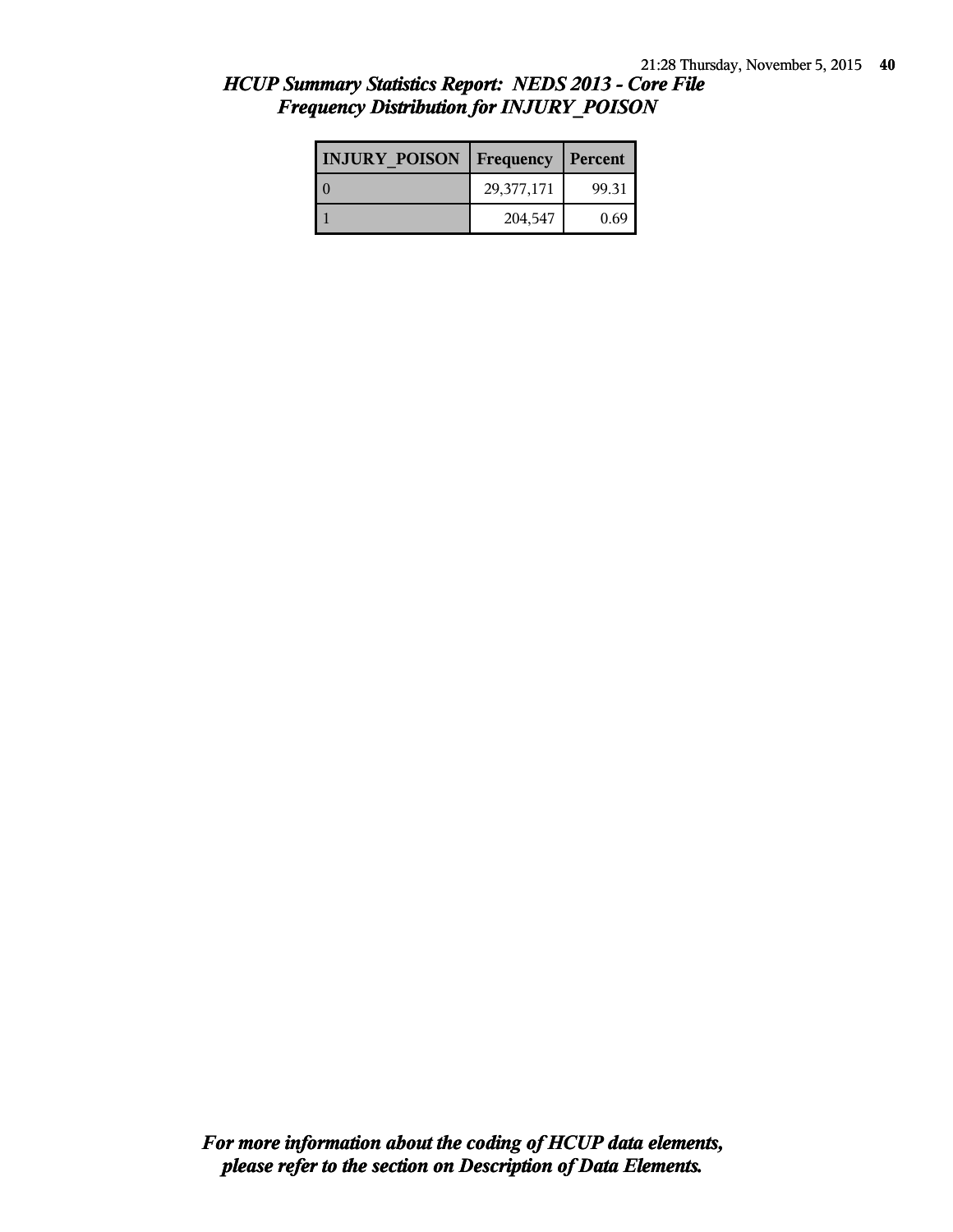## *HCUP Summary Statistics Report: NEDS 2013 - Core File*
## *Frequency Distribution for INJURY_POISON*

| INJURY_POISON | Frequency | Percent |
|---|---|---|
| 0 | 29,377,171 | 99.31 |
| 1 | 204,547 | 0.69 |

***For more information about the coding of HCUP data elements, please refer to the section on Description of Data Elements.***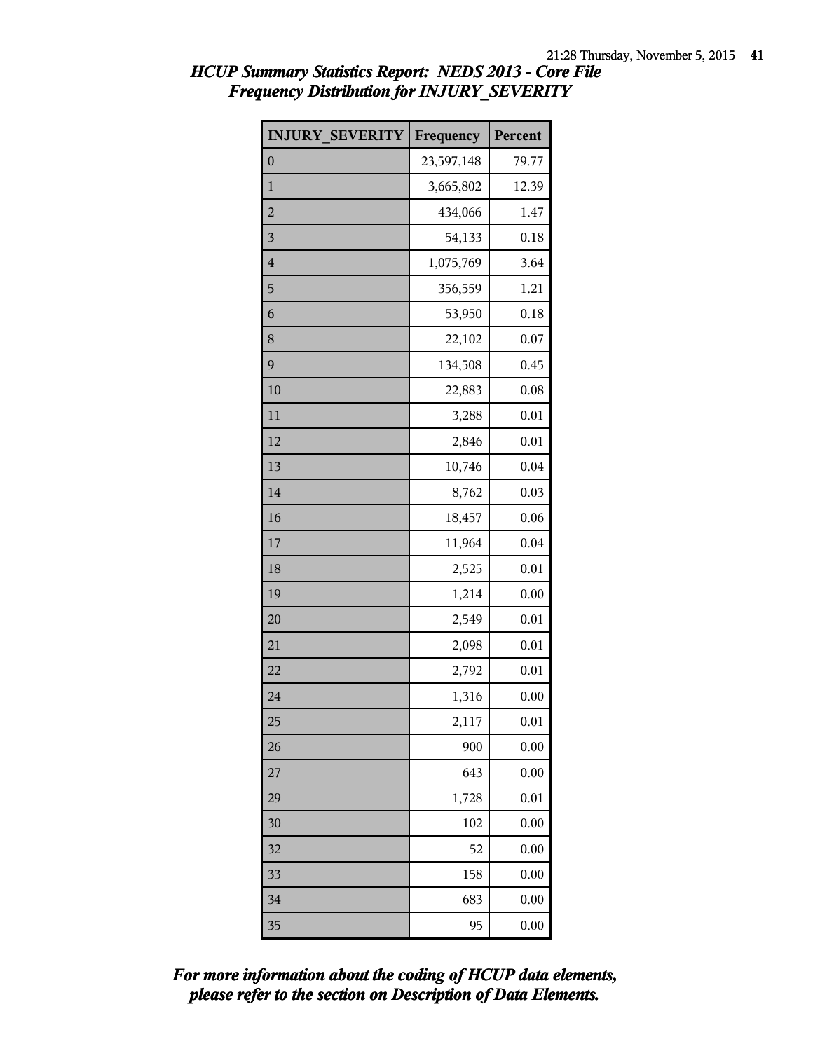*HCUP Summary Statistics Report: NEDS 2013 - Core File*
*Frequency Distribution for INJURY_SEVERITY*

| INJURY_SEVERITY | Frequency | Percent |
|---|---|---|
| 0 | 23,597,148 | 79.77 |
| 1 | 3,665,802 | 12.39 |
| 2 | 434,066 | 1.47 |
| 3 | 54,133 | 0.18 |
| 4 | 1,075,769 | 3.64 |
| 5 | 356,559 | 1.21 |
| 6 | 53,950 | 0.18 |
| 8 | 22,102 | 0.07 |
| 9 | 134,508 | 0.45 |
| 10 | 22,883 | 0.08 |
| 11 | 3,288 | 0.01 |
| 12 | 2,846 | 0.01 |
| 13 | 10,746 | 0.04 |
| 14 | 8,762 | 0.03 |
| 16 | 18,457 | 0.06 |
| 17 | 11,964 | 0.04 |
| 18 | 2,525 | 0.01 |
| 19 | 1,214 | 0.00 |
| 20 | 2,549 | 0.01 |
| 21 | 2,098 | 0.01 |
| 22 | 2,792 | 0.01 |
| 24 | 1,316 | 0.00 |
| 25 | 2,117 | 0.01 |
| 26 | 900 | 0.00 |
| 27 | 643 | 0.00 |
| 29 | 1,728 | 0.01 |
| 30 | 102 | 0.00 |
| 32 | 52 | 0.00 |
| 33 | 158 | 0.00 |
| 34 | 683 | 0.00 |
| 35 | 95 | 0.00 |

***For more information about the coding of HCUP data elements, please refer to the section on Description of Data Elements.***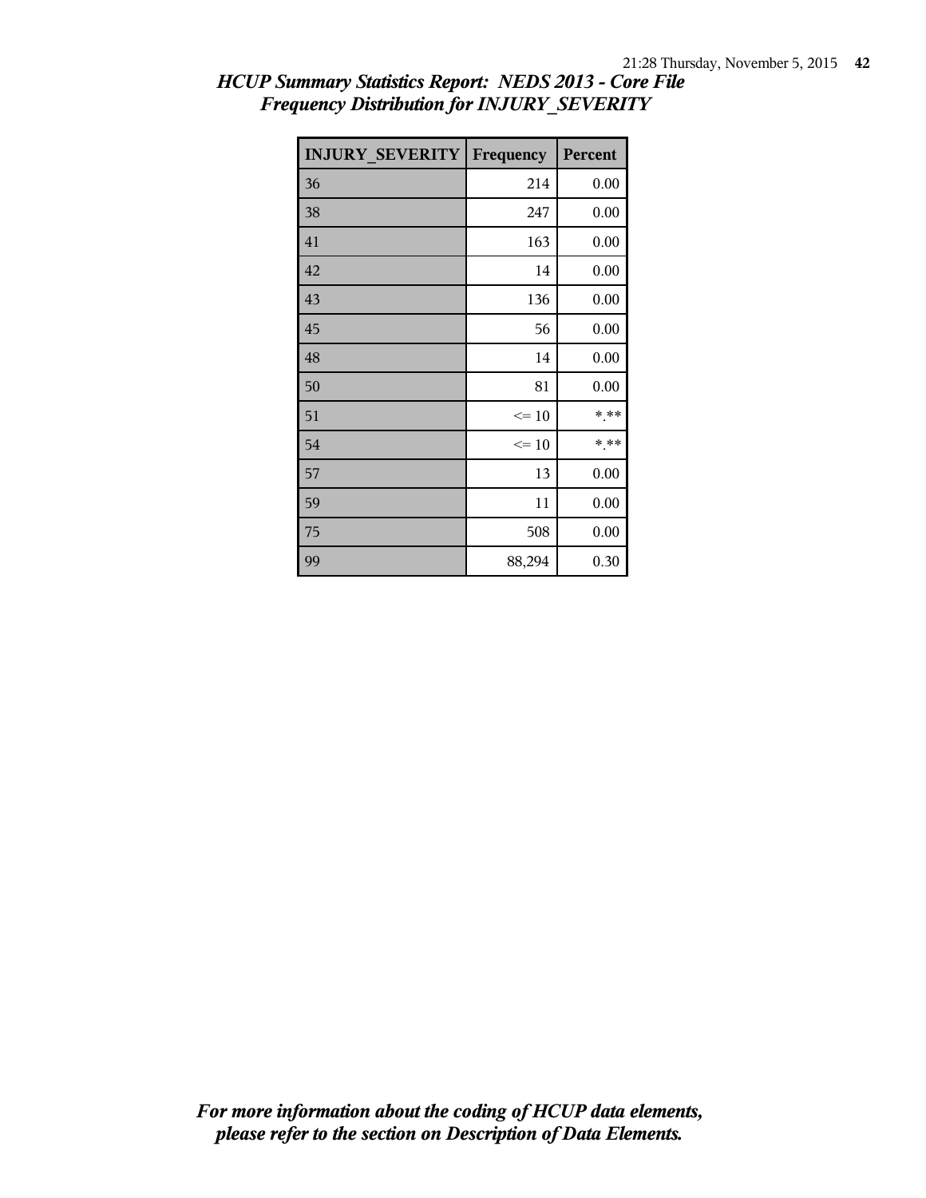*HCUP Summary Statistics Report: NEDS 2013 - Core File*
*Frequency Distribution for INJURY_SEVERITY*

| INJURY_SEVERITY | Frequency | Percent |
|---|---|---|
| 36 | 214 | 0.00 |
| 38 | 247 | 0.00 |
| 41 | 163 | 0.00 |
| 42 | 14 | 0.00 |
| 43 | 136 | 0.00 |
| 45 | 56 | 0.00 |
| 48 | 14 | 0.00 |
| 50 | 81 | 0.00 |
| 51 | <= 10 | *.** |
| 54 | <= 10 | *.** |
| 57 | 13 | 0.00 |
| 59 | 11 | 0.00 |
| 75 | 508 | 0.00 |
| 99 | 88,294 | 0.30 |

*For more information about the coding of HCUP data elements, please refer to the section on Description of Data Elements.*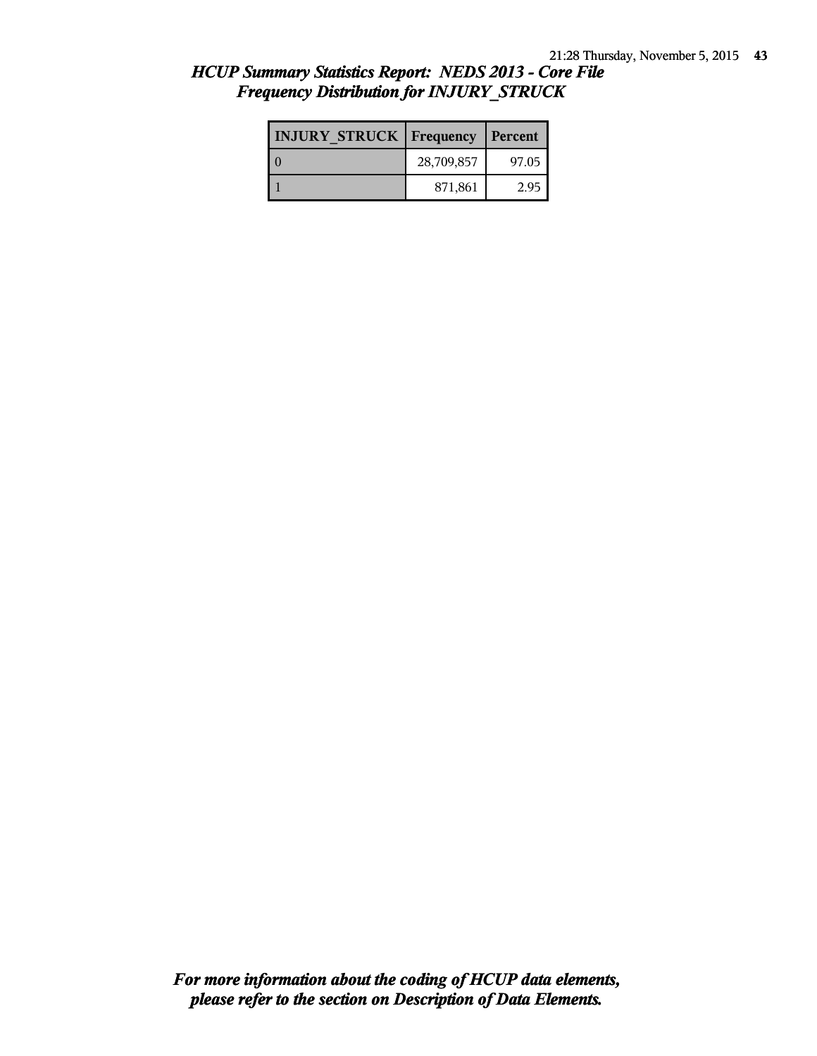## *HCUP Summary Statistics Report: NEDS 2013 - Core File*
## *Frequency Distribution for INJURY_STRUCK*

| INJURY_STRUCK | Frequency | Percent |
|---|---|---|
| 0 | 28,709,857 | 97.05 |
| 1 | 871,861 | 2.95 |

***For more information about the coding of HCUP data elements, please refer to the section on Description of Data Elements.***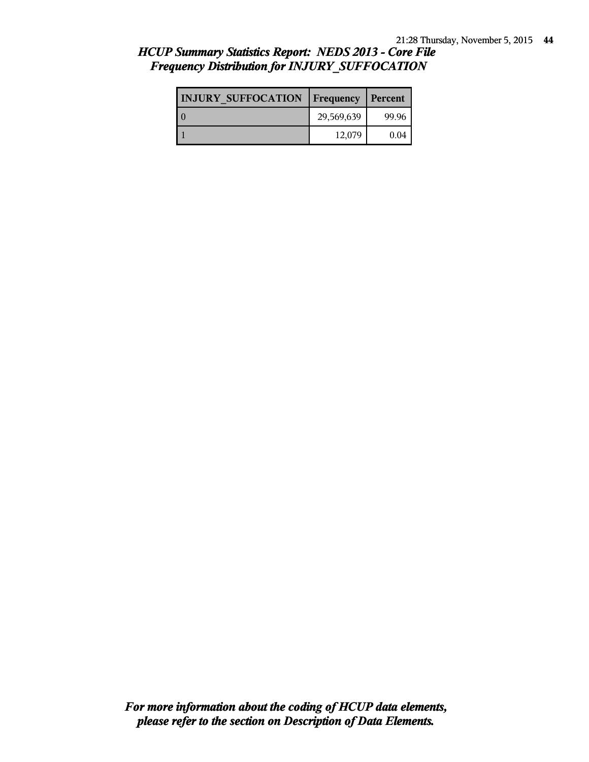## *HCUP Summary Statistics Report: NEDS 2013 - Core File*
## *Frequency Distribution for INJURY_SUFFOCATION*

| INJURY_SUFFOCATION | Frequency | Percent |
|---|---|---|
| 0 | 29,569,639 | 99.96 |
| 1 | 12,079 | 0.04 |

***For more information about the coding of HCUP data elements, please refer to the section on Description of Data Elements.***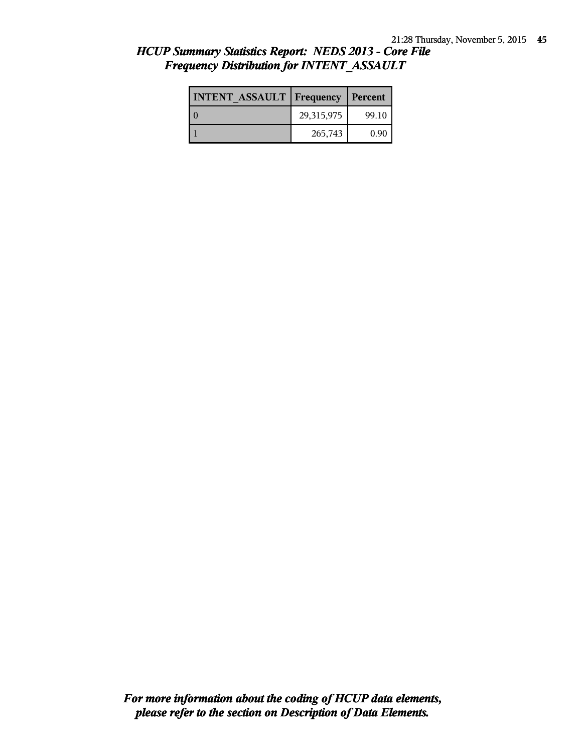*HCUP Summary Statistics Report: NEDS 2013 - Core File*
*Frequency Distribution for INTENT_ASSAULT*

| INTENT_ASSAULT | Frequency | Percent |
| --- | --- | --- |
| 0 | 29,315,975 | 99.10 |
| 1 | 265,743 | 0.90 |

*For more information about the coding of HCUP data elements, please refer to the section on Description of Data Elements.*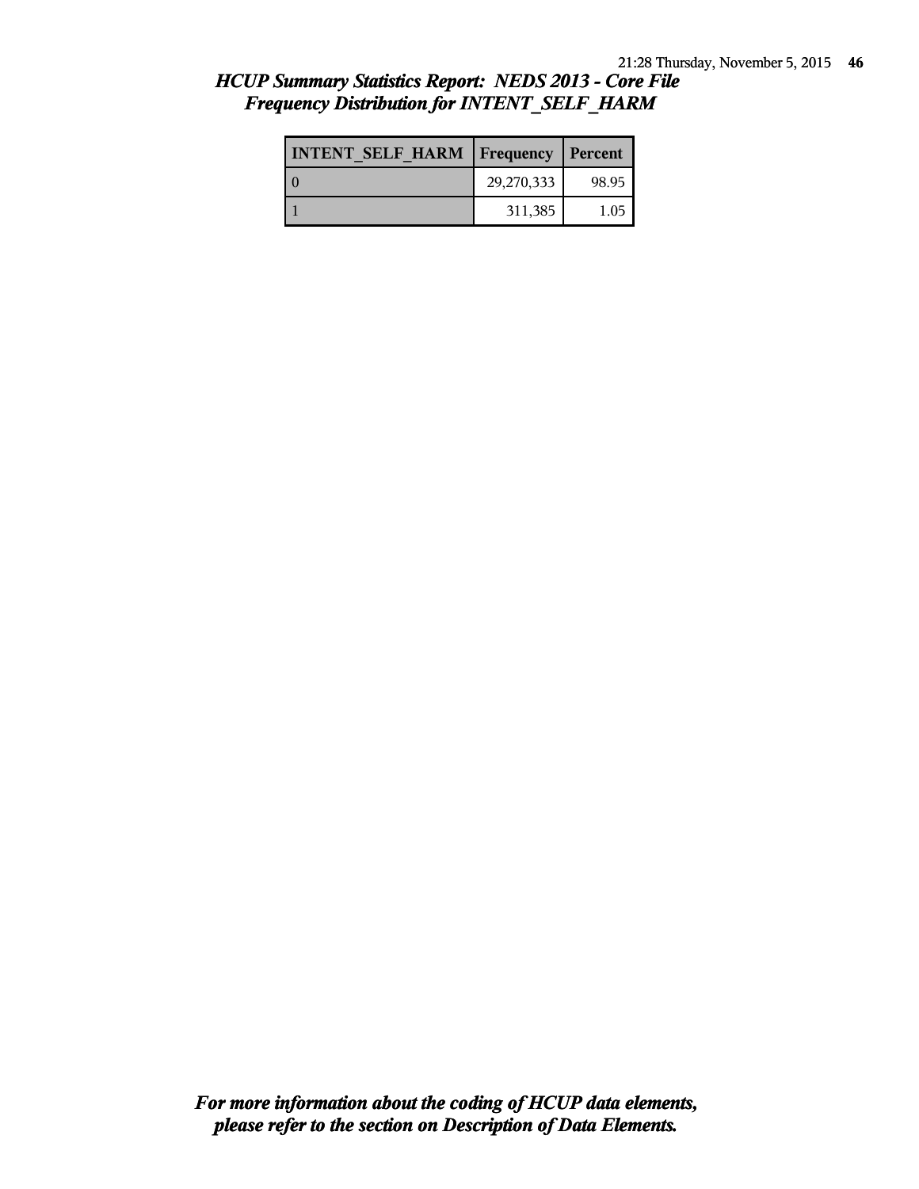*HCUP Summary Statistics Report: NEDS 2013 - Core File*
*Frequency Distribution for INTENT_SELF_HARM*

| INTENT_SELF_HARM | Frequency | Percent |
|---|---|---|
| 0 | 29,270,333 | 98.95 |
| 1 | 311,385 | 1.05 |

*For more information about the coding of HCUP data elements, please refer to the section on Description of Data Elements.*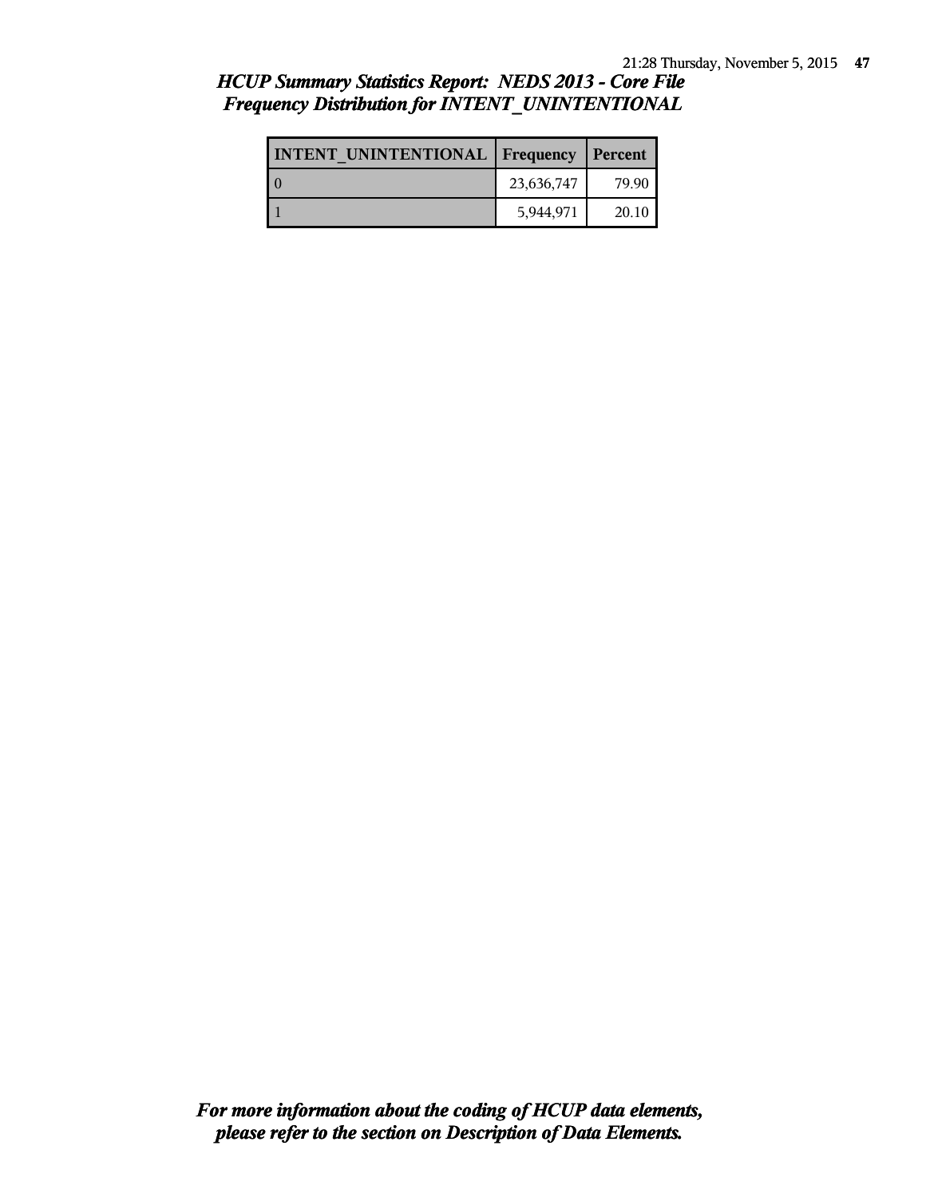## *HCUP Summary Statistics Report: NEDS 2013 - Core File*
## *Frequency Distribution for INTENT_UNINTENTIONAL*

| INTENT_UNINTENTIONAL | Frequency | Percent |
|---|---|---|
| 0 | 23,636,747 | 79.90 |
| 1 | 5,944,971 | 20.10 |

***For more information about the coding of HCUP data elements, please refer to the section on Description of Data Elements.***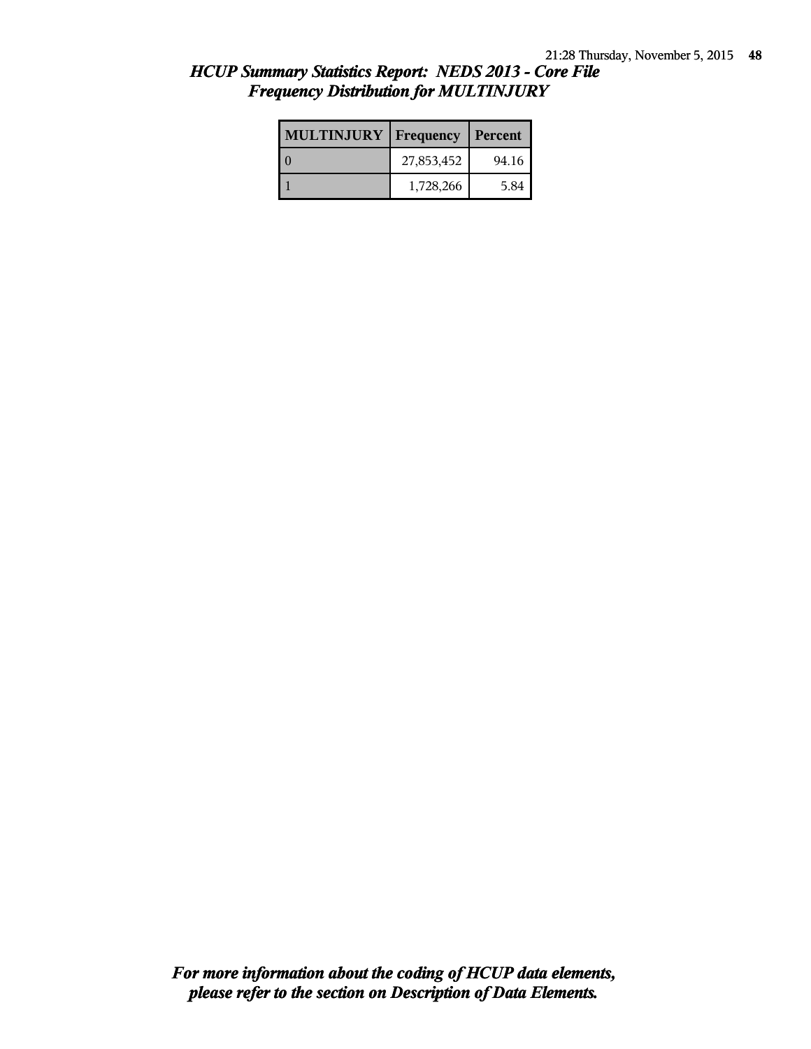## *HCUP Summary Statistics Report: NEDS 2013 - Core File*
## *Frequency Distribution for MULTINJURY*

| MULTINJURY | Frequency | Percent |
|---|---|---|
| 0 | 27,853,452 | 94.16 |
| 1 | 1,728,266 | 5.84 |

***For more information about the coding of HCUP data elements, please refer to the section on Description of Data Elements.***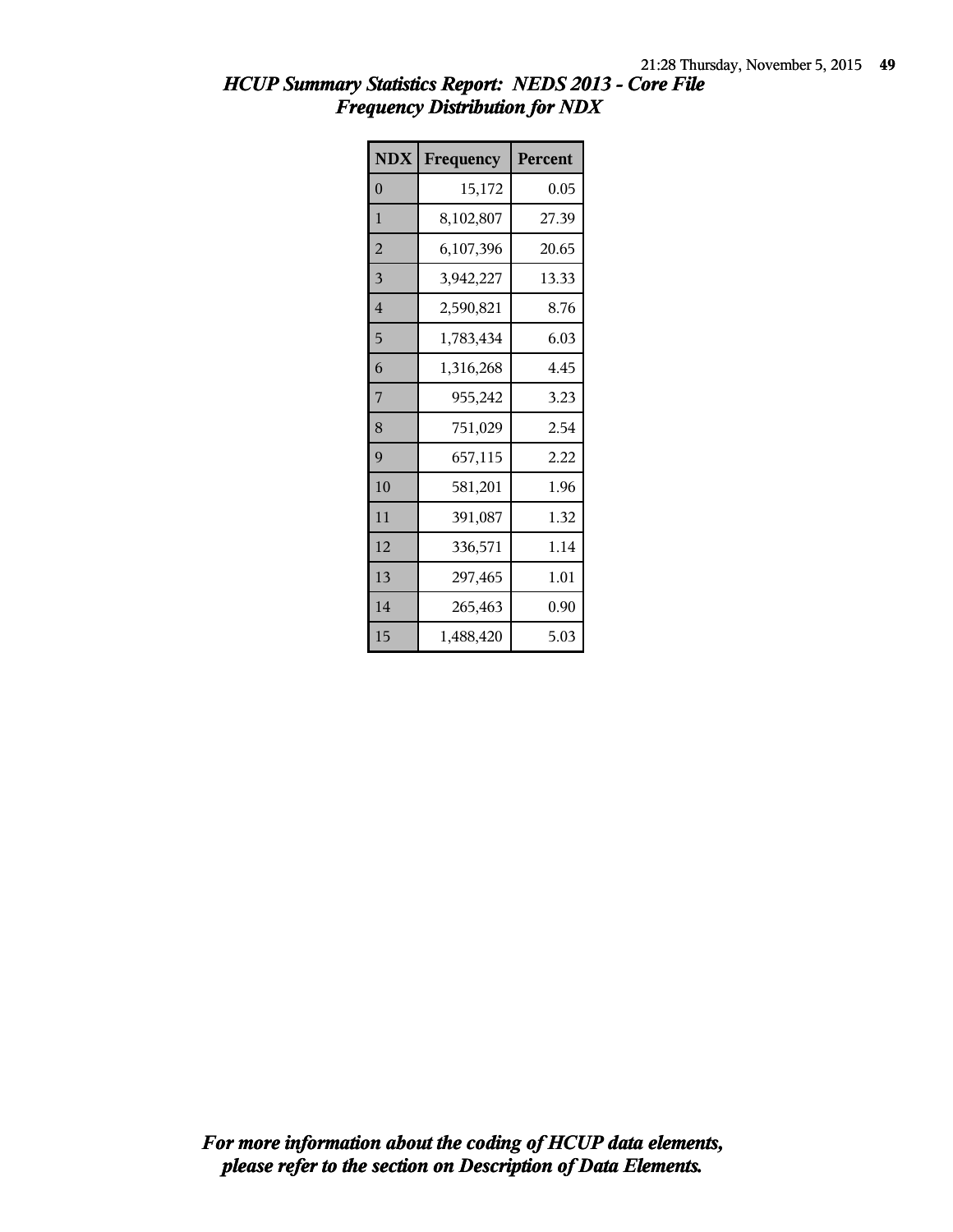# HCUP Summary Statistics Report: NEDS 2013 - Core File
## Frequency Distribution for NDX

| NDX | Frequency | Percent |
|---|---|---|
| 0 | 15,172 | 0.05 |
| 1 | 8,102,807 | 27.39 |
| 2 | 6,107,396 | 20.65 |
| 3 | 3,942,227 | 13.33 |
| 4 | 2,590,821 | 8.76 |
| 5 | 1,783,434 | 6.03 |
| 6 | 1,316,268 | 4.45 |
| 7 | 955,242 | 3.23 |
| 8 | 751,029 | 2.54 |
| 9 | 657,115 | 2.22 |
| 10 | 581,201 | 1.96 |
| 11 | 391,087 | 1.32 |
| 12 | 336,571 | 1.14 |
| 13 | 297,465 | 1.01 |
| 14 | 265,463 | 0.90 |
| 15 | 1,488,420 | 5.03 |

*For more information about the coding of HCUP data elements, please refer to the section on Description of Data Elements.*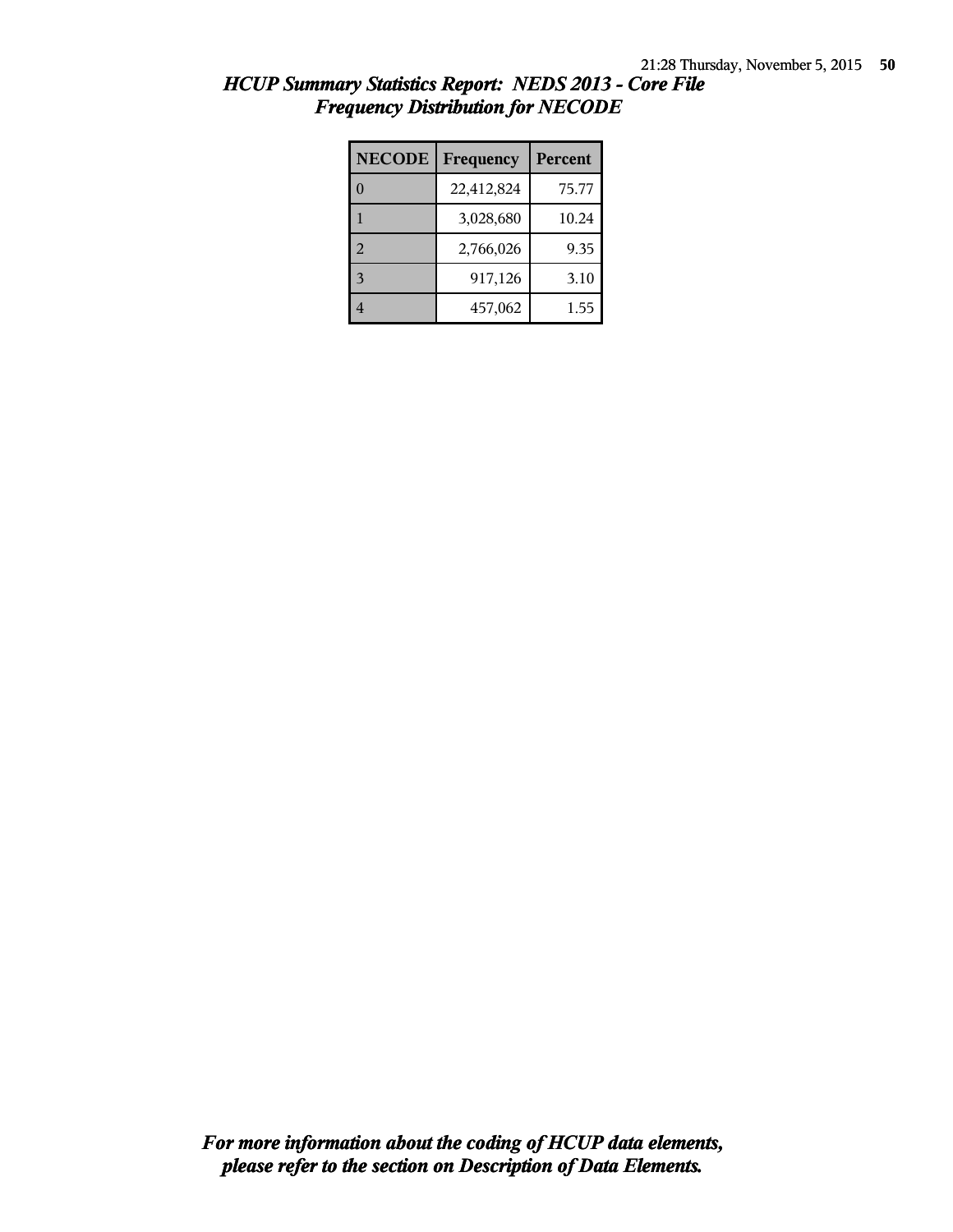## *HCUP Summary Statistics Report: NEDS 2013 - Core File*
## *Frequency Distribution for NECODE*

| NECODE | Frequency | Percent |
|---|---|---|
| 0 | 22,412,824 | 75.77 |
| 1 | 3,028,680 | 10.24 |
| 2 | 2,766,026 | 9.35 |
| 3 | 917,126 | 3.10 |
| 4 | 457,062 | 1.55 |

***For more information about the coding of HCUP data elements, please refer to the section on Description of Data Elements.***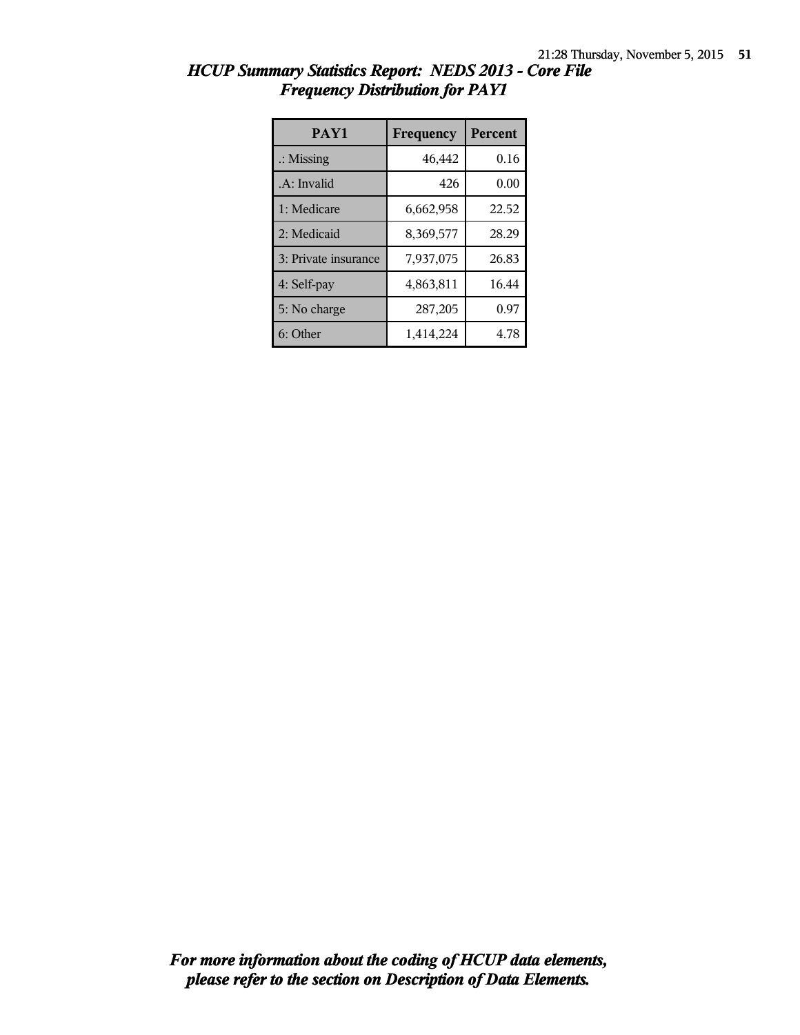# *HCUP Summary Statistics Report: NEDS 2013 - Core File*
## *Frequency Distribution for PAY1*

| PAY1 | Frequency | Percent |
|---|---|---|
| .: Missing | 46,442 | 0.16 |
| .A: Invalid | 426 | 0.00 |
| 1: Medicare | 6,662,958 | 22.52 |
| 2: Medicaid | 8,369,577 | 28.29 |
| 3: Private insurance | 7,937,075 | 26.83 |
| 4: Self-pay | 4,863,811 | 16.44 |
| 5: No charge | 287,205 | 0.97 |
| 6: Other | 1,414,224 | 4.78 |

***For more information about the coding of HCUP data elements, please refer to the section on Description of Data Elements.***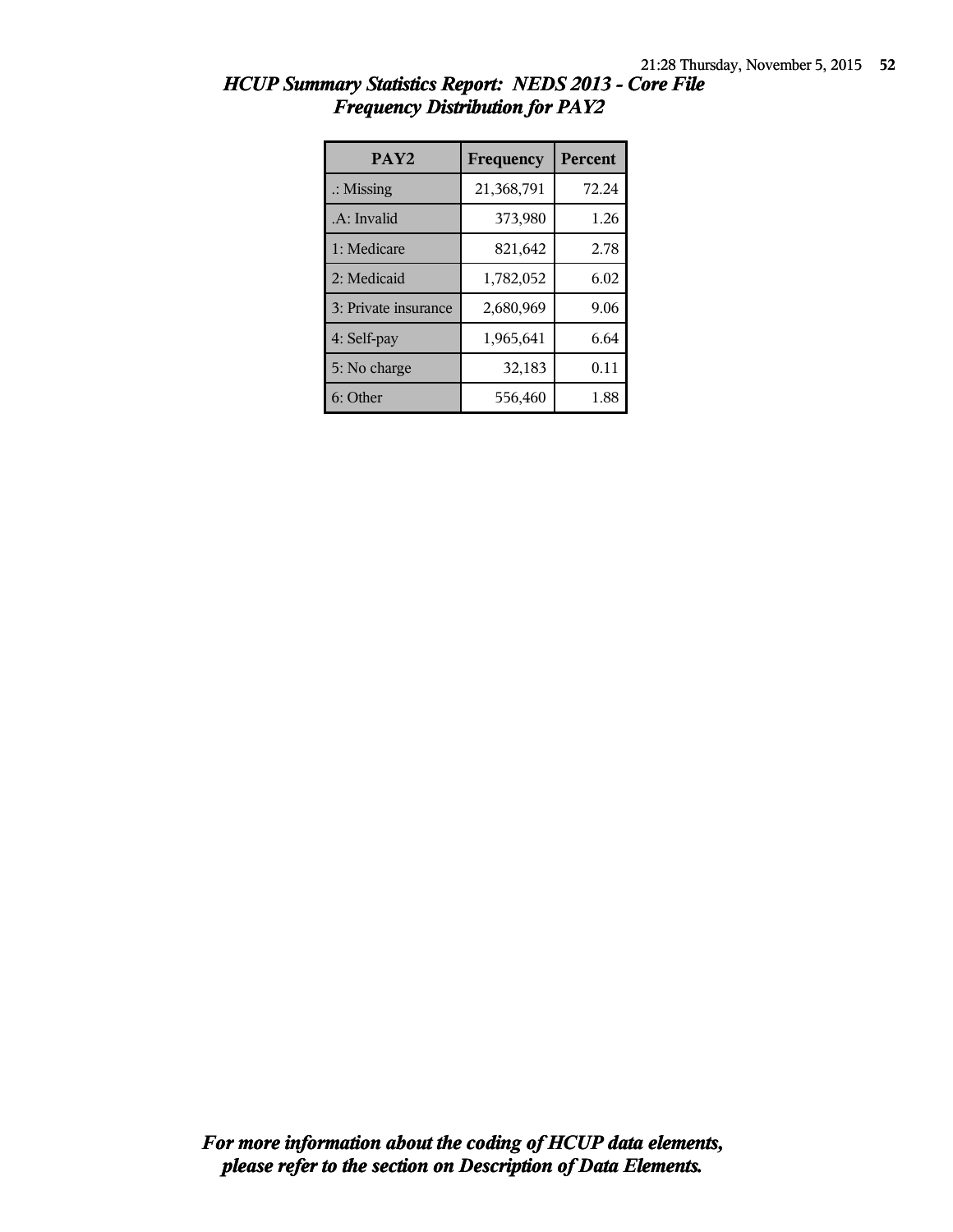# HCUP Summary Statistics Report: NEDS 2013 - Core File
## Frequency Distribution for PAY2

| PAY2 | Frequency | Percent |
|---|---|---|
| .: Missing | 21,368,791 | 72.24 |
| .A: Invalid | 373,980 | 1.26 |
| 1: Medicare | 821,642 | 2.78 |
| 2: Medicaid | 1,782,052 | 6.02 |
| 3: Private insurance | 2,680,969 | 9.06 |
| 4: Self-pay | 1,965,641 | 6.64 |
| 5: No charge | 32,183 | 0.11 |
| 6: Other | 556,460 | 1.88 |

*For more information about the coding of HCUP data elements, please refer to the section on Description of Data Elements.*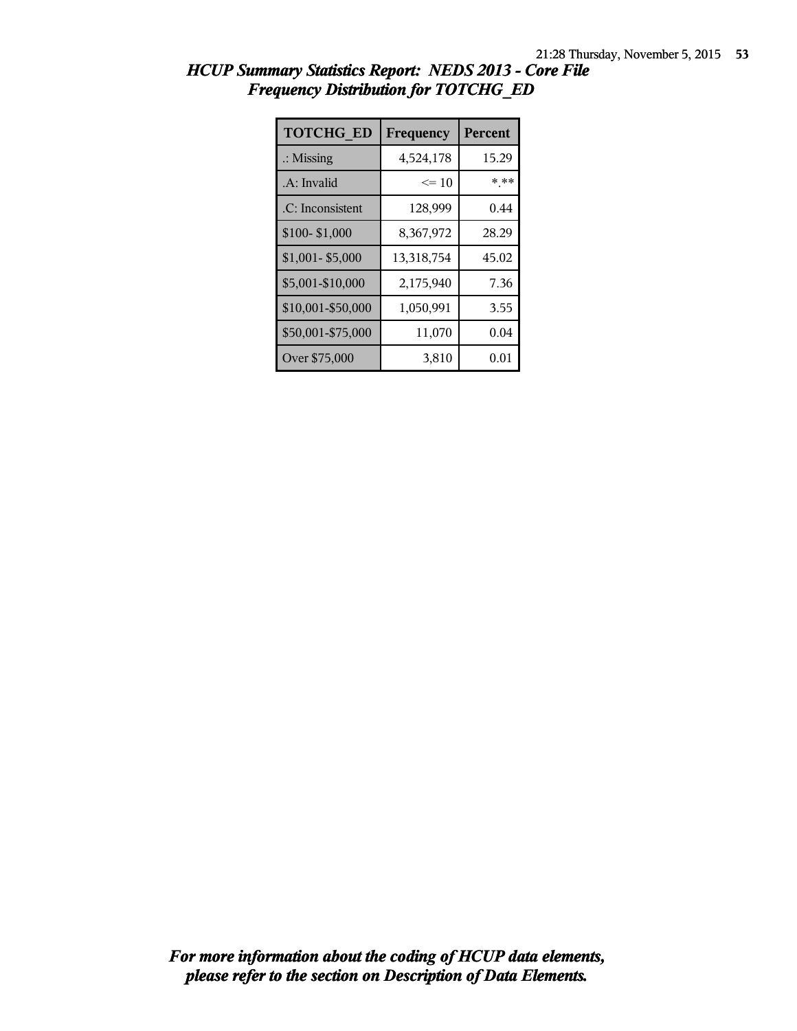# *HCUP Summary Statistics Report: NEDS 2013 - Core File*
## *Frequency Distribution for TOTCHG_ED*

| TOTCHG_ED | Frequency | Percent |
|---|---|---|
| .: Missing | 4,524,178 | 15.29 |
| .A: Invalid | <= 10 | *.** |
| .C: Inconsistent | 128,999 | 0.44 |
| $100- $1,000 | 8,367,972 | 28.29 |
| $1,001- $5,000 | 13,318,754 | 45.02 |
| $5,001-$10,000 | 2,175,940 | 7.36 |
| $10,001-$50,000 | 1,050,991 | 3.55 |
| $50,001-$75,000 | 11,070 | 0.04 |
| Over $75,000 | 3,810 | 0.01 |

***For more information about the coding of HCUP data elements, please refer to the section on Description of Data Elements.***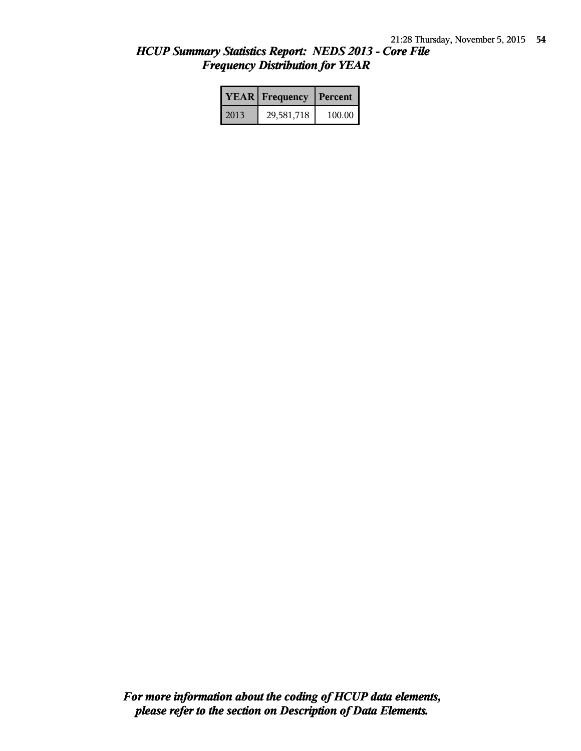# *HCUP Summary Statistics Report: NEDS 2013 - Core File*
## *Frequency Distribution for YEAR*

| YEAR | Frequency | Percent |
| --- | --- | --- |
| 2013 | 29,581,718 | 100.00 |

***For more information about the coding of HCUP data elements, please refer to the section on Description of Data Elements.***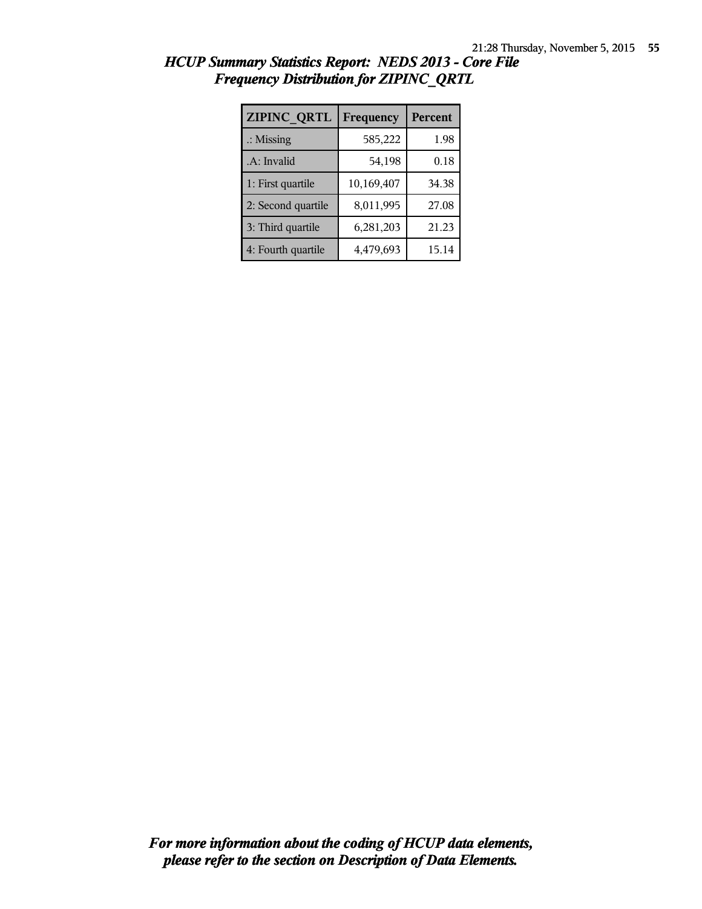## *HCUP Summary Statistics Report: NEDS 2013 - Core File*
## *Frequency Distribution for ZIPINC_QRTL*

| ZIPINC_QRTL | Frequency | Percent |
|---|---|---|
| .: Missing | 585,222 | 1.98 |
| .A: Invalid | 54,198 | 0.18 |
| 1: First quartile | 10,169,407 | 34.38 |
| 2: Second quartile | 8,011,995 | 27.08 |
| 3: Third quartile | 6,281,203 | 21.23 |
| 4: Fourth quartile | 4,479,693 | 15.14 |

***For more information about the coding of HCUP data elements, please refer to the section on Description of Data Elements.***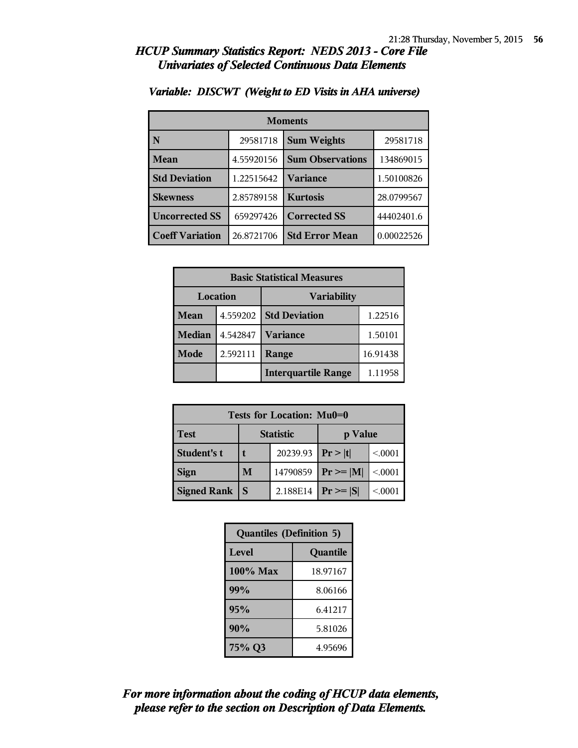# HCUP Summary Statistics Report: NEDS 2013 - Core File

## Univariates of Selected Continuous Data Elements

### Variable: DISCWT (Weight to ED Visits in AHA universe)

| Moments | | | |
|---|---|---|---|
| **N** | 29581718 | **Sum Weights** | 29581718 |
| **Mean** | 4.55920156 | **Sum Observations** | 134869015 |
| **Std Deviation** | 1.22515642 | **Variance** | 1.50100826 |
| **Skewness** | 2.85789158 | **Kurtosis** | 28.0799567 |
| **Uncorrected SS** | 659297426 | **Corrected SS** | 44402401.6 |
| **Coeff Variation** | 26.8721706 | **Std Error Mean** | 0.00022526 |

| Basic Statistical Measures | | | |
|---|---|---|---|
| **Location** | | **Variability** | |
| **Mean** | 4.559202 | **Std Deviation** | 1.22516 |
| **Median** | 4.542847 | **Variance** | 1.50101 |
| **Mode** | 2.592111 | **Range** | 16.91438 |
| | | **Interquartile Range** | 1.11958 |

| Tests for Location: Mu0=0 | | | | |
|---|---|---|---|---|
| **Test** | **Statistic** | | **p Value** | |
| **Student's t** | **t** | 20239.93 | **Pr > \|t\|** | <.0001 |
| **Sign** | **M** | 14790859 | **Pr >= \|M\|** | <.0001 |
| **Signed Rank** | **S** | 2.188E14 | **Pr >= \|S\|** | <.0001 |

| Quantiles (Definition 5) | |
|---|---|
| **Level** | **Quantile** |
| **100% Max** | 18.97167 |
| **99%** | 8.06166 |
| **95%** | 6.41217 |
| **90%** | 5.81026 |
| **75% Q3** | 4.95696 |

***For more information about the coding of HCUP data elements, please refer to the section on Description of Data Elements.***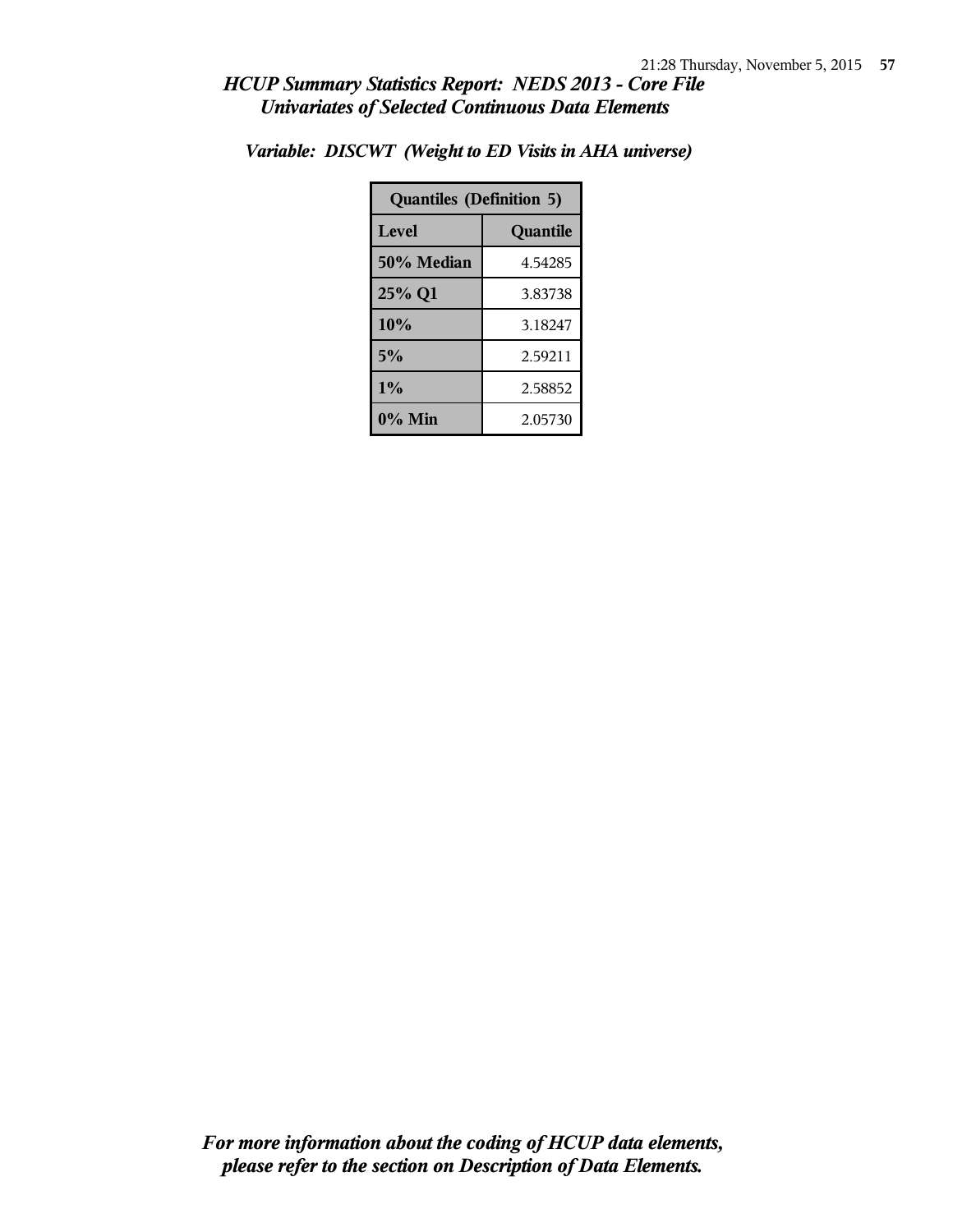## *HCUP Summary Statistics Report: NEDS 2013 - Core File*
## *Univariates of Selected Continuous Data Elements*

### *Variable: DISCWT (Weight to ED Visits in AHA universe)*

| Quantiles (Definition 5) | |
|---|---|
| **Level** | **Quantile** |
| **50% Median** | 4.54285 |
| **25% Q1** | 3.83738 |
| **10%** | 3.18247 |
| **5%** | 2.59211 |
| **1%** | 2.58852 |
| **0% Min** | 2.05730 |

***For more information about the coding of HCUP data elements, please refer to the section on Description of Data Elements.***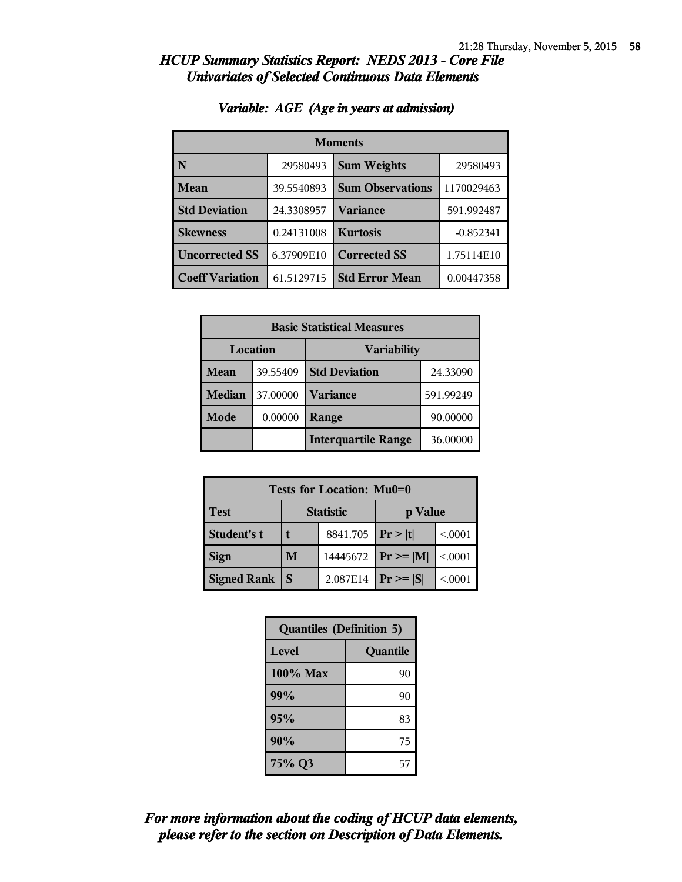# *HCUP Summary Statistics Report: NEDS 2013 - Core File*
## *Univariates of Selected Continuous Data Elements*

### *Variable: AGE (Age in years at admission)*

| Moments | | | |
|---|---|---|---|
| **N** | 29580493 | **Sum Weights** | 29580493 |
| **Mean** | 39.5540893 | **Sum Observations** | 1170029463 |
| **Std Deviation** | 24.3308957 | **Variance** | 591.992487 |
| **Skewness** | 0.24131008 | **Kurtosis** | -0.852341 |
| **Uncorrected SS** | 6.37909E10 | **Corrected SS** | 1.75114E10 |
| **Coeff Variation** | 61.5129715 | **Std Error Mean** | 0.00447358 |

| Basic Statistical Measures | | | |
|---|---|---|---|
| Location | | Variability | |
| **Mean** | 39.55409 | **Std Deviation** | 24.33090 |
| **Median** | 37.00000 | **Variance** | 591.99249 |
| **Mode** | 0.00000 | **Range** | 90.00000 |
| | | **Interquartile Range** | 36.00000 |

| Tests for Location: Mu0=0 | | | | |
|---|---|---|---|---|
| **Test** | **Statistic** | | **p Value** | |
| **Student's t** | **t** | 8841.705 | **Pr > \|t\|** | <.0001 |
| **Sign** | **M** | 14445672 | **Pr >= \|M\|** | <.0001 |
| **Signed Rank** | **S** | 2.087E14 | **Pr >= \|S\|** | <.0001 |

| Quantiles (Definition 5) | |
|---|---|
| **Level** | **Quantile** |
| **100% Max** | 90 |
| **99%** | 90 |
| **95%** | 83 |
| **90%** | 75 |
| **75% Q3** | 57 |

***For more information about the coding of HCUP data elements, please refer to the section on Description of Data Elements.***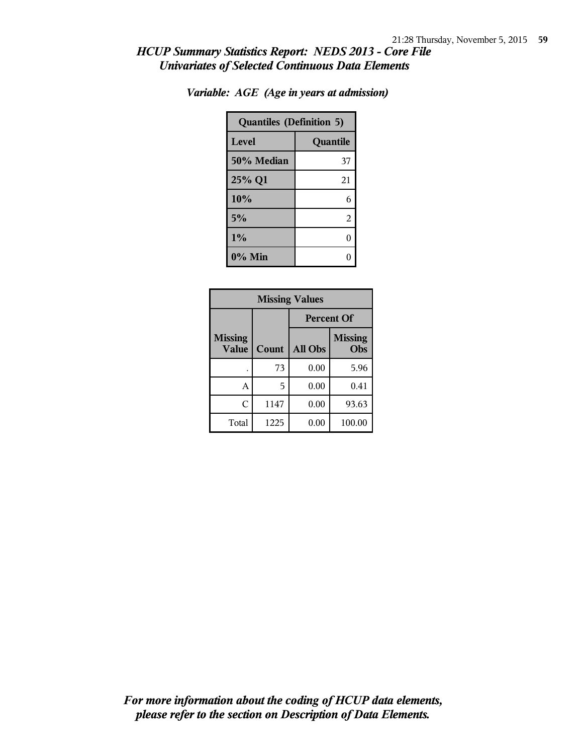# *HCUP Summary Statistics Report: NEDS 2013 - Core File*
## *Univariates of Selected Continuous Data Elements*

### *Variable: AGE (Age in years at admission)*

| Quantiles (Definition 5) | |
|---|---|
| **Level** | **Quantile** |
| **50% Median** | 37 |
| **25% Q1** | 21 |
| **10%** | 6 |
| **5%** | 2 |
| **1%** | 0 |
| **0% Min** | 0 |

| Missing Values | | | |
|---|---|---|---|
| | | Percent Of | |
| **Missing Value** | **Count** | **All Obs** | **Missing Obs** |
| . | 73 | 0.00 | 5.96 |
| A | 5 | 0.00 | 0.41 |
| C | 1147 | 0.00 | 93.63 |
| Total | 1225 | 0.00 | 100.00 |

*For more information about the coding of HCUP data elements, please refer to the section on Description of Data Elements.*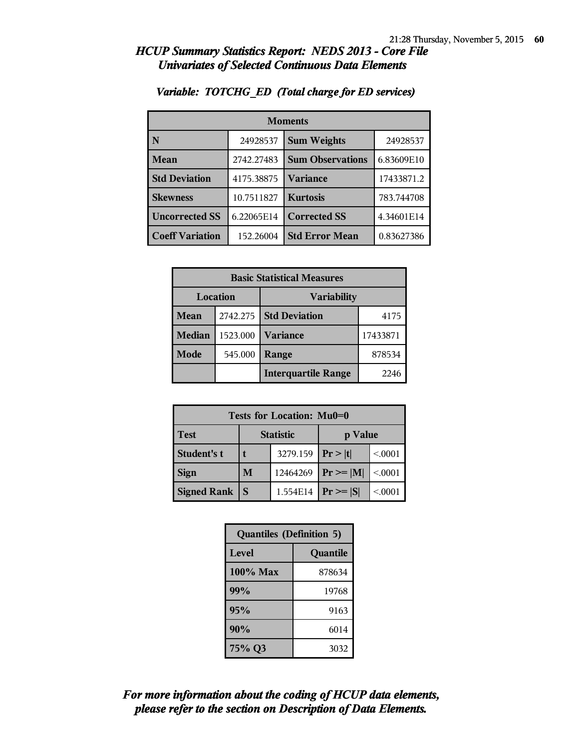# HCUP Summary Statistics Report: NEDS 2013 - Core File
## Univariates of Selected Continuous Data Elements

### Variable: TOTCHG_ED (Total charge for ED services)

| Moments | | | |
|---|---|---|---|
| N | 24928537 | Sum Weights | 24928537 |
| Mean | 2742.27483 | Sum Observations | 6.83609E10 |
| Std Deviation | 4175.38875 | Variance | 17433871.2 |
| Skewness | 10.7511827 | Kurtosis | 783.744708 |
| Uncorrected SS | 6.22065E14 | Corrected SS | 4.34601E14 |
| Coeff Variation | 152.26004 | Std Error Mean | 0.83627386 |

| Basic Statistical Measures | | | |
|---|---|---|---|
| Location | | Variability | |
| Mean | 2742.275 | Std Deviation | 4175 |
| Median | 1523.000 | Variance | 17433871 |
| Mode | 545.000 | Range | 878534 |
| | | Interquartile Range | 2246 |

| Tests for Location: Mu0=0 | | | | |
|---|---|---|---|---|
| Test | Statistic | | p Value | |
| Student's t | t | 3279.159 | Pr > \|t\| | <.0001 |
| Sign | M | 12464269 | Pr >= \|M\| | <.0001 |
| Signed Rank | S | 1.554E14 | Pr >= \|S\| | <.0001 |

| Quantiles (Definition 5) | |
|---|---|
| Level | Quantile |
| 100% Max | 878634 |
| 99% | 19768 |
| 95% | 9163 |
| 90% | 6014 |
| 75% Q3 | 3032 |

*For more information about the coding of HCUP data elements, please refer to the section on Description of Data Elements.*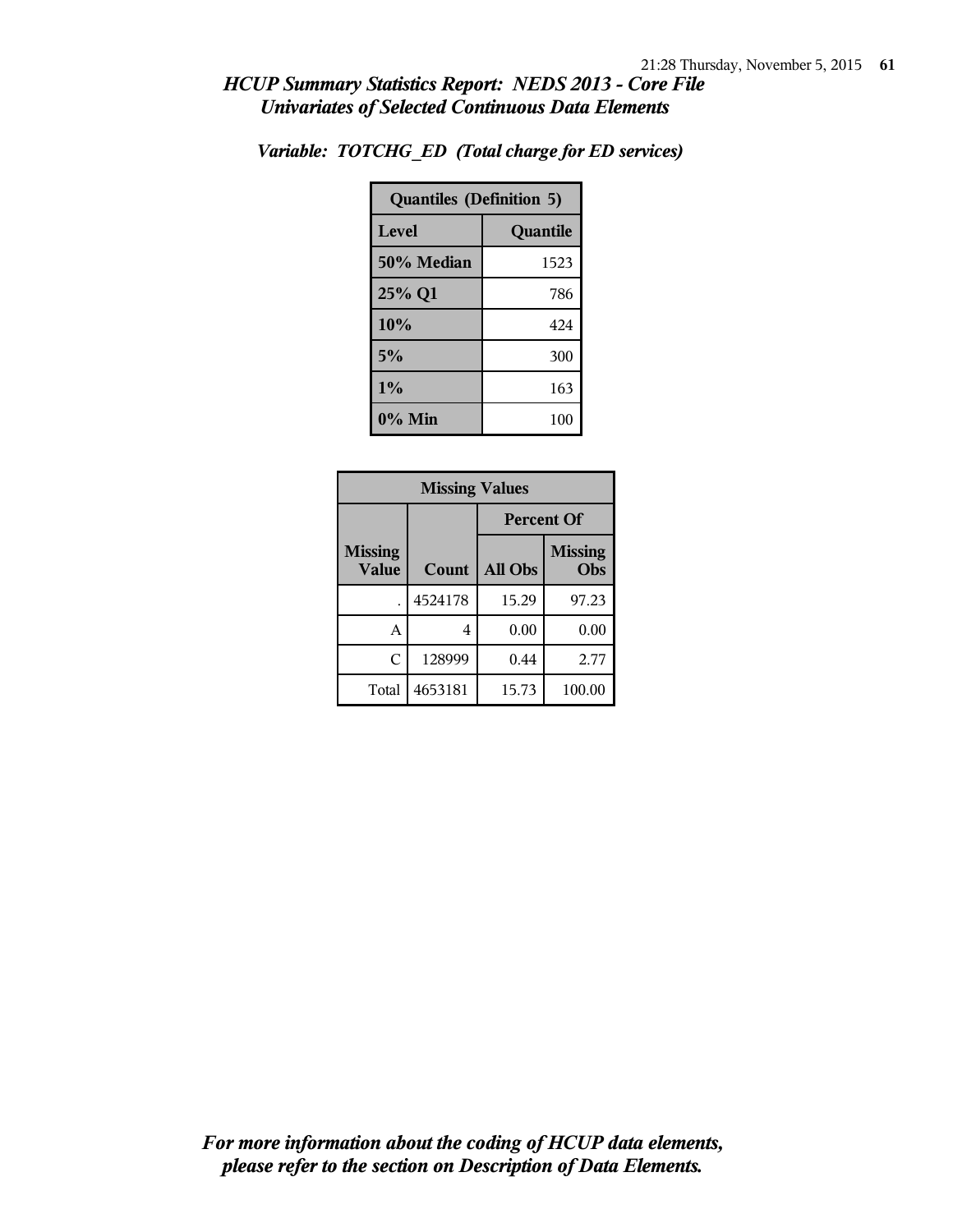## *HCUP Summary Statistics Report: NEDS 2013 - Core File*
## *Univariates of Selected Continuous Data Elements*

### *Variable: TOTCHG_ED (Total charge for ED services)*

| Quantiles (Definition 5) | |
|---|---|
| **Level** | **Quantile** |
| **50% Median** | 1523 |
| **25% Q1** | 786 |
| **10%** | 424 |
| **5%** | 300 |
| **1%** | 163 |
| **0% Min** | 100 |

| Missing Values | | | |
|---|---|---|---|
| | | Percent Of | |
| **Missing Value** | **Count** | **All Obs** | **Missing Obs** |
| . | 4524178 | 15.29 | 97.23 |
| A | 4 | 0.00 | 0.00 |
| C | 128999 | 0.44 | 2.77 |
| Total | 4653181 | 15.73 | 100.00 |

***For more information about the coding of HCUP data elements, please refer to the section on Description of Data Elements.***